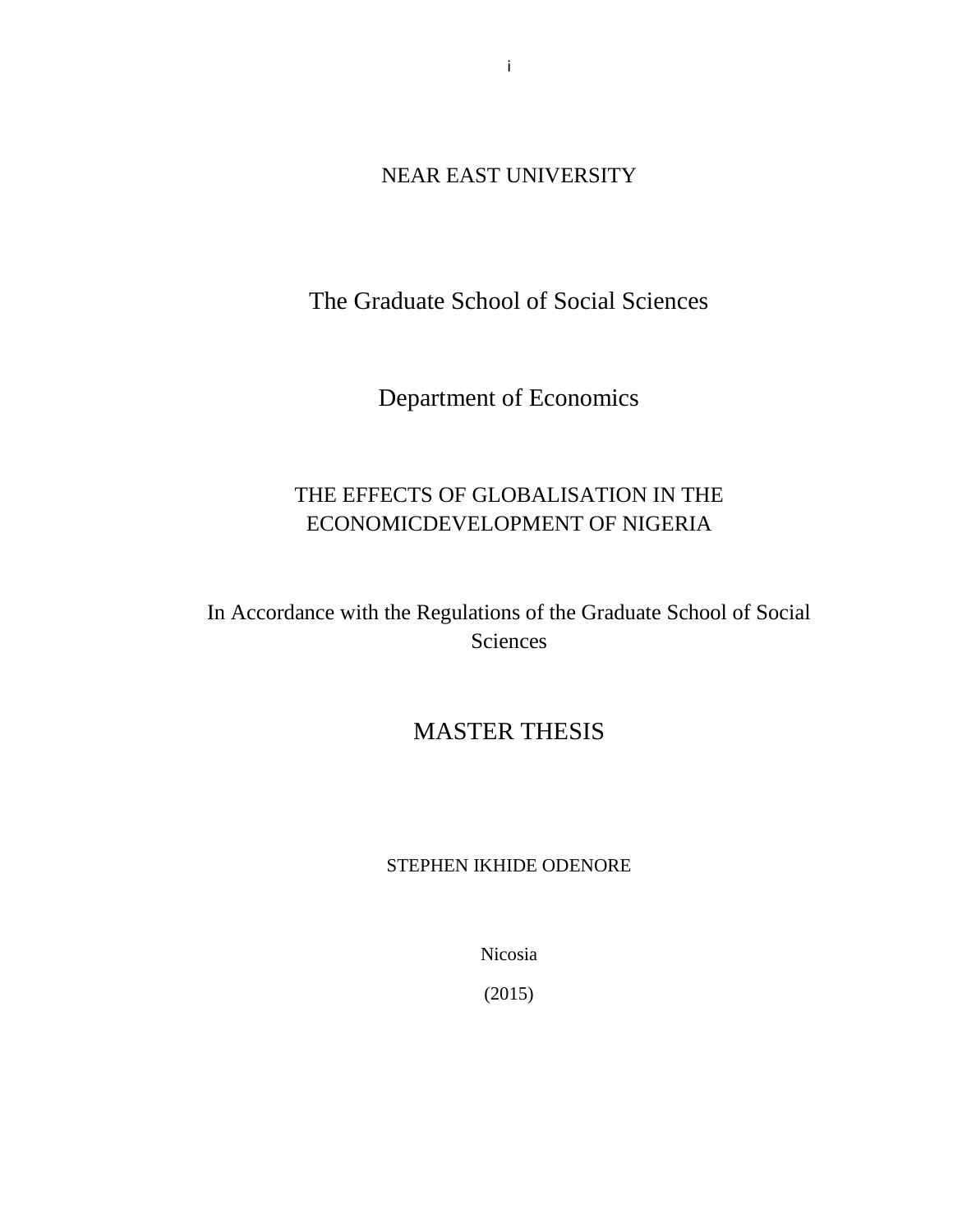NEAR EAST UNIVERSITY

The Graduate School of Social Sciences

Department of Economics

# THE EFFECTS OF GLOBALISATION IN THE ECONOMICDEVELOPMENT OF NIGERIA

In Accordance with the Regulations of the Graduate School of Social Sciences

MASTER THESIS

STEPHEN IKHIDE ODENORE

Nicosia

(2015)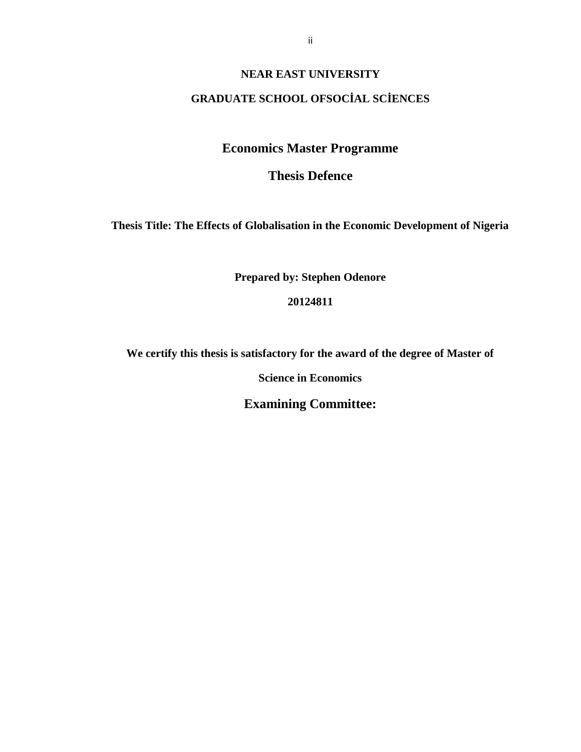**NEAR EAST UNIVERSITY**

**GRADUATE SCHOOL OFSOCİAL SCİENCES**

## Economics Master Programme

## Thesis Defence

**Thesis Title: The Effects of Globalisation in the Economic Development of Nigeria**

**Prepared by: Stephen Odenore**

**20124811**

**We certify this thesis is satisfactory for the award of the degree of Master of Science in Economics**

## Examining Committee: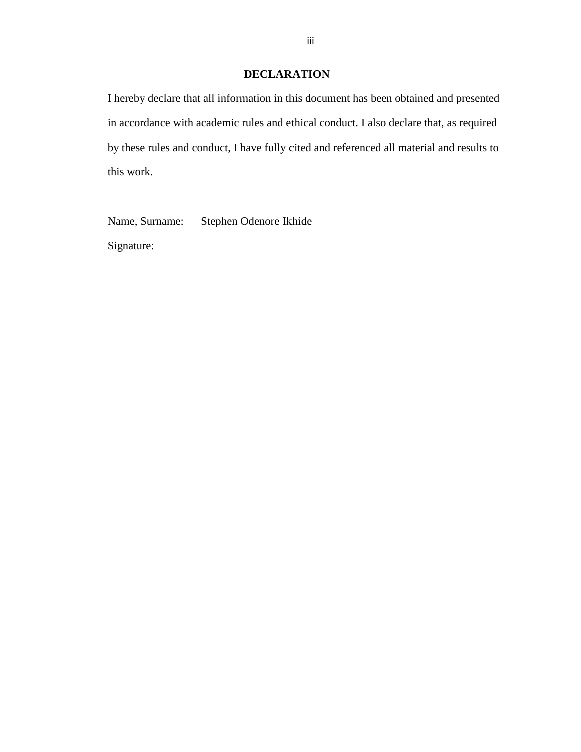# DECLARATION

I hereby declare that all information in this document has been obtained and presented in accordance with academic rules and ethical conduct. I also declare that, as required by these rules and conduct, I have fully cited and referenced all material and results to this work.

Name, Surname: Stephen Odenore Ikhide

Signature: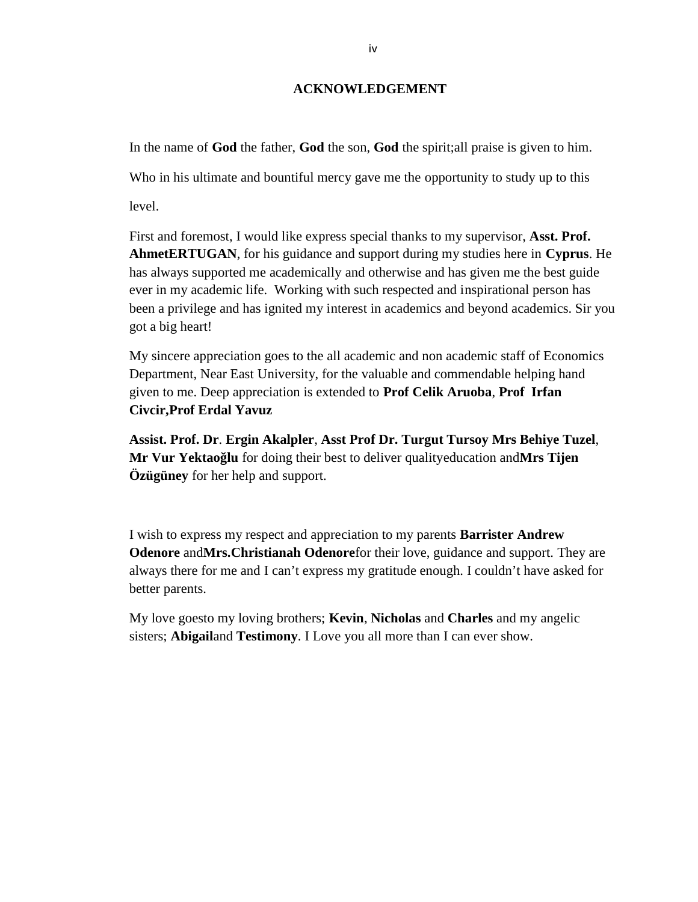# ACKNOWLEDGEMENT

In the name of **God** the father, **God** the son, **God** the spirit;all praise is given to him.

Who in his ultimate and bountiful mercy gave me the opportunity to study up to this level.

First and foremost, I would like express special thanks to my supervisor, **Asst. Prof. AhmetERTUGAN**, for his guidance and support during my studies here in **Cyprus**. He has always supported me academically and otherwise and has given me the best guide ever in my academic life. Working with such respected and inspirational person has been a privilege and has ignited my interest in academics and beyond academics. Sir you got a big heart!

My sincere appreciation goes to the all academic and non academic staff of Economics Department, Near East University, for the valuable and commendable helping hand given to me. Deep appreciation is extended to **Prof Celik Aruoba**, **Prof Irfan Civcir,Prof Erdal Yavuz**

**Assist. Prof. Dr**. **Ergin Akalpler**, **Asst Prof Dr. Turgut Tursoy Mrs Behiye Tuzel**, **Mr Vur Yektaoğlu** for doing their best to deliver qualityeducation and**Mrs Tijen Özügüney** for her help and support.

I wish to express my respect and appreciation to my parents **Barrister Andrew Odenore** and**Mrs.Christianah Odenore**for their love, guidance and support. They are always there for me and I can't express my gratitude enough. I couldn't have asked for better parents.

My love goesto my loving brothers; **Kevin**, **Nicholas** and **Charles** and my angelic sisters; **Abigail**and **Testimony**. I Love you all more than I can ever show.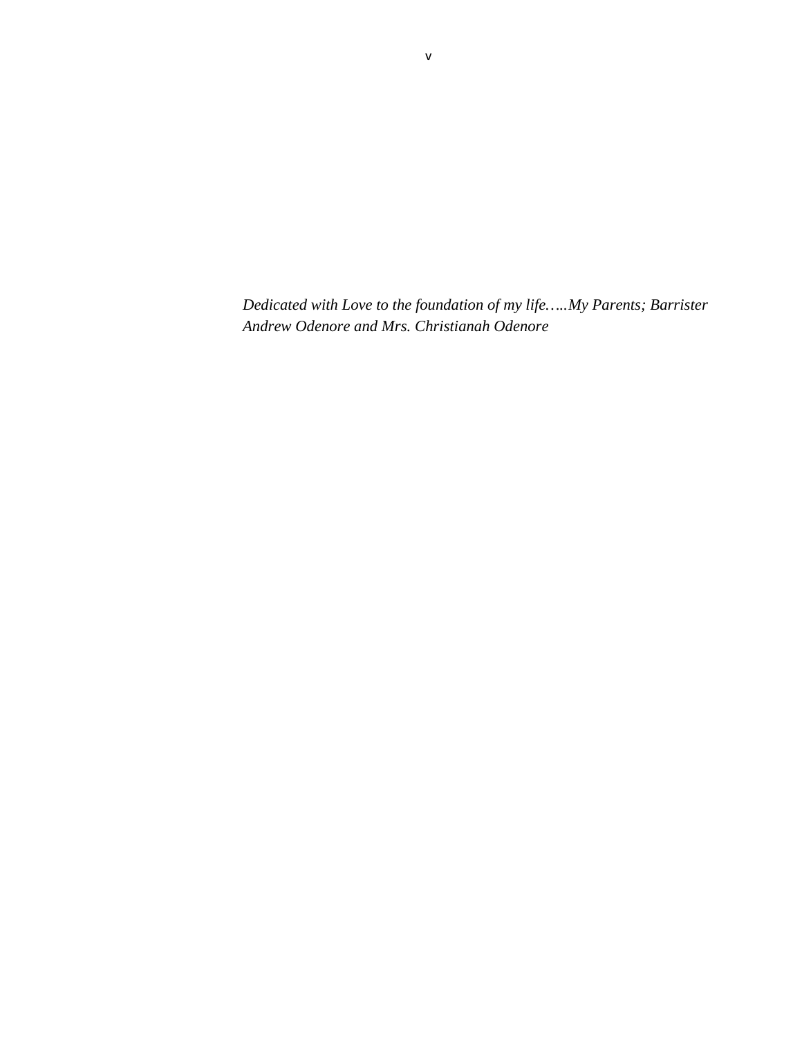*Dedicated with Love to the foundation of my life…..My Parents; Barrister Andrew Odenore and Mrs. Christianah Odenore*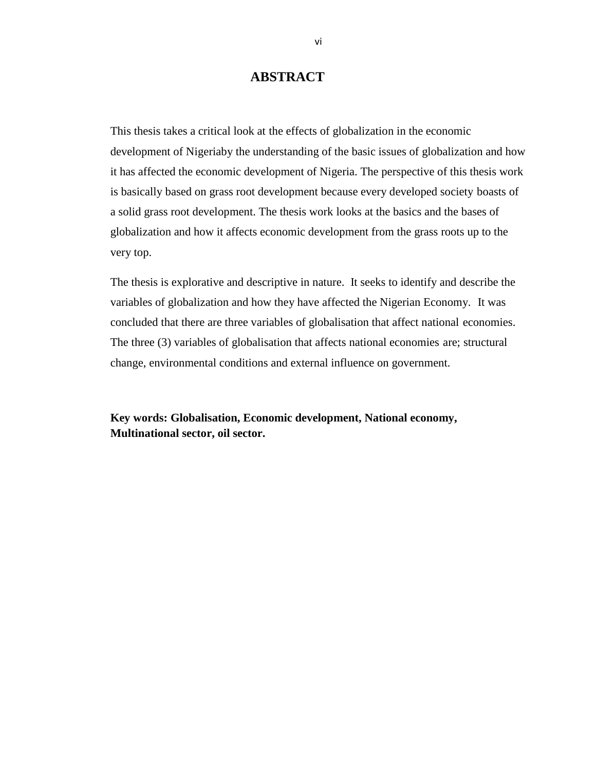# ABSTRACT

This thesis takes a critical look at the effects of globalization in the economic development of Nigeriaby the understanding of the basic issues of globalization and how it has affected the economic development of Nigeria. The perspective of this thesis work is basically based on grass root development because every developed society boasts of a solid grass root development. The thesis work looks at the basics and the bases of globalization and how it affects economic development from the grass roots up to the very top.

The thesis is explorative and descriptive in nature. It seeks to identify and describe the variables of globalization and how they have affected the Nigerian Economy. It was concluded that there are three variables of globalisation that affect national economies. The three (3) variables of globalisation that affects national economies are; structural change, environmental conditions and external influence on government.

**Key words: Globalisation, Economic development, National economy, Multinational sector, oil sector.**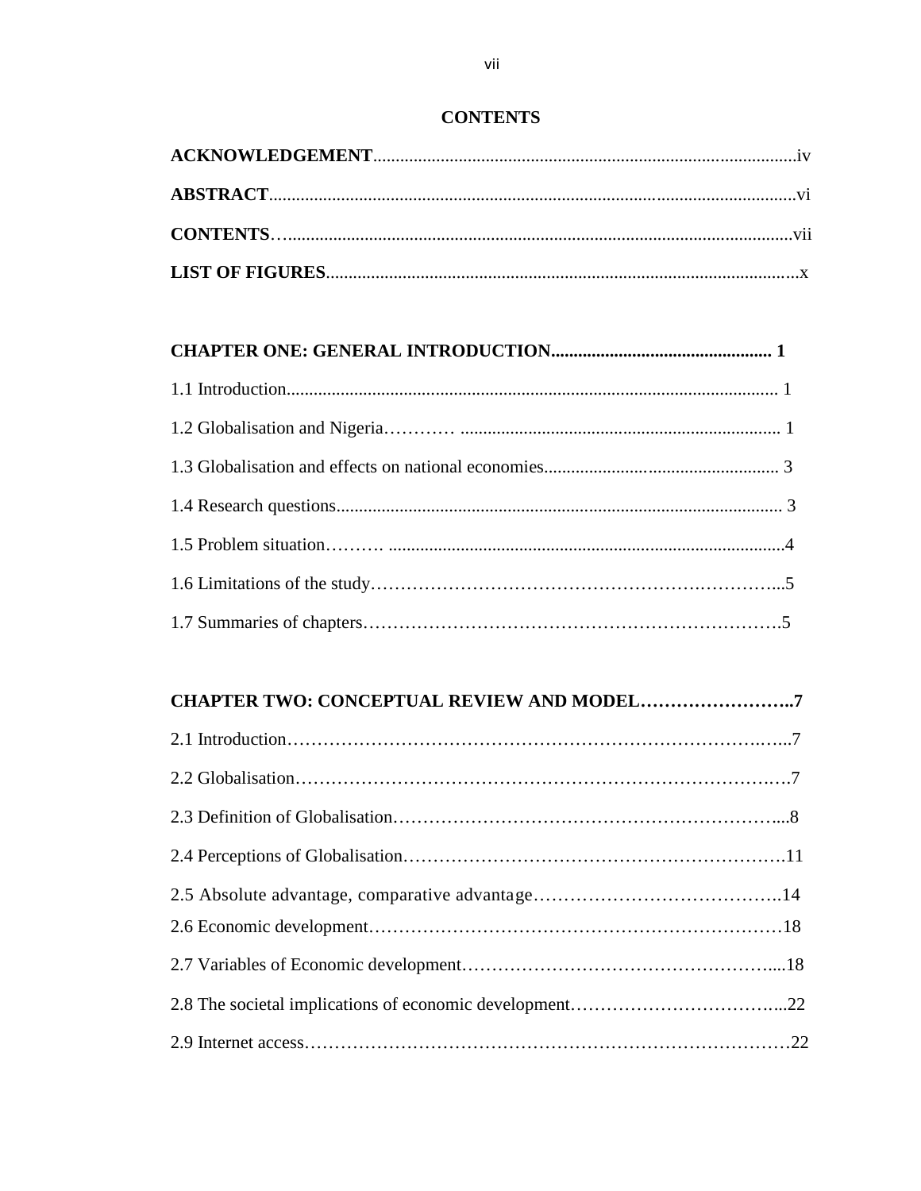# CONTENTS

**ACKNOWLEDGEMENT**.....iv

**ABSTRACT**.....vi

**CONTENTS**.....vii

**LIST OF FIGURES**.....x

**CHAPTER ONE: GENERAL INTRODUCTION..... 1**

1.1 Introduction..... 1

1.2 Globalisation and Nigeria..... 1

1.3 Globalisation and effects on national economies..... 3

1.4 Research questions..... 3

1.5 Problem situation.....4

1.6 Limitations of the study.....5

1.7 Summaries of chapters.....5

**CHAPTER TWO: CONCEPTUAL REVIEW AND MODEL.....7**

2.1 Introduction.....7

2.2 Globalisation.....7

2.3 Definition of Globalisation.....8

2.4 Perceptions of Globalisation.....11

2.5 Absolute advantage, comparative advantage.....14

2.6 Economic development.....18

2.7 Variables of Economic development.....18

2.8 The societal implications of economic development.....22

2.9 Internet access.....22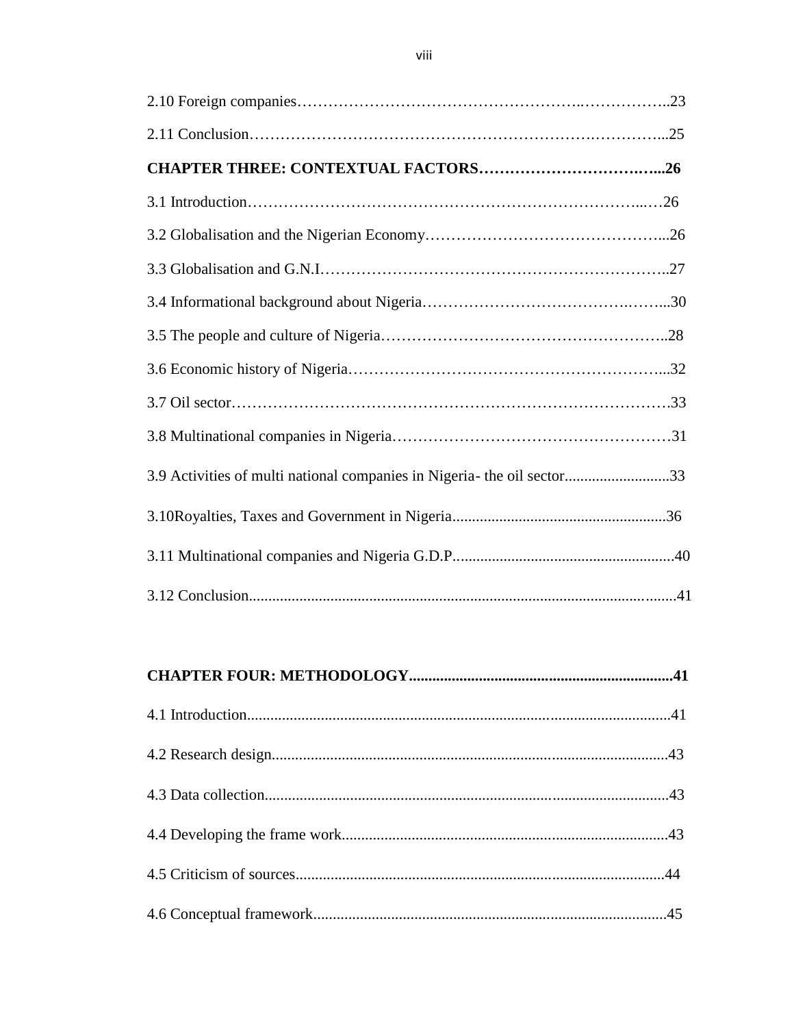2.10 Foreign companies……………………………………………..……………..23

2.11 Conclusion………………………………………………………….…………...25

**CHAPTER THREE: CONTEXTUAL FACTORS…………………………….…...26**

3.1 Introduction………………………………………………………………..…26

3.2 Globalisation and the Nigerian Economy……………………………………...26

3.3 Globalisation and G.N.I………………………………………………………..27

3.4 Informational background about Nigeria…………………………….……...30

3.5 The people and culture of Nigeria……………………………………………..28

3.6 Economic history of Nigeria…………………………………………………...32

3.7 Oil sector……………………………………………………………………….33

3.8 Multinational companies in Nigeria……………………………………………31

3.9 Activities of multi national companies in Nigeria- the oil sector...........................33

3.10Royalties, Taxes and Government in Nigeria.......................................................36

3.11 Multinational companies and Nigeria G.D.P.........................................................40

3.12 Conclusion.............................................................................................................41

**CHAPTER FOUR: METHODOLOGY...................................................................41**

4.1 Introduction............................................................................................................41

4.2 Research design......................................................................................................43

4.3 Data collection........................................................................................................43

4.4 Developing the frame work....................................................................................43

4.5 Criticism of sources...............................................................................................44

4.6 Conceptual framework...........................................................................................45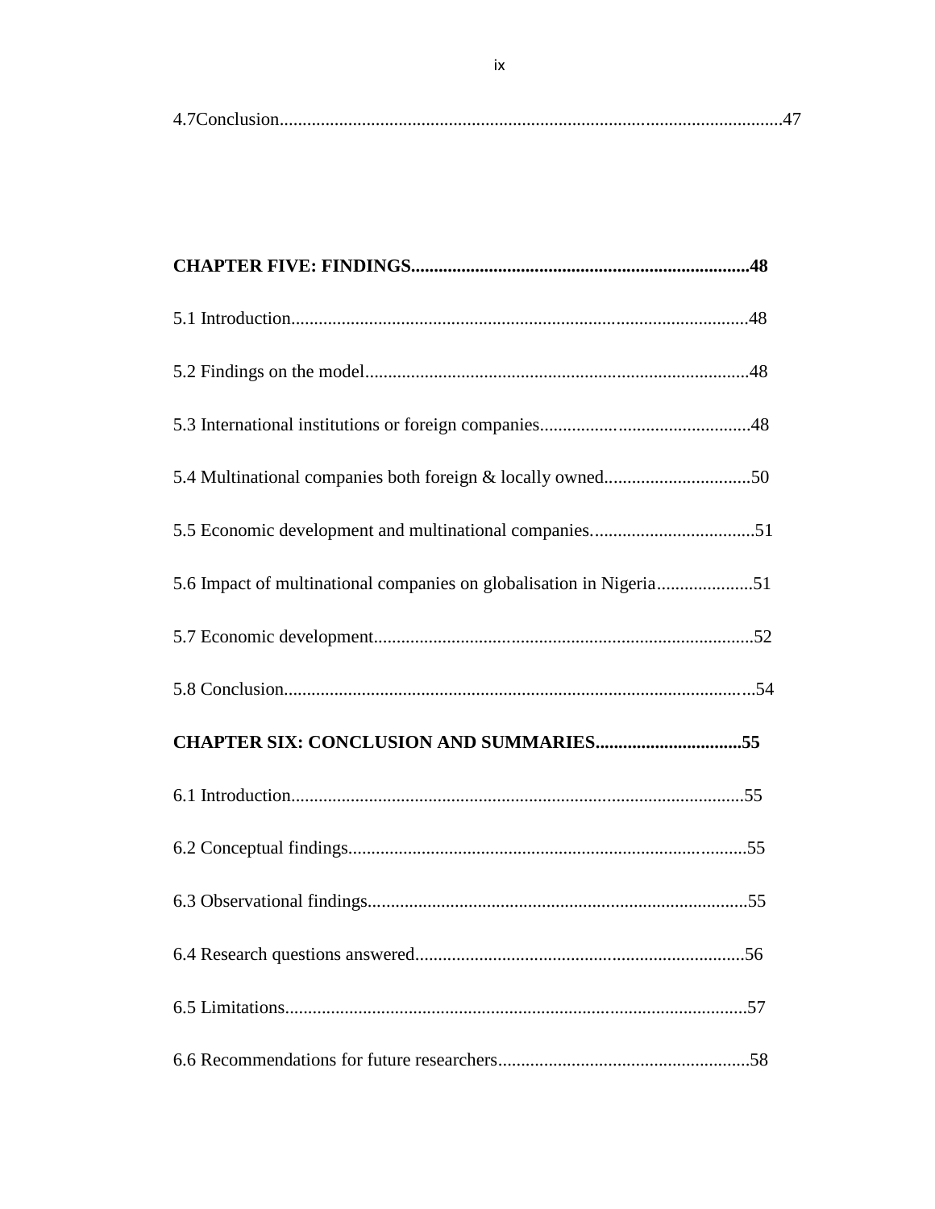4.7Conclusion.............................................................................................................47

**CHAPTER FIVE: FINDINGS.........................................................................48**

5.1 Introduction...................................................................................................48

5.2 Findings on the model...................................................................................48

5.3 International institutions or foreign companies..............................................48

5.4 Multinational companies both foreign & locally owned................................50

5.5 Economic development and multinational companies...................................51

5.6 Impact of multinational companies on globalisation in Nigeria....................51

5.7 Economic development..................................................................................52

5.8 Conclusion.....................................................................................................54

**CHAPTER SIX: CONCLUSION AND SUMMARIES...............................55**

6.1 Introduction..................................................................................................55

6.2 Conceptual findings......................................................................................55

6.3 Observational findings..................................................................................55

6.4 Research questions answered........................................................................56

6.5 Limitations....................................................................................................57

6.6 Recommendations for future researchers......................................................58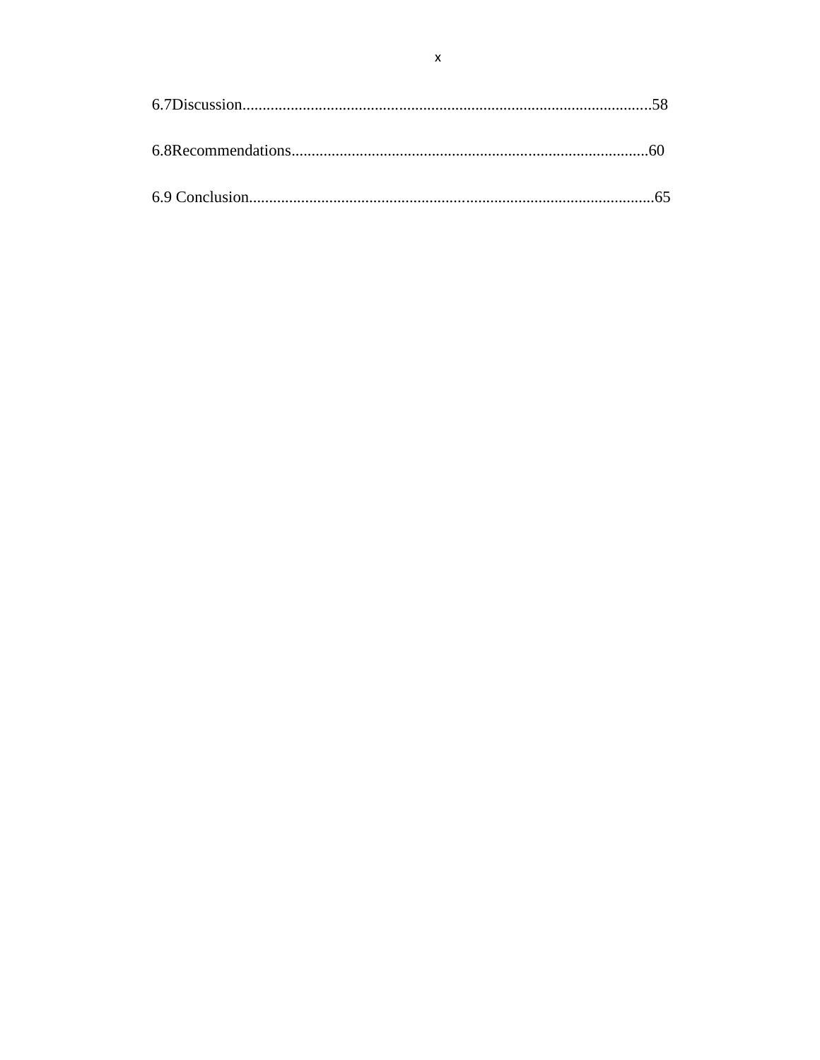6.7Discussion......................................................................................................58

6.8Recommendations.........................................................................................60

6.9 Conclusion.....................................................................................................65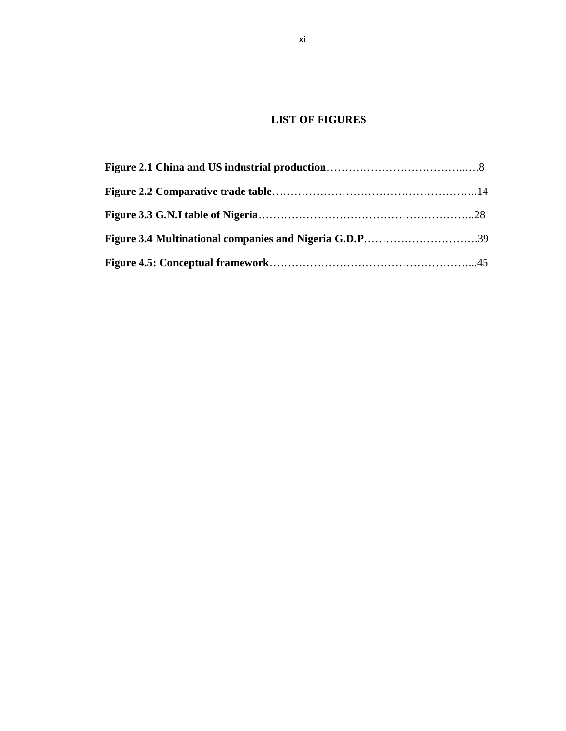# LIST OF FIGURES

**Figure 2.1 China and US industrial production**…………………………………..….8

**Figure 2.2 Comparative trade table**………………………………………………..14

**Figure 3.3 G.N.I table of Nigeria**…………………………………………………..28

**Figure 3.4 Multinational companies and Nigeria G.D.P**………………………….39

**Figure 4.5: Conceptual framework**………………………………………………...45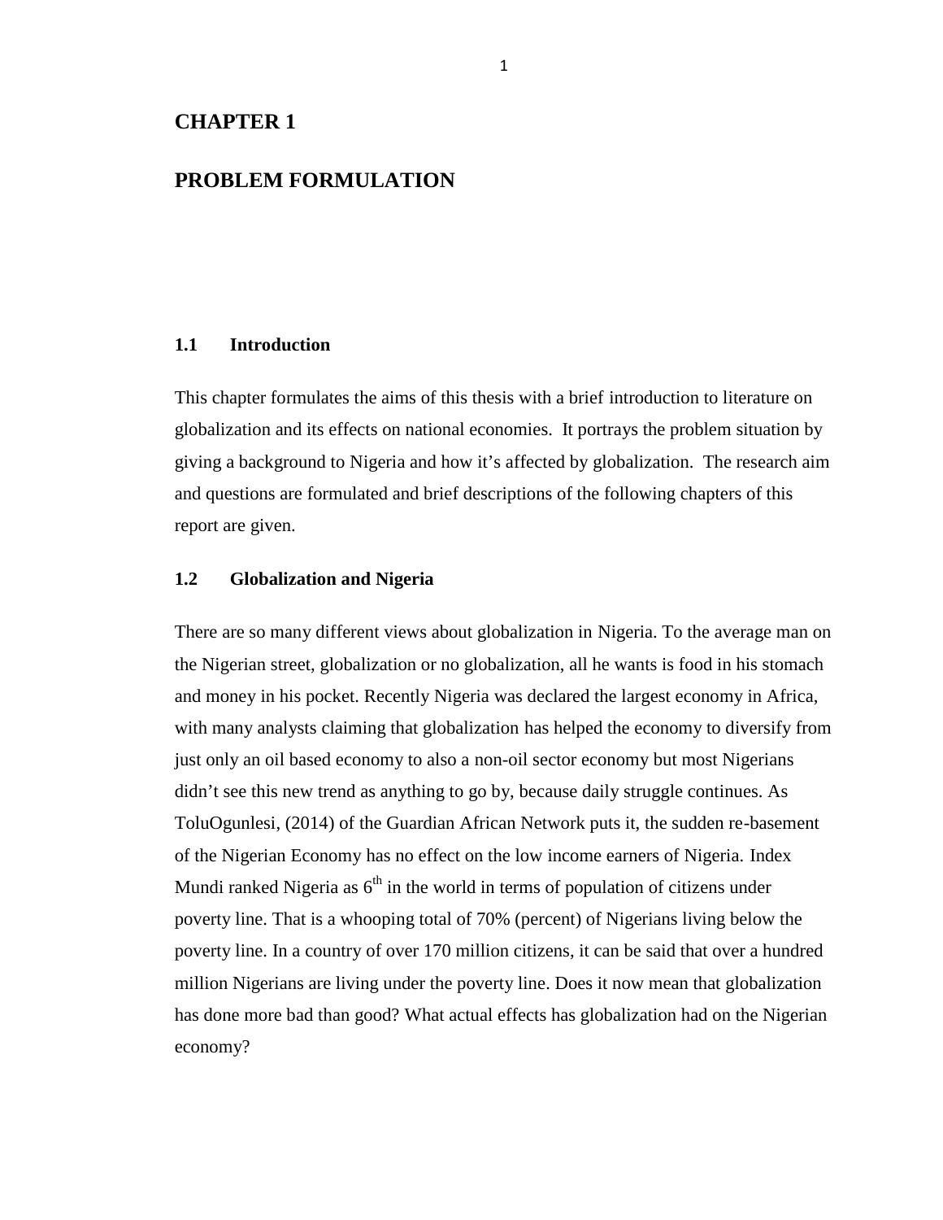# CHAPTER 1

# PROBLEM FORMULATION

## 1.1 Introduction

This chapter formulates the aims of this thesis with a brief introduction to literature on globalization and its effects on national economies. It portrays the problem situation by giving a background to Nigeria and how it's affected by globalization. The research aim and questions are formulated and brief descriptions of the following chapters of this report are given.

## 1.2 Globalization and Nigeria

There are so many different views about globalization in Nigeria. To the average man on the Nigerian street, globalization or no globalization, all he wants is food in his stomach and money in his pocket. Recently Nigeria was declared the largest economy in Africa, with many analysts claiming that globalization has helped the economy to diversify from just only an oil based economy to also a non-oil sector economy but most Nigerians didn't see this new trend as anything to go by, because daily struggle continues. As ToluOgunlesi, (2014) of the Guardian African Network puts it, the sudden re-basement of the Nigerian Economy has no effect on the low income earners of Nigeria. Index Mundi ranked Nigeria as 6th in the world in terms of population of citizens under poverty line. That is a whooping total of 70% (percent) of Nigerians living below the poverty line. In a country of over 170 million citizens, it can be said that over a hundred million Nigerians are living under the poverty line. Does it now mean that globalization has done more bad than good? What actual effects has globalization had on the Nigerian economy?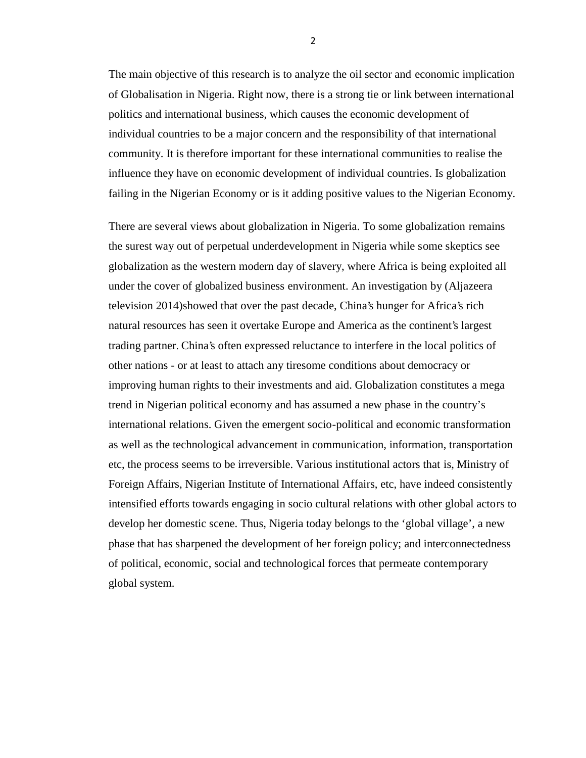The main objective of this research is to analyze the oil sector and economic implication of Globalisation in Nigeria. Right now, there is a strong tie or link between international politics and international business, which causes the economic development of individual countries to be a major concern and the responsibility of that international community. It is therefore important for these international communities to realise the influence they have on economic development of individual countries. Is globalization failing in the Nigerian Economy or is it adding positive values to the Nigerian Economy.

There are several views about globalization in Nigeria. To some globalization remains the surest way out of perpetual underdevelopment in Nigeria while some skeptics see globalization as the western modern day of slavery, where Africa is being exploited all under the cover of globalized business environment. An investigation by (Aljazeera television 2014)showed that over the past decade, China's hunger for Africa's rich natural resources has seen it overtake Europe and America as the continent's largest trading partner. China's often expressed reluctance to interfere in the local politics of other nations - or at least to attach any tiresome conditions about democracy or improving human rights to their investments and aid. Globalization constitutes a mega trend in Nigerian political economy and has assumed a new phase in the country's international relations. Given the emergent socio-political and economic transformation as well as the technological advancement in communication, information, transportation etc, the process seems to be irreversible. Various institutional actors that is, Ministry of Foreign Affairs, Nigerian Institute of International Affairs, etc, have indeed consistently intensified efforts towards engaging in socio cultural relations with other global actors to develop her domestic scene. Thus, Nigeria today belongs to the 'global village', a new phase that has sharpened the development of her foreign policy; and interconnectedness of political, economic, social and technological forces that permeate contemporary global system.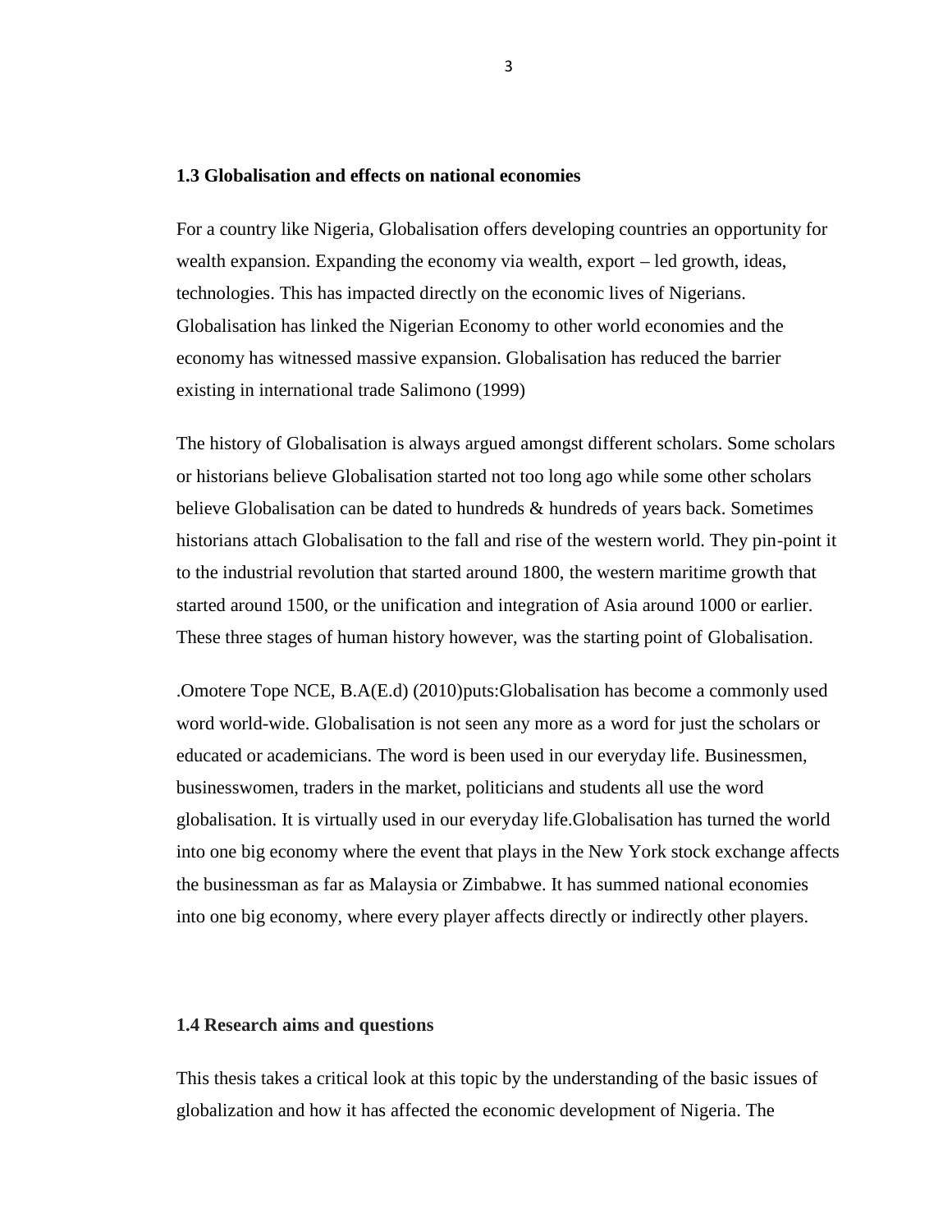### 1.3 Globalisation and effects on national economies

For a country like Nigeria, Globalisation offers developing countries an opportunity for wealth expansion. Expanding the economy via wealth, export – led growth, ideas, technologies. This has impacted directly on the economic lives of Nigerians. Globalisation has linked the Nigerian Economy to other world economies and the economy has witnessed massive expansion. Globalisation has reduced the barrier existing in international trade Salimono (1999)

The history of Globalisation is always argued amongst different scholars. Some scholars or historians believe Globalisation started not too long ago while some other scholars believe Globalisation can be dated to hundreds & hundreds of years back. Sometimes historians attach Globalisation to the fall and rise of the western world. They pin-point it to the industrial revolution that started around 1800, the western maritime growth that started around 1500, or the unification and integration of Asia around 1000 or earlier. These three stages of human history however, was the starting point of Globalisation.

.Omotere Tope NCE, B.A(E.d) (2010)puts:Globalisation has become a commonly used word world-wide. Globalisation is not seen any more as a word for just the scholars or educated or academicians. The word is been used in our everyday life. Businessmen, businesswomen, traders in the market, politicians and students all use the word globalisation. It is virtually used in our everyday life.Globalisation has turned the world into one big economy where the event that plays in the New York stock exchange affects the businessman as far as Malaysia or Zimbabwe. It has summed national economies into one big economy, where every player affects directly or indirectly other players.

### 1.4 Research aims and questions

This thesis takes a critical look at this topic by the understanding of the basic issues of globalization and how it has affected the economic development of Nigeria. The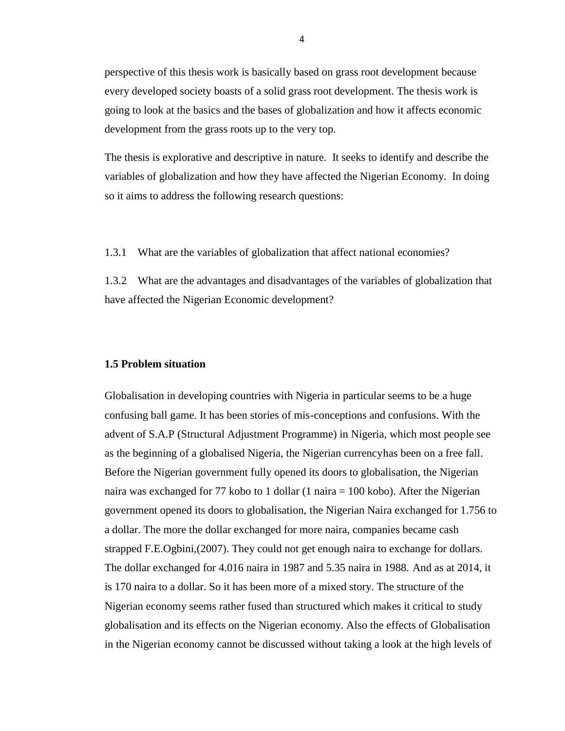perspective of this thesis work is basically based on grass root development because every developed society boasts of a solid grass root development. The thesis work is going to look at the basics and the bases of globalization and how it affects economic development from the grass roots up to the very top.

The thesis is explorative and descriptive in nature. It seeks to identify and describe the variables of globalization and how they have affected the Nigerian Economy. In doing so it aims to address the following research questions:

1.3.1 What are the variables of globalization that affect national economies?

1.3.2 What are the advantages and disadvantages of the variables of globalization that have affected the Nigerian Economic development?

**1.5 Problem situation**

Globalisation in developing countries with Nigeria in particular seems to be a huge confusing ball game. It has been stories of mis-conceptions and confusions. With the advent of S.A.P (Structural Adjustment Programme) in Nigeria, which most people see as the beginning of a globalised Nigeria, the Nigerian currencyhas been on a free fall. Before the Nigerian government fully opened its doors to globalisation, the Nigerian naira was exchanged for 77 kobo to 1 dollar (1 naira = 100 kobo). After the Nigerian government opened its doors to globalisation, the Nigerian Naira exchanged for 1.756 to a dollar. The more the dollar exchanged for more naira, companies became cash strapped F.E.Ogbini,(2007). They could not get enough naira to exchange for dollars. The dollar exchanged for 4.016 naira in 1987 and 5.35 naira in 1988. And as at 2014, it is 170 naira to a dollar. So it has been more of a mixed story. The structure of the Nigerian economy seems rather fused than structured which makes it critical to study globalisation and its effects on the Nigerian economy. Also the effects of Globalisation in the Nigerian economy cannot be discussed without taking a look at the high levels of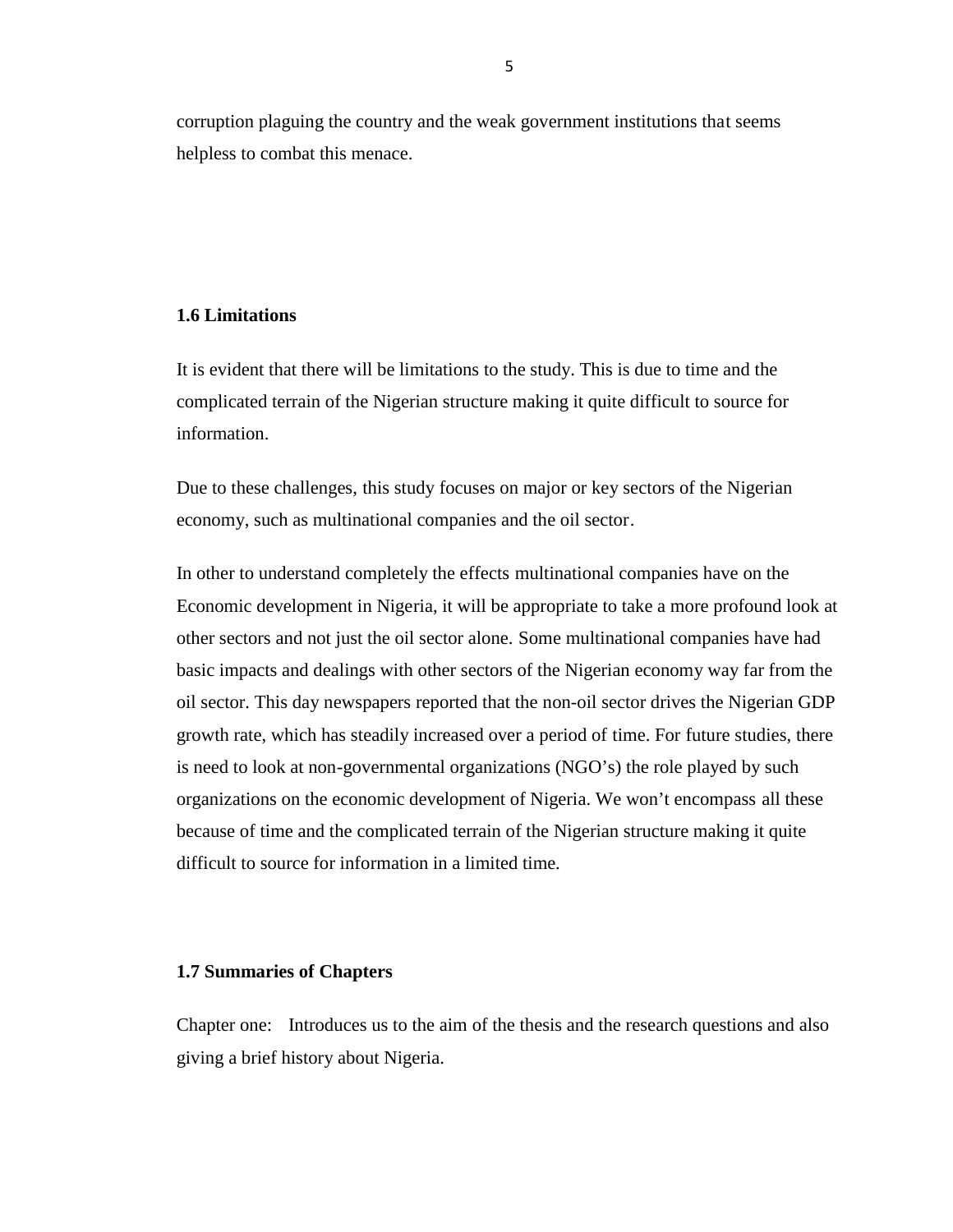corruption plaguing the country and the weak government institutions that seems helpless to combat this menace.

### 1.6 Limitations

It is evident that there will be limitations to the study. This is due to time and the complicated terrain of the Nigerian structure making it quite difficult to source for information.

Due to these challenges, this study focuses on major or key sectors of the Nigerian economy, such as multinational companies and the oil sector.

In other to understand completely the effects multinational companies have on the Economic development in Nigeria, it will be appropriate to take a more profound look at other sectors and not just the oil sector alone. Some multinational companies have had basic impacts and dealings with other sectors of the Nigerian economy way far from the oil sector. This day newspapers reported that the non-oil sector drives the Nigerian GDP growth rate, which has steadily increased over a period of time. For future studies, there is need to look at non-governmental organizations (NGO's) the role played by such organizations on the economic development of Nigeria. We won't encompass all these because of time and the complicated terrain of the Nigerian structure making it quite difficult to source for information in a limited time.

### 1.7 Summaries of Chapters

Chapter one: Introduces us to the aim of the thesis and the research questions and also giving a brief history about Nigeria.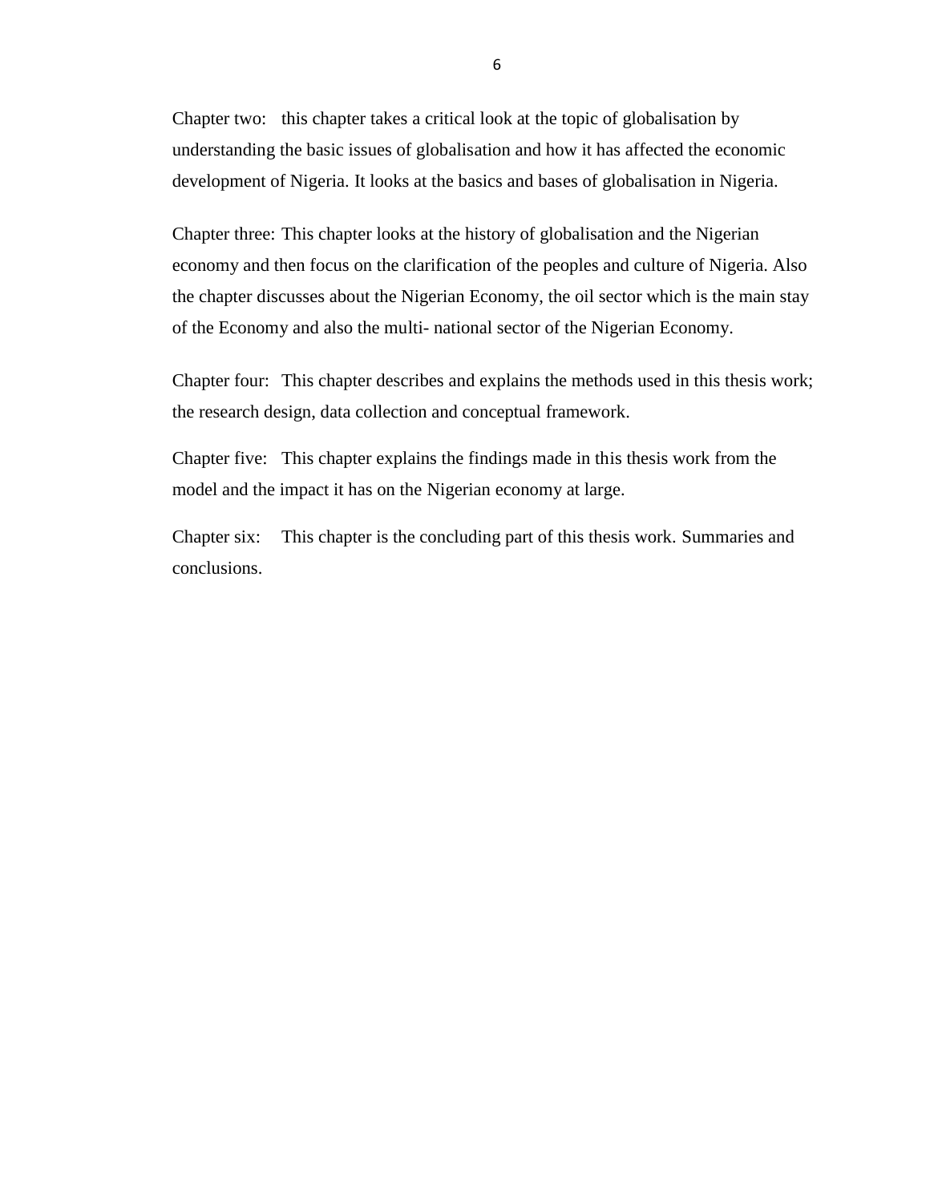Chapter two: this chapter takes a critical look at the topic of globalisation by understanding the basic issues of globalisation and how it has affected the economic development of Nigeria. It looks at the basics and bases of globalisation in Nigeria.

Chapter three: This chapter looks at the history of globalisation and the Nigerian economy and then focus on the clarification of the peoples and culture of Nigeria. Also the chapter discusses about the Nigerian Economy, the oil sector which is the main stay of the Economy and also the multi- national sector of the Nigerian Economy.

Chapter four: This chapter describes and explains the methods used in this thesis work; the research design, data collection and conceptual framework.

Chapter five: This chapter explains the findings made in this thesis work from the model and the impact it has on the Nigerian economy at large.

Chapter six: This chapter is the concluding part of this thesis work. Summaries and conclusions.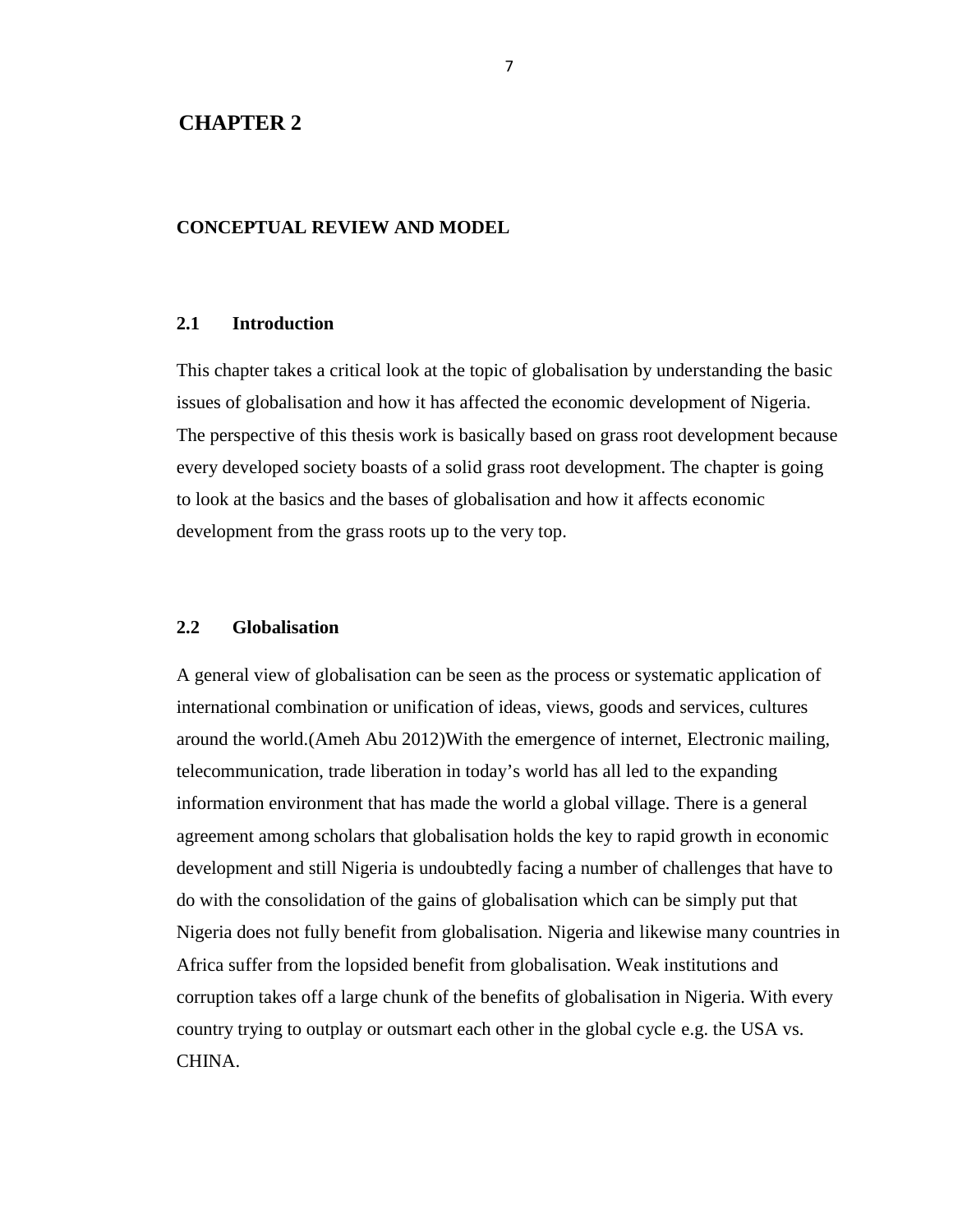# CHAPTER 2

## CONCEPTUAL REVIEW AND MODEL

### 2.1 Introduction

This chapter takes a critical look at the topic of globalisation by understanding the basic issues of globalisation and how it has affected the economic development of Nigeria. The perspective of this thesis work is basically based on grass root development because every developed society boasts of a solid grass root development. The chapter is going to look at the basics and the bases of globalisation and how it affects economic development from the grass roots up to the very top.

### 2.2 Globalisation

A general view of globalisation can be seen as the process or systematic application of international combination or unification of ideas, views, goods and services, cultures around the world.(Ameh Abu 2012)With the emergence of internet, Electronic mailing, telecommunication, trade liberation in today's world has all led to the expanding information environment that has made the world a global village. There is a general agreement among scholars that globalisation holds the key to rapid growth in economic development and still Nigeria is undoubtedly facing a number of challenges that have to do with the consolidation of the gains of globalisation which can be simply put that Nigeria does not fully benefit from globalisation. Nigeria and likewise many countries in Africa suffer from the lopsided benefit from globalisation. Weak institutions and corruption takes off a large chunk of the benefits of globalisation in Nigeria. With every country trying to outplay or outsmart each other in the global cycle e.g. the USA vs. CHINA.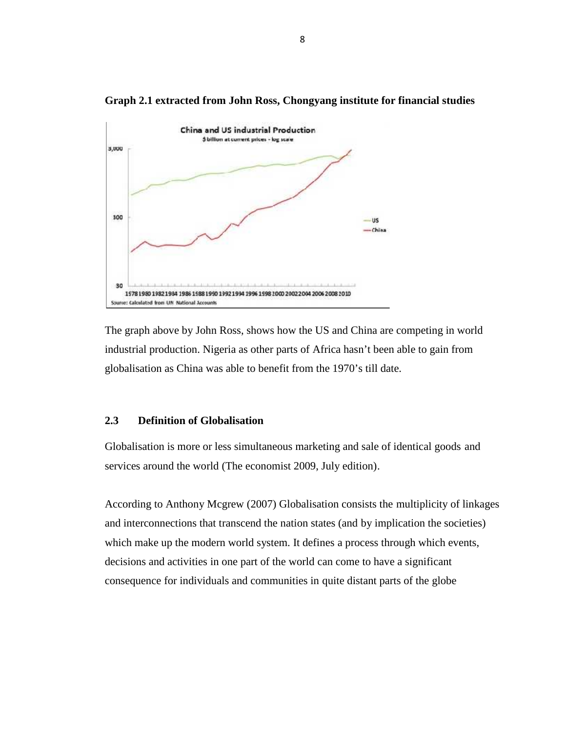**Graph 2.1 extracted from John Ross, Chongyang institute for financial studies**

The graph above by John Ross, shows how the US and China are competing in world industrial production. Nigeria as other parts of Africa hasn't been able to gain from globalisation as China was able to benefit from the 1970's till date.

## 2.3 Definition of Globalisation

Globalisation is more or less simultaneous marketing and sale of identical goods and services around the world (The economist 2009, July edition).

According to Anthony Mcgrew (2007) Globalisation consists the multiplicity of linkages and interconnections that transcend the nation states (and by implication the societies) which make up the modern world system. It defines a process through which events, decisions and activities in one part of the world can come to have a significant consequence for individuals and communities in quite distant parts of the globe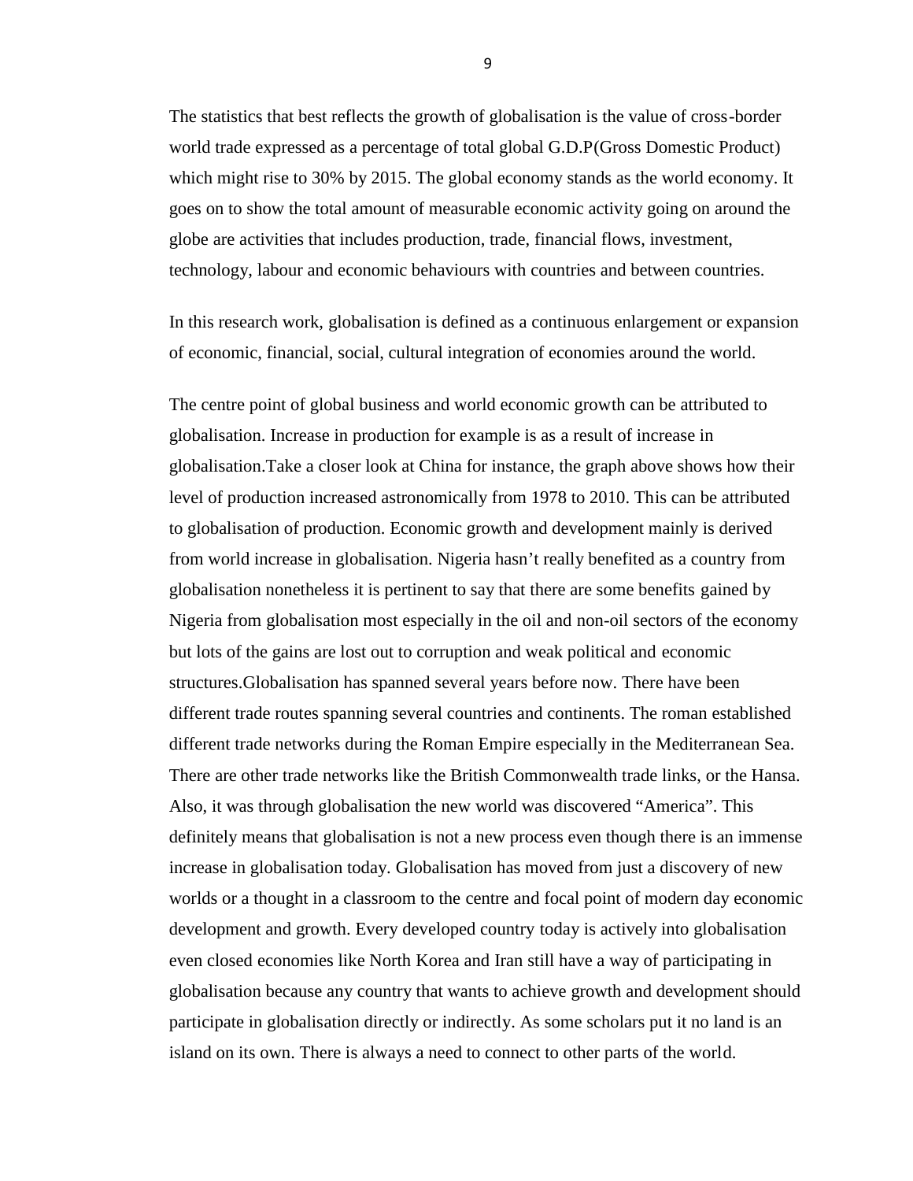The statistics that best reflects the growth of globalisation is the value of cross-border world trade expressed as a percentage of total global G.D.P(Gross Domestic Product) which might rise to 30% by 2015. The global economy stands as the world economy. It goes on to show the total amount of measurable economic activity going on around the globe are activities that includes production, trade, financial flows, investment, technology, labour and economic behaviours with countries and between countries.

In this research work, globalisation is defined as a continuous enlargement or expansion of economic, financial, social, cultural integration of economies around the world.

The centre point of global business and world economic growth can be attributed to globalisation. Increase in production for example is as a result of increase in globalisation.Take a closer look at China for instance, the graph above shows how their level of production increased astronomically from 1978 to 2010. This can be attributed to globalisation of production. Economic growth and development mainly is derived from world increase in globalisation. Nigeria hasn't really benefited as a country from globalisation nonetheless it is pertinent to say that there are some benefits gained by Nigeria from globalisation most especially in the oil and non-oil sectors of the economy but lots of the gains are lost out to corruption and weak political and economic structures.Globalisation has spanned several years before now. There have been different trade routes spanning several countries and continents. The roman established different trade networks during the Roman Empire especially in the Mediterranean Sea. There are other trade networks like the British Commonwealth trade links, or the Hansa. Also, it was through globalisation the new world was discovered "America". This definitely means that globalisation is not a new process even though there is an immense increase in globalisation today. Globalisation has moved from just a discovery of new worlds or a thought in a classroom to the centre and focal point of modern day economic development and growth. Every developed country today is actively into globalisation even closed economies like North Korea and Iran still have a way of participating in globalisation because any country that wants to achieve growth and development should participate in globalisation directly or indirectly. As some scholars put it no land is an island on its own. There is always a need to connect to other parts of the world.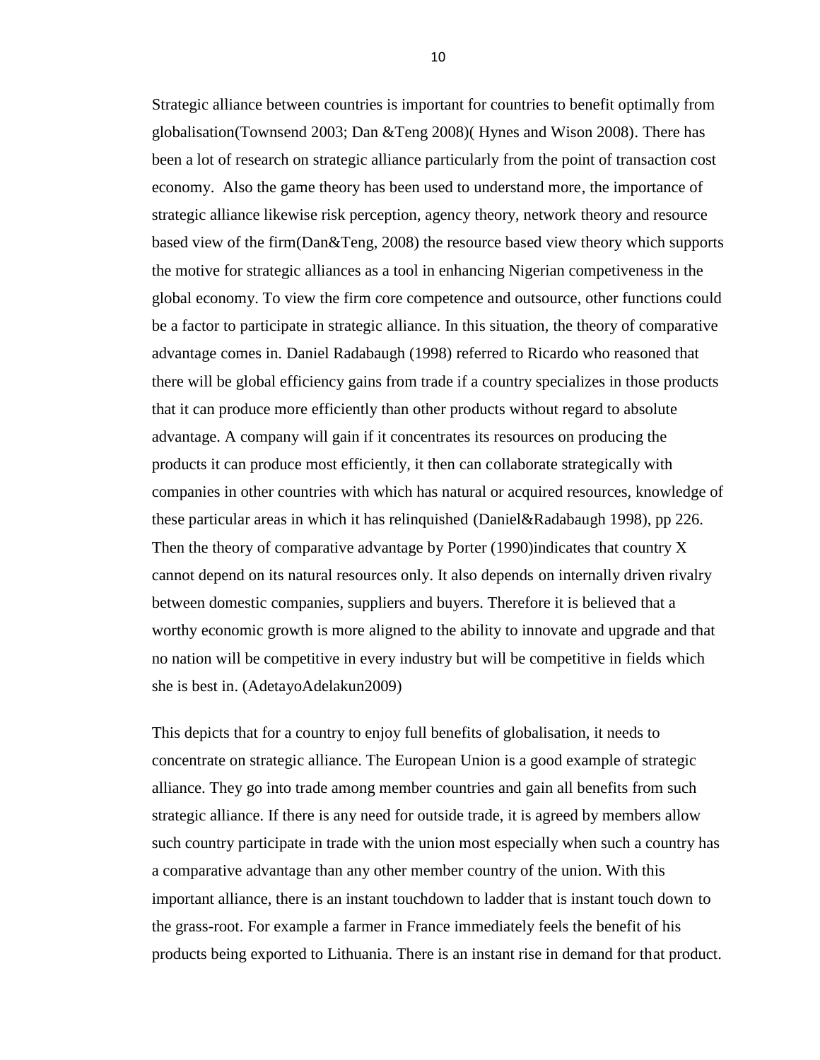Strategic alliance between countries is important for countries to benefit optimally from globalisation(Townsend 2003; Dan &Teng 2008)( Hynes and Wison 2008). There has been a lot of research on strategic alliance particularly from the point of transaction cost economy.  Also the game theory has been used to understand more, the importance of strategic alliance likewise risk perception, agency theory, network theory and resource based view of the firm(Dan&Teng, 2008) the resource based view theory which supports the motive for strategic alliances as a tool in enhancing Nigerian competiveness in the global economy. To view the firm core competence and outsource, other functions could be a factor to participate in strategic alliance. In this situation, the theory of comparative advantage comes in. Daniel Radabaugh (1998) referred to Ricardo who reasoned that there will be global efficiency gains from trade if a country specializes in those products that it can produce more efficiently than other products without regard to absolute advantage. A company will gain if it concentrates its resources on producing the products it can produce most efficiently, it then can collaborate strategically with companies in other countries with which has natural or acquired resources, knowledge of these particular areas in which it has relinquished (Daniel&Radabaugh 1998), pp 226. Then the theory of comparative advantage by Porter (1990)indicates that country X cannot depend on its natural resources only. It also depends on internally driven rivalry between domestic companies, suppliers and buyers. Therefore it is believed that a worthy economic growth is more aligned to the ability to innovate and upgrade and that no nation will be competitive in every industry but will be competitive in fields which she is best in. (AdetayoAdelakun2009)

This depicts that for a country to enjoy full benefits of globalisation, it needs to concentrate on strategic alliance. The European Union is a good example of strategic alliance. They go into trade among member countries and gain all benefits from such strategic alliance. If there is any need for outside trade, it is agreed by members allow such country participate in trade with the union most especially when such a country has a comparative advantage than any other member country of the union. With this important alliance, there is an instant touchdown to ladder that is instant touch down to the grass-root. For example a farmer in France immediately feels the benefit of his products being exported to Lithuania. There is an instant rise in demand for that product.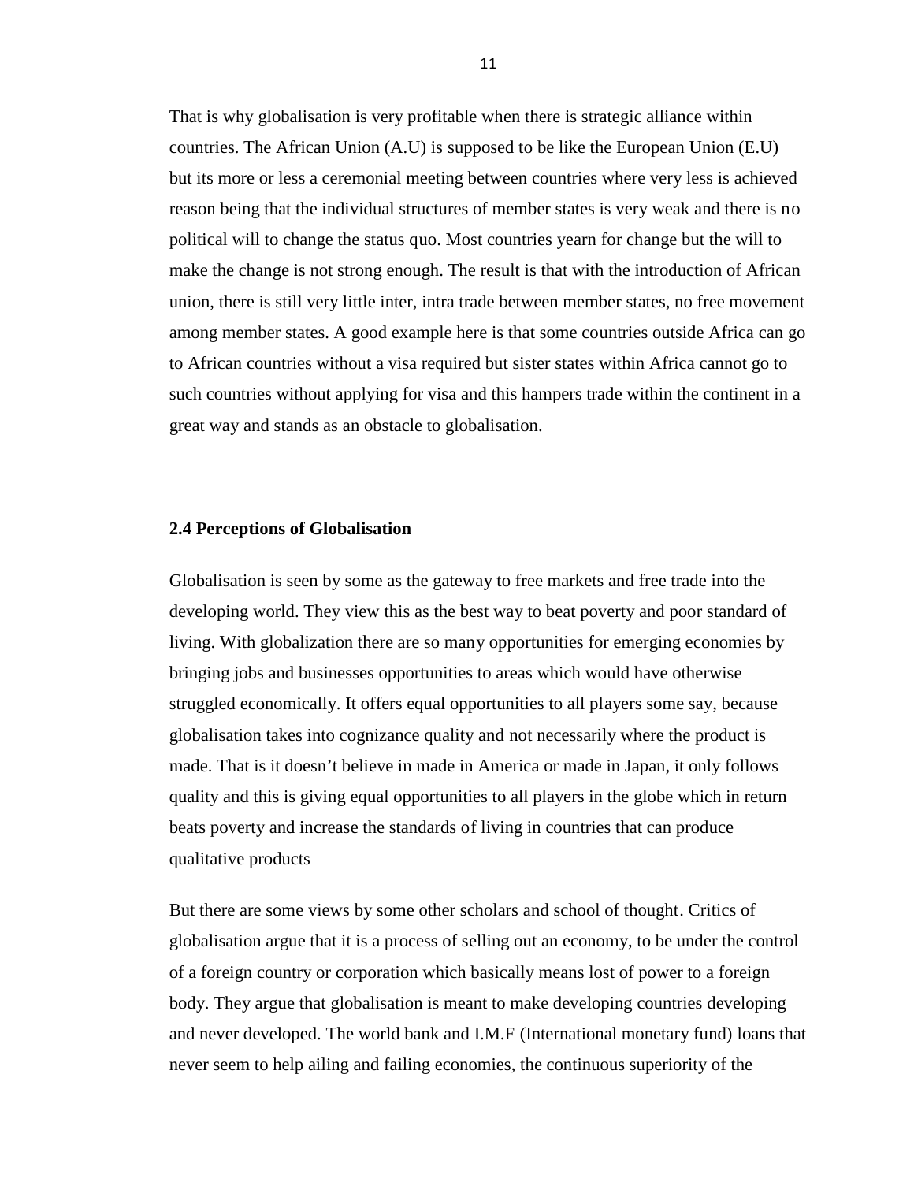That is why globalisation is very profitable when there is strategic alliance within countries. The African Union (A.U) is supposed to be like the European Union (E.U) but its more or less a ceremonial meeting between countries where very less is achieved reason being that the individual structures of member states is very weak and there is no political will to change the status quo. Most countries yearn for change but the will to make the change is not strong enough. The result is that with the introduction of African union, there is still very little inter, intra trade between member states, no free movement among member states. A good example here is that some countries outside Africa can go to African countries without a visa required but sister states within Africa cannot go to such countries without applying for visa and this hampers trade within the continent in a great way and stands as an obstacle to globalisation.

### 2.4 Perceptions of Globalisation

Globalisation is seen by some as the gateway to free markets and free trade into the developing world. They view this as the best way to beat poverty and poor standard of living. With globalization there are so many opportunities for emerging economies by bringing jobs and businesses opportunities to areas which would have otherwise struggled economically. It offers equal opportunities to all players some say, because globalisation takes into cognizance quality and not necessarily where the product is made. That is it doesn't believe in made in America or made in Japan, it only follows quality and this is giving equal opportunities to all players in the globe which in return beats poverty and increase the standards of living in countries that can produce qualitative products

But there are some views by some other scholars and school of thought. Critics of globalisation argue that it is a process of selling out an economy, to be under the control of a foreign country or corporation which basically means lost of power to a foreign body. They argue that globalisation is meant to make developing countries developing and never developed. The world bank and I.M.F (International monetary fund) loans that never seem to help ailing and failing economies, the continuous superiority of the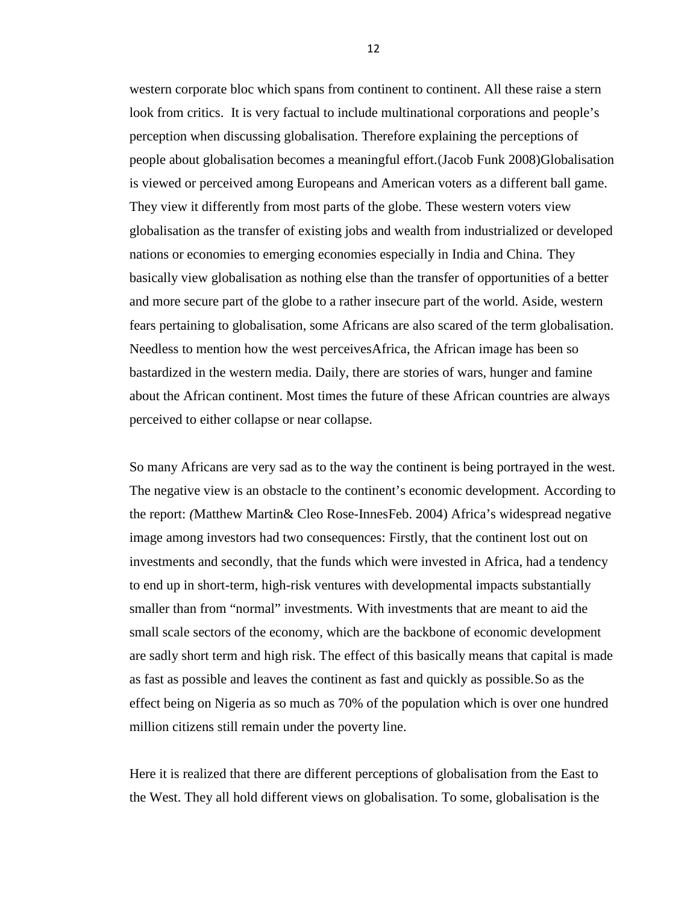western corporate bloc which spans from continent to continent. All these raise a stern look from critics. It is very factual to include multinational corporations and people's perception when discussing globalisation. Therefore explaining the perceptions of people about globalisation becomes a meaningful effort.(Jacob Funk 2008)Globalisation is viewed or perceived among Europeans and American voters as a different ball game. They view it differently from most parts of the globe. These western voters view globalisation as the transfer of existing jobs and wealth from industrialized or developed nations or economies to emerging economies especially in India and China. They basically view globalisation as nothing else than the transfer of opportunities of a better and more secure part of the globe to a rather insecure part of the world. Aside, western fears pertaining to globalisation, some Africans are also scared of the term globalisation. Needless to mention how the west perceivesAfrica, the African image has been so bastardized in the western media. Daily, there are stories of wars, hunger and famine about the African continent. Most times the future of these African countries are always perceived to either collapse or near collapse.

So many Africans are very sad as to the way the continent is being portrayed in the west. The negative view is an obstacle to the continent's economic development. According to the report: *(*Matthew Martin& Cleo Rose-InnesFeb. 2004) Africa's widespread negative image among investors had two consequences: Firstly, that the continent lost out on investments and secondly, that the funds which were invested in Africa, had a tendency to end up in short-term, high-risk ventures with developmental impacts substantially smaller than from "normal" investments. With investments that are meant to aid the small scale sectors of the economy, which are the backbone of economic development are sadly short term and high risk. The effect of this basically means that capital is made as fast as possible and leaves the continent as fast and quickly as possible.So as the effect being on Nigeria as so much as 70% of the population which is over one hundred million citizens still remain under the poverty line.

Here it is realized that there are different perceptions of globalisation from the East to the West. They all hold different views on globalisation. To some, globalisation is the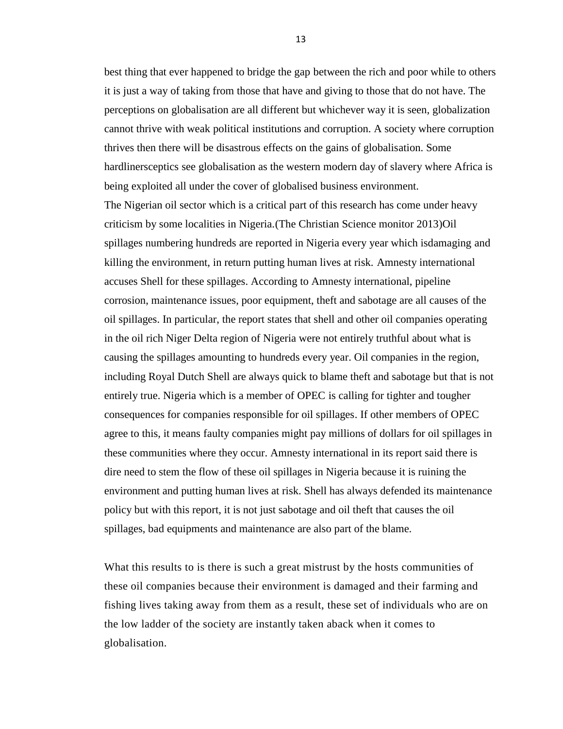best thing that ever happened to bridge the gap between the rich and poor while to others it is just a way of taking from those that have and giving to those that do not have. The perceptions on globalisation are all different but whichever way it is seen, globalization cannot thrive with weak political institutions and corruption. A society where corruption thrives then there will be disastrous effects on the gains of globalisation. Some hardlinersceptics see globalisation as the western modern day of slavery where Africa is being exploited all under the cover of globalised business environment.

The Nigerian oil sector which is a critical part of this research has come under heavy criticism by some localities in Nigeria.(The Christian Science monitor 2013)Oil spillages numbering hundreds are reported in Nigeria every year which isdamaging and killing the environment, in return putting human lives at risk. Amnesty international accuses Shell for these spillages. According to Amnesty international, pipeline corrosion, maintenance issues, poor equipment, theft and sabotage are all causes of the oil spillages. In particular, the report states that shell and other oil companies operating in the oil rich Niger Delta region of Nigeria were not entirely truthful about what is causing the spillages amounting to hundreds every year. Oil companies in the region, including Royal Dutch Shell are always quick to blame theft and sabotage but that is not entirely true. Nigeria which is a member of OPEC is calling for tighter and tougher consequences for companies responsible for oil spillages. If other members of OPEC agree to this, it means faulty companies might pay millions of dollars for oil spillages in these communities where they occur. Amnesty international in its report said there is dire need to stem the flow of these oil spillages in Nigeria because it is ruining the environment and putting human lives at risk. Shell has always defended its maintenance policy but with this report, it is not just sabotage and oil theft that causes the oil spillages, bad equipments and maintenance are also part of the blame.

What this results to is there is such a great mistrust by the hosts communities of these oil companies because their environment is damaged and their farming and fishing lives taking away from them as a result, these set of individuals who are on the low ladder of the society are instantly taken aback when it comes to globalisation.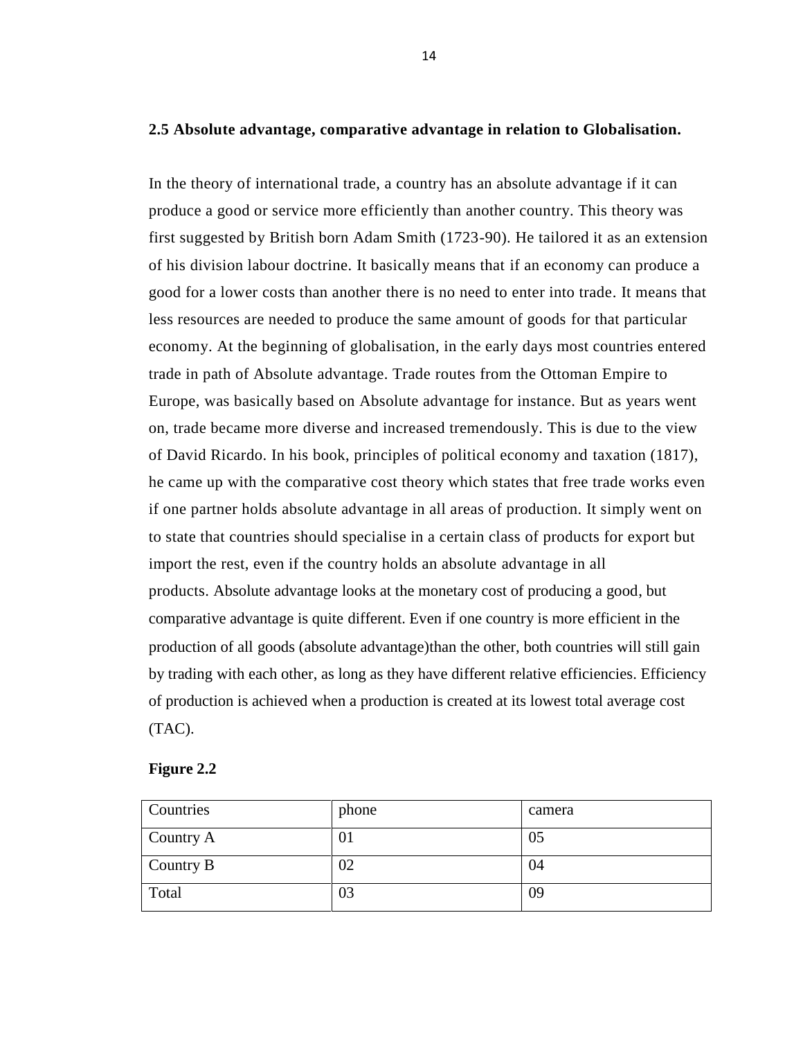## 2.5 Absolute advantage, comparative advantage in relation to Globalisation.

In the theory of international trade, a country has an absolute advantage if it can produce a good or service more efficiently than another country. This theory was first suggested by British born Adam Smith (1723-90). He tailored it as an extension of his division labour doctrine. It basically means that if an economy can produce a good for a lower costs than another there is no need to enter into trade. It means that less resources are needed to produce the same amount of goods for that particular economy. At the beginning of globalisation, in the early days most countries entered trade in path of Absolute advantage. Trade routes from the Ottoman Empire to Europe, was basically based on Absolute advantage for instance. But as years went on, trade became more diverse and increased tremendously. This is due to the view of David Ricardo. In his book, principles of political economy and taxation (1817), he came up with the comparative cost theory which states that free trade works even if one partner holds absolute advantage in all areas of production. It simply went on to state that countries should specialise in a certain class of products for export but import the rest, even if the country holds an absolute advantage in all products. Absolute advantage looks at the monetary cost of producing a good, but comparative advantage is quite different. Even if one country is more efficient in the production of all goods (absolute advantage)than the other, both countries will still gain by trading with each other, as long as they have different relative efficiencies. Efficiency of production is achieved when a production is created at its lowest total average cost (TAC).

**Figure 2.2**

| Countries | phone | camera |
|---|---|---|
| Country A | 01 | 05 |
| Country B | 02 | 04 |
| Total | 03 | 09 |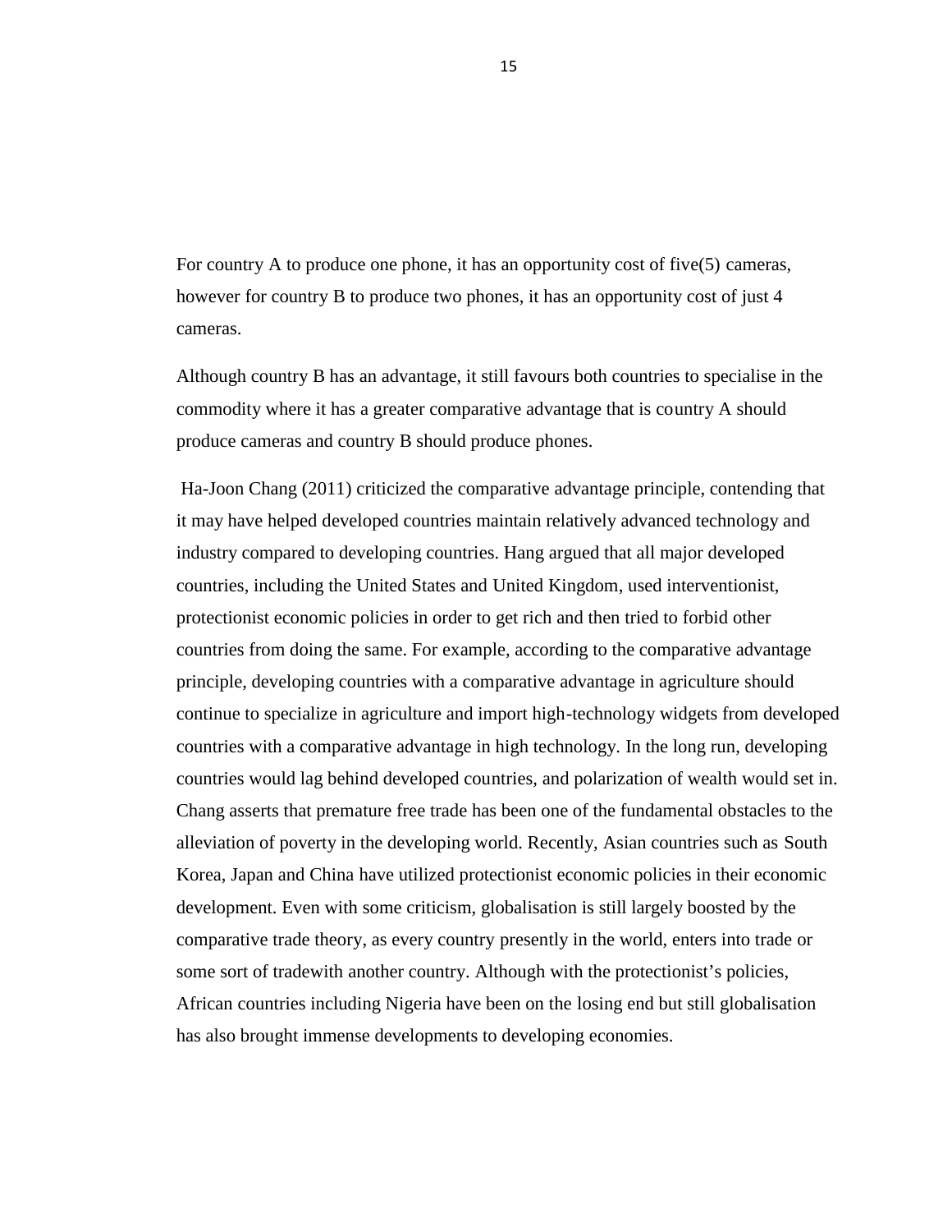For country A to produce one phone, it has an opportunity cost of five(5) cameras, however for country B to produce two phones, it has an opportunity cost of just 4 cameras.

Although country B has an advantage, it still favours both countries to specialise in the commodity where it has a greater comparative advantage that is country A should produce cameras and country B should produce phones.

Ha-Joon Chang (2011) criticized the comparative advantage principle, contending that it may have helped developed countries maintain relatively advanced technology and industry compared to developing countries. Hang argued that all major developed countries, including the United States and United Kingdom, used interventionist, protectionist economic policies in order to get rich and then tried to forbid other countries from doing the same. For example, according to the comparative advantage principle, developing countries with a comparative advantage in agriculture should continue to specialize in agriculture and import high-technology widgets from developed countries with a comparative advantage in high technology. In the long run, developing countries would lag behind developed countries, and polarization of wealth would set in. Chang asserts that premature free trade has been one of the fundamental obstacles to the alleviation of poverty in the developing world. Recently, Asian countries such as South Korea, Japan and China have utilized protectionist economic policies in their economic development. Even with some criticism, globalisation is still largely boosted by the comparative trade theory, as every country presently in the world, enters into trade or some sort of tradewith another country. Although with the protectionist's policies, African countries including Nigeria have been on the losing end but still globalisation has also brought immense developments to developing economies.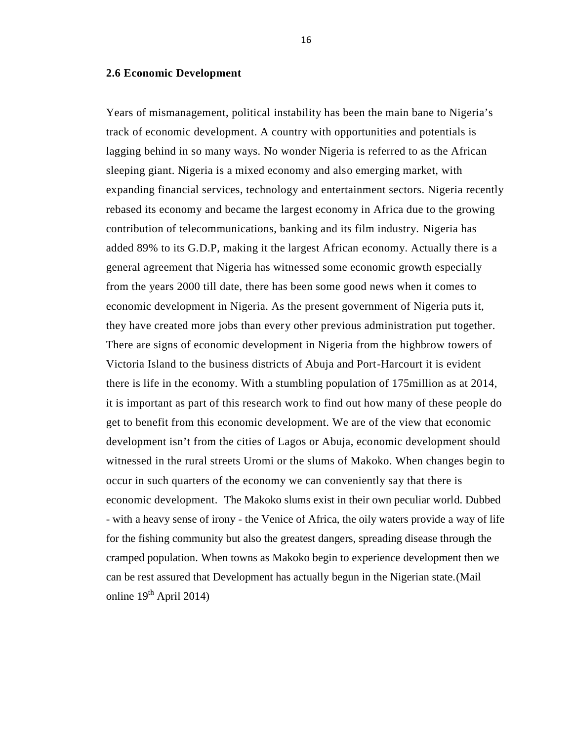## 2.6 Economic Development

Years of mismanagement, political instability has been the main bane to Nigeria's track of economic development. A country with opportunities and potentials is lagging behind in so many ways. No wonder Nigeria is referred to as the African sleeping giant. Nigeria is a mixed economy and also emerging market, with expanding financial services, technology and entertainment sectors. Nigeria recently rebased its economy and became the largest economy in Africa due to the growing contribution of telecommunications, banking and its film industry. Nigeria has added 89% to its G.D.P, making it the largest African economy. Actually there is a general agreement that Nigeria has witnessed some economic growth especially from the years 2000 till date, there has been some good news when it comes to economic development in Nigeria. As the present government of Nigeria puts it, they have created more jobs than every other previous administration put together. There are signs of economic development in Nigeria from the highbrow towers of Victoria Island to the business districts of Abuja and Port-Harcourt it is evident there is life in the economy. With a stumbling population of 175million as at 2014, it is important as part of this research work to find out how many of these people do get to benefit from this economic development. We are of the view that economic development isn't from the cities of Lagos or Abuja, economic development should witnessed in the rural streets Uromi or the slums of Makoko. When changes begin to occur in such quarters of the economy we can conveniently say that there is economic development. The Makoko slums exist in their own peculiar world. Dubbed - with a heavy sense of irony - the Venice of Africa, the oily waters provide a way of life for the fishing community but also the greatest dangers, spreading disease through the cramped population. When towns as Makoko begin to experience development then we can be rest assured that Development has actually begun in the Nigerian state.(Mail online 19th April 2014)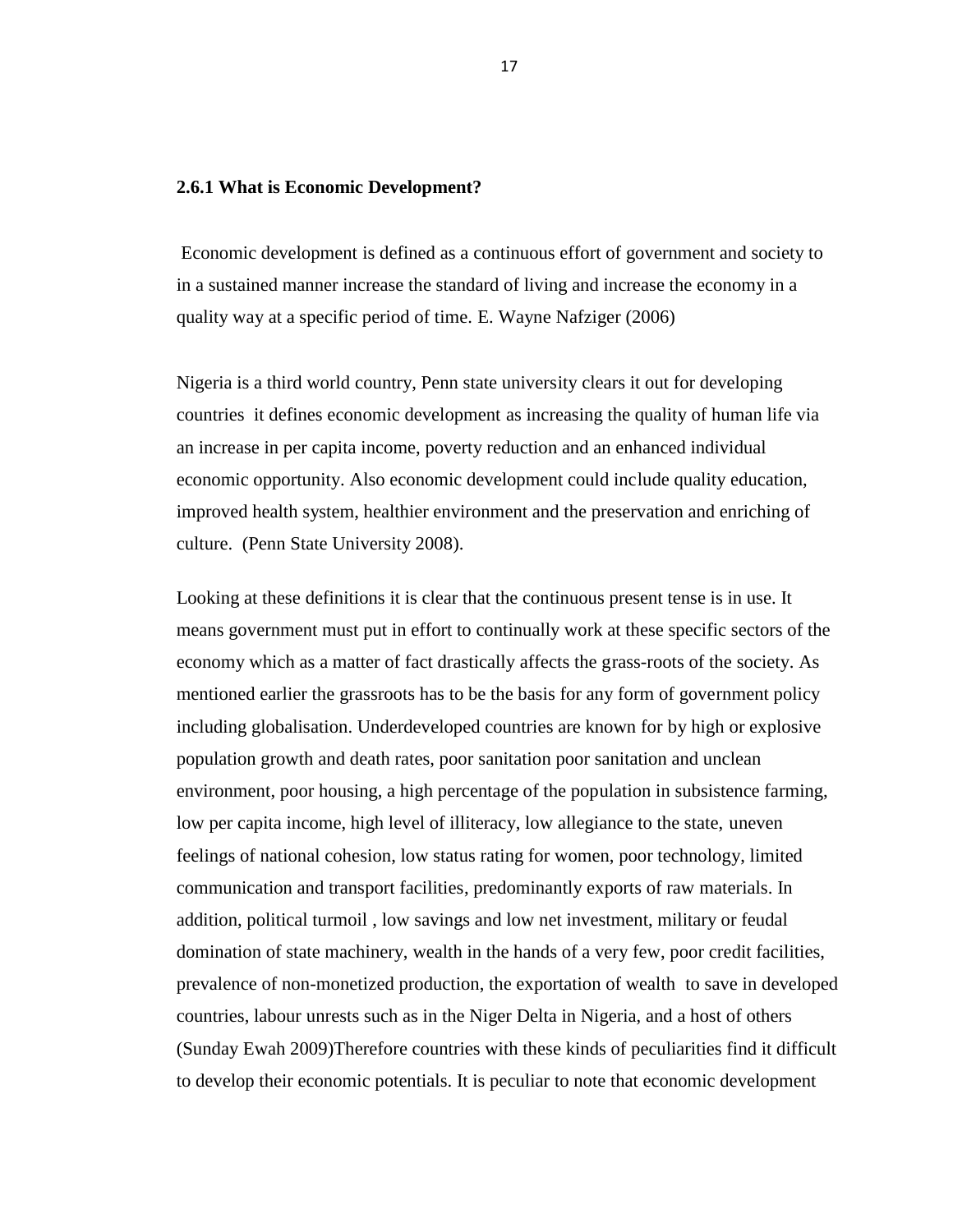### 2.6.1 What is Economic Development?

Economic development is defined as a continuous effort of government and society to in a sustained manner increase the standard of living and increase the economy in a quality way at a specific period of time. E. Wayne Nafziger (2006)

Nigeria is a third world country, Penn state university clears it out for developing countries it defines economic development as increasing the quality of human life via an increase in per capita income, poverty reduction and an enhanced individual economic opportunity. Also economic development could include quality education, improved health system, healthier environment and the preservation and enriching of culture. (Penn State University 2008).

Looking at these definitions it is clear that the continuous present tense is in use. It means government must put in effort to continually work at these specific sectors of the economy which as a matter of fact drastically affects the grass-roots of the society. As mentioned earlier the grassroots has to be the basis for any form of government policy including globalisation. Underdeveloped countries are known for by high or explosive population growth and death rates, poor sanitation poor sanitation and unclean environment, poor housing, a high percentage of the population in subsistence farming, low per capita income, high level of illiteracy, low allegiance to the state, uneven feelings of national cohesion, low status rating for women, poor technology, limited communication and transport facilities, predominantly exports of raw materials. In addition, political turmoil , low savings and low net investment, military or feudal domination of state machinery, wealth in the hands of a very few, poor credit facilities, prevalence of non-monetized production, the exportation of wealth to save in developed countries, labour unrests such as in the Niger Delta in Nigeria, and a host of others (Sunday Ewah 2009)Therefore countries with these kinds of peculiarities find it difficult to develop their economic potentials. It is peculiar to note that economic development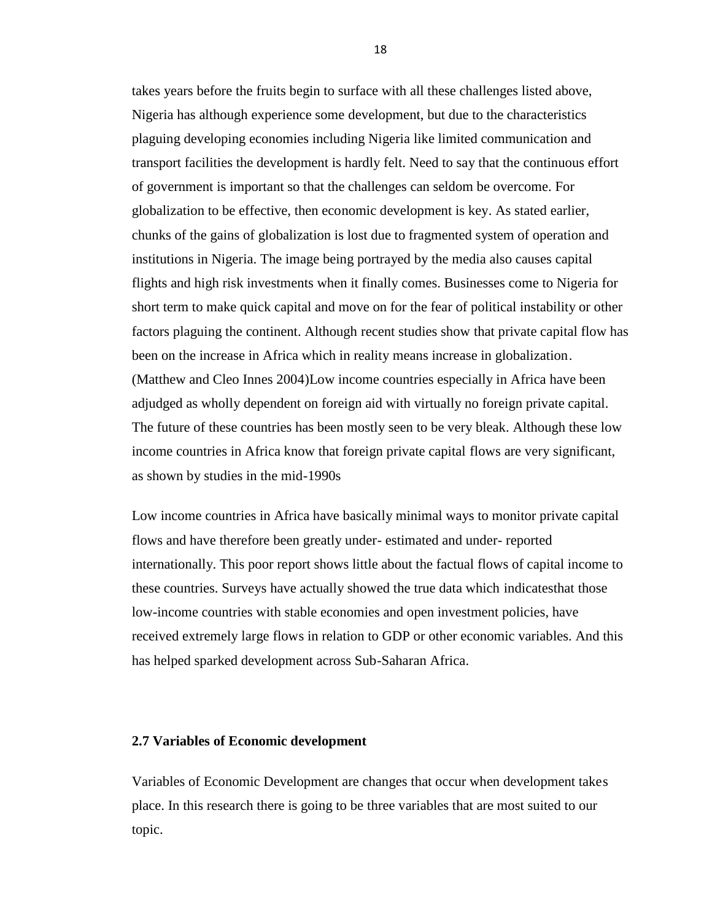takes years before the fruits begin to surface with all these challenges listed above, Nigeria has although experience some development, but due to the characteristics plaguing developing economies including Nigeria like limited communication and transport facilities the development is hardly felt. Need to say that the continuous effort of government is important so that the challenges can seldom be overcome. For globalization to be effective, then economic development is key. As stated earlier, chunks of the gains of globalization is lost due to fragmented system of operation and institutions in Nigeria. The image being portrayed by the media also causes capital flights and high risk investments when it finally comes. Businesses come to Nigeria for short term to make quick capital and move on for the fear of political instability or other factors plaguing the continent. Although recent studies show that private capital flow has been on the increase in Africa which in reality means increase in globalization. (Matthew and Cleo Innes 2004)Low income countries especially in Africa have been adjudged as wholly dependent on foreign aid with virtually no foreign private capital. The future of these countries has been mostly seen to be very bleak. Although these low income countries in Africa know that foreign private capital flows are very significant, as shown by studies in the mid-1990s

Low income countries in Africa have basically minimal ways to monitor private capital flows and have therefore been greatly under- estimated and under- reported internationally. This poor report shows little about the factual flows of capital income to these countries. Surveys have actually showed the true data which indicatesthat those low-income countries with stable economies and open investment policies, have received extremely large flows in relation to GDP or other economic variables. And this has helped sparked development across Sub-Saharan Africa.

### 2.7 Variables of Economic development

Variables of Economic Development are changes that occur when development takes place. In this research there is going to be three variables that are most suited to our topic.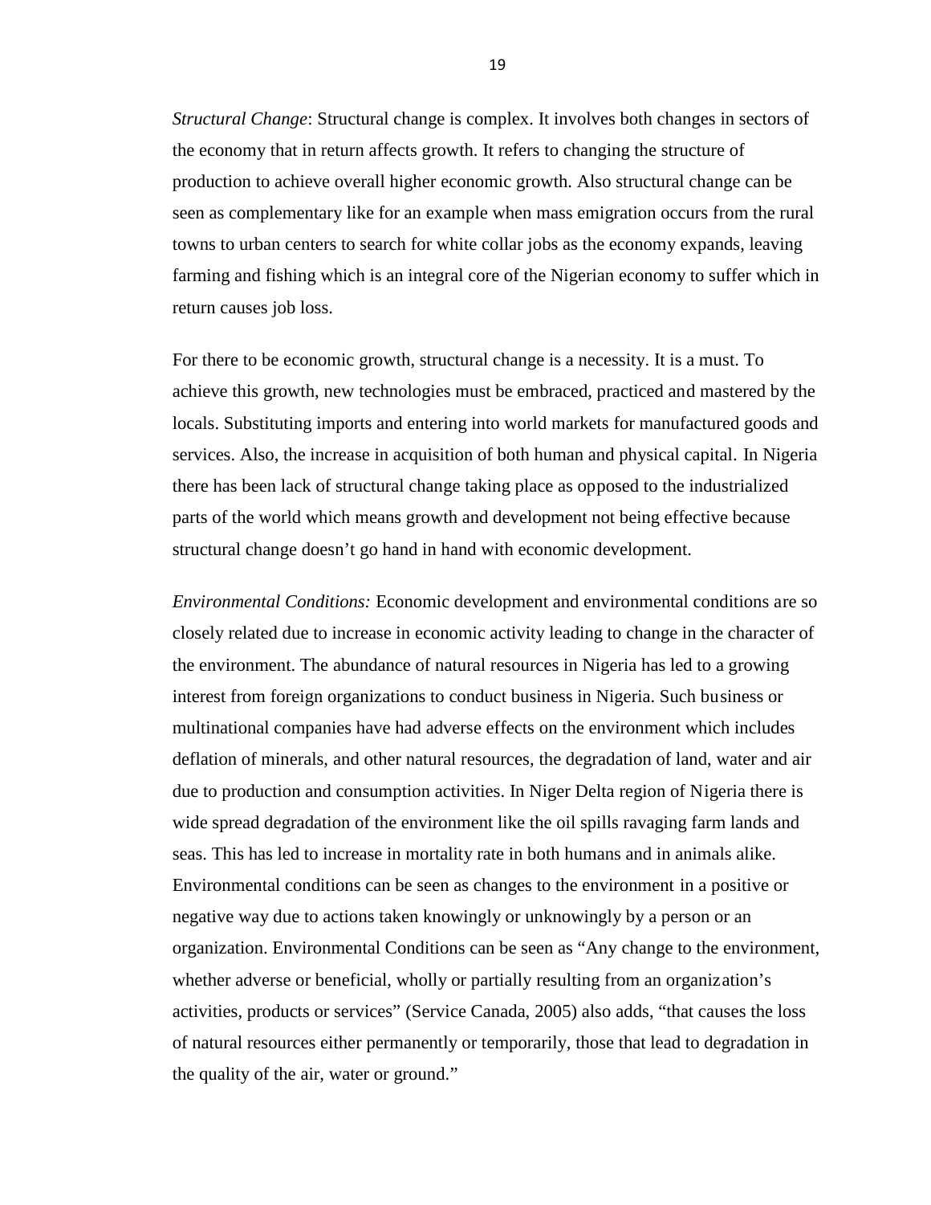*Structural Change*: Structural change is complex. It involves both changes in sectors of the economy that in return affects growth. It refers to changing the structure of production to achieve overall higher economic growth. Also structural change can be seen as complementary like for an example when mass emigration occurs from the rural towns to urban centers to search for white collar jobs as the economy expands, leaving farming and fishing which is an integral core of the Nigerian economy to suffer which in return causes job loss.

For there to be economic growth, structural change is a necessity. It is a must. To achieve this growth, new technologies must be embraced, practiced and mastered by the locals. Substituting imports and entering into world markets for manufactured goods and services. Also, the increase in acquisition of both human and physical capital. In Nigeria there has been lack of structural change taking place as opposed to the industrialized parts of the world which means growth and development not being effective because structural change doesn't go hand in hand with economic development.

*Environmental Conditions:* Economic development and environmental conditions are so closely related due to increase in economic activity leading to change in the character of the environment. The abundance of natural resources in Nigeria has led to a growing interest from foreign organizations to conduct business in Nigeria. Such business or multinational companies have had adverse effects on the environment which includes deflation of minerals, and other natural resources, the degradation of land, water and air due to production and consumption activities. In Niger Delta region of Nigeria there is wide spread degradation of the environment like the oil spills ravaging farm lands and seas. This has led to increase in mortality rate in both humans and in animals alike. Environmental conditions can be seen as changes to the environment in a positive or negative way due to actions taken knowingly or unknowingly by a person or an organization. Environmental Conditions can be seen as "Any change to the environment, whether adverse or beneficial, wholly or partially resulting from an organization's activities, products or services" (Service Canada, 2005) also adds, "that causes the loss of natural resources either permanently or temporarily, those that lead to degradation in the quality of the air, water or ground."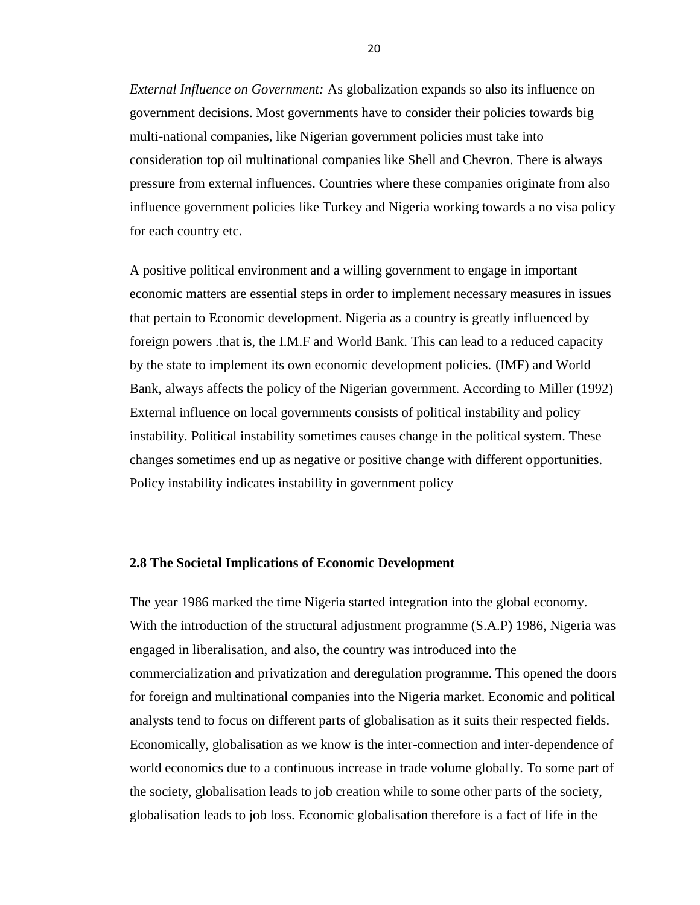*External Influence on Government:* As globalization expands so also its influence on government decisions. Most governments have to consider their policies towards big multi-national companies, like Nigerian government policies must take into consideration top oil multinational companies like Shell and Chevron. There is always pressure from external influences. Countries where these companies originate from also influence government policies like Turkey and Nigeria working towards a no visa policy for each country etc.

A positive political environment and a willing government to engage in important economic matters are essential steps in order to implement necessary measures in issues that pertain to Economic development. Nigeria as a country is greatly influenced by foreign powers .that is, the I.M.F and World Bank. This can lead to a reduced capacity by the state to implement its own economic development policies. (IMF) and World Bank, always affects the policy of the Nigerian government. According to Miller (1992) External influence on local governments consists of political instability and policy instability. Political instability sometimes causes change in the political system. These changes sometimes end up as negative or positive change with different opportunities. Policy instability indicates instability in government policy

**2.8 The Societal Implications of Economic Development**

The year 1986 marked the time Nigeria started integration into the global economy. With the introduction of the structural adjustment programme (S.A.P) 1986, Nigeria was engaged in liberalisation, and also, the country was introduced into the commercialization and privatization and deregulation programme. This opened the doors for foreign and multinational companies into the Nigeria market. Economic and political analysts tend to focus on different parts of globalisation as it suits their respected fields. Economically, globalisation as we know is the inter-connection and inter-dependence of world economics due to a continuous increase in trade volume globally. To some part of the society, globalisation leads to job creation while to some other parts of the society, globalisation leads to job loss. Economic globalisation therefore is a fact of life in the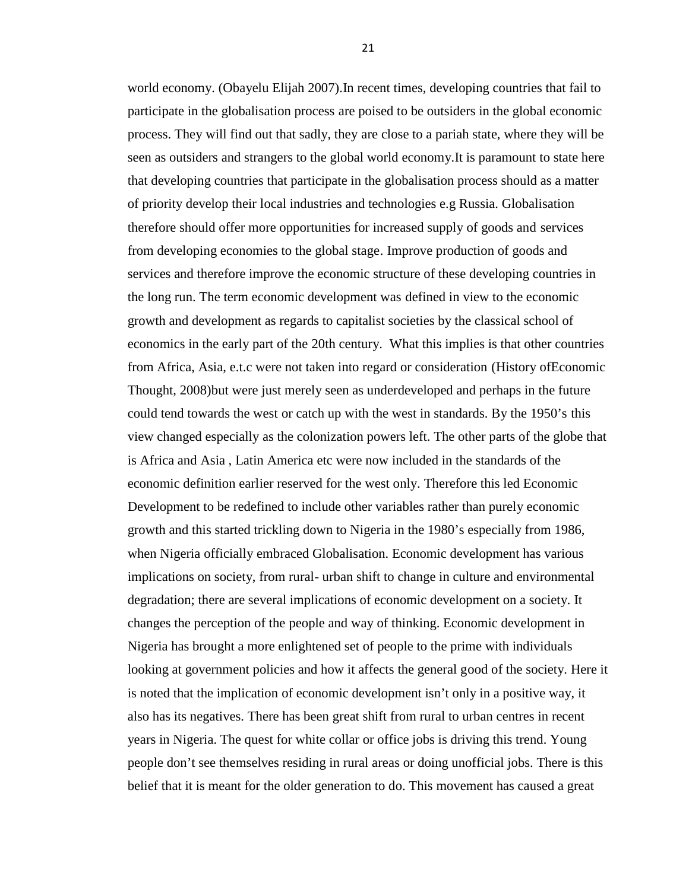world economy. (Obayelu Elijah 2007).In recent times, developing countries that fail to participate in the globalisation process are poised to be outsiders in the global economic process. They will find out that sadly, they are close to a pariah state, where they will be seen as outsiders and strangers to the global world economy.It is paramount to state here that developing countries that participate in the globalisation process should as a matter of priority develop their local industries and technologies e.g Russia. Globalisation therefore should offer more opportunities for increased supply of goods and services from developing economies to the global stage. Improve production of goods and services and therefore improve the economic structure of these developing countries in the long run. The term economic development was defined in view to the economic growth and development as regards to capitalist societies by the classical school of economics in the early part of the 20th century.  What this implies is that other countries from Africa, Asia, e.t.c were not taken into regard or consideration (History ofEconomic Thought, 2008)but were just merely seen as underdeveloped and perhaps in the future could tend towards the west or catch up with the west in standards. By the 1950's this view changed especially as the colonization powers left. The other parts of the globe that is Africa and Asia , Latin America etc were now included in the standards of the economic definition earlier reserved for the west only. Therefore this led Economic Development to be redefined to include other variables rather than purely economic growth and this started trickling down to Nigeria in the 1980's especially from 1986, when Nigeria officially embraced Globalisation. Economic development has various implications on society, from rural- urban shift to change in culture and environmental degradation; there are several implications of economic development on a society. It changes the perception of the people and way of thinking. Economic development in Nigeria has brought a more enlightened set of people to the prime with individuals looking at government policies and how it affects the general good of the society. Here it is noted that the implication of economic development isn't only in a positive way, it also has its negatives. There has been great shift from rural to urban centres in recent years in Nigeria. The quest for white collar or office jobs is driving this trend. Young people don't see themselves residing in rural areas or doing unofficial jobs. There is this belief that it is meant for the older generation to do. This movement has caused a great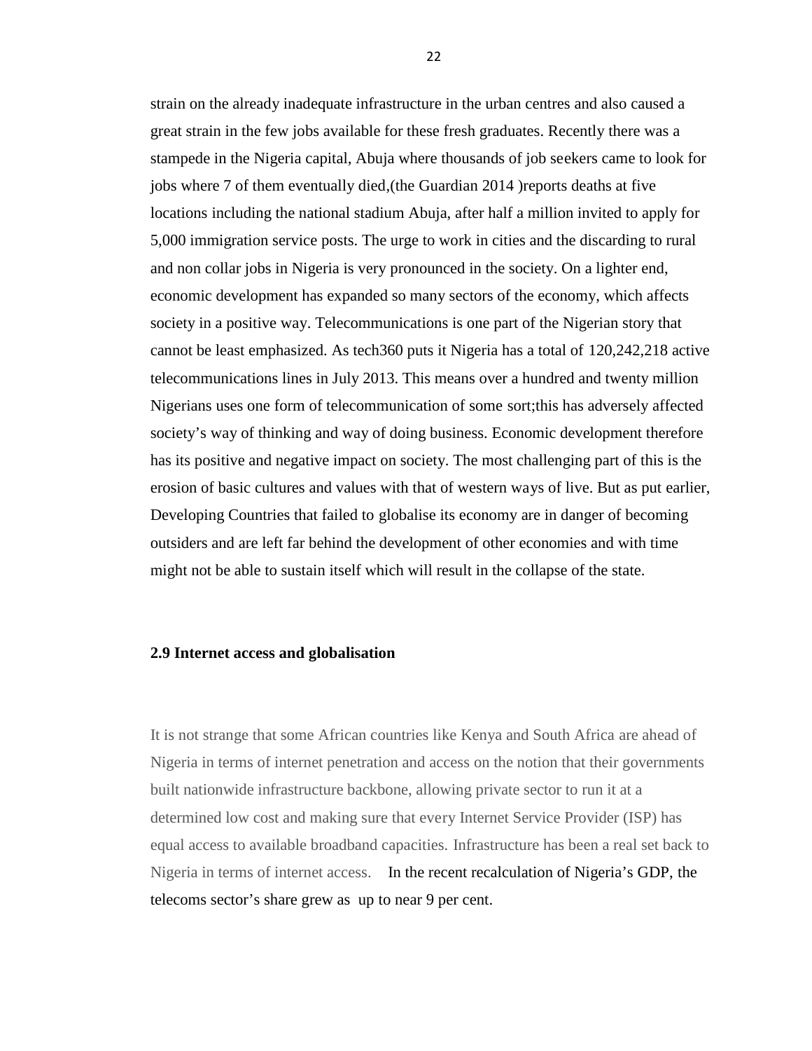strain on the already inadequate infrastructure in the urban centres and also caused a great strain in the few jobs available for these fresh graduates. Recently there was a stampede in the Nigeria capital, Abuja where thousands of job seekers came to look for jobs where 7 of them eventually died,(the Guardian 2014 )reports deaths at five locations including the national stadium Abuja, after half a million invited to apply for 5,000 immigration service posts. The urge to work in cities and the discarding to rural and non collar jobs in Nigeria is very pronounced in the society. On a lighter end, economic development has expanded so many sectors of the economy, which affects society in a positive way. Telecommunications is one part of the Nigerian story that cannot be least emphasized. As tech360 puts it Nigeria has a total of 120,242,218 active telecommunications lines in July 2013. This means over a hundred and twenty million Nigerians uses one form of telecommunication of some sort;this has adversely affected society's way of thinking and way of doing business. Economic development therefore has its positive and negative impact on society. The most challenging part of this is the erosion of basic cultures and values with that of western ways of live. But as put earlier, Developing Countries that failed to globalise its economy are in danger of becoming outsiders and are left far behind the development of other economies and with time might not be able to sustain itself which will result in the collapse of the state.

### 2.9 Internet access and globalisation

It is not strange that some African countries like Kenya and South Africa are ahead of Nigeria in terms of internet penetration and access on the notion that their governments built nationwide infrastructure backbone, allowing private sector to run it at a determined low cost and making sure that every Internet Service Provider (ISP) has equal access to available broadband capacities. Infrastructure has been a real set back to Nigeria in terms of internet access. In the recent recalculation of Nigeria's GDP, the telecoms sector's share grew as up to near 9 per cent.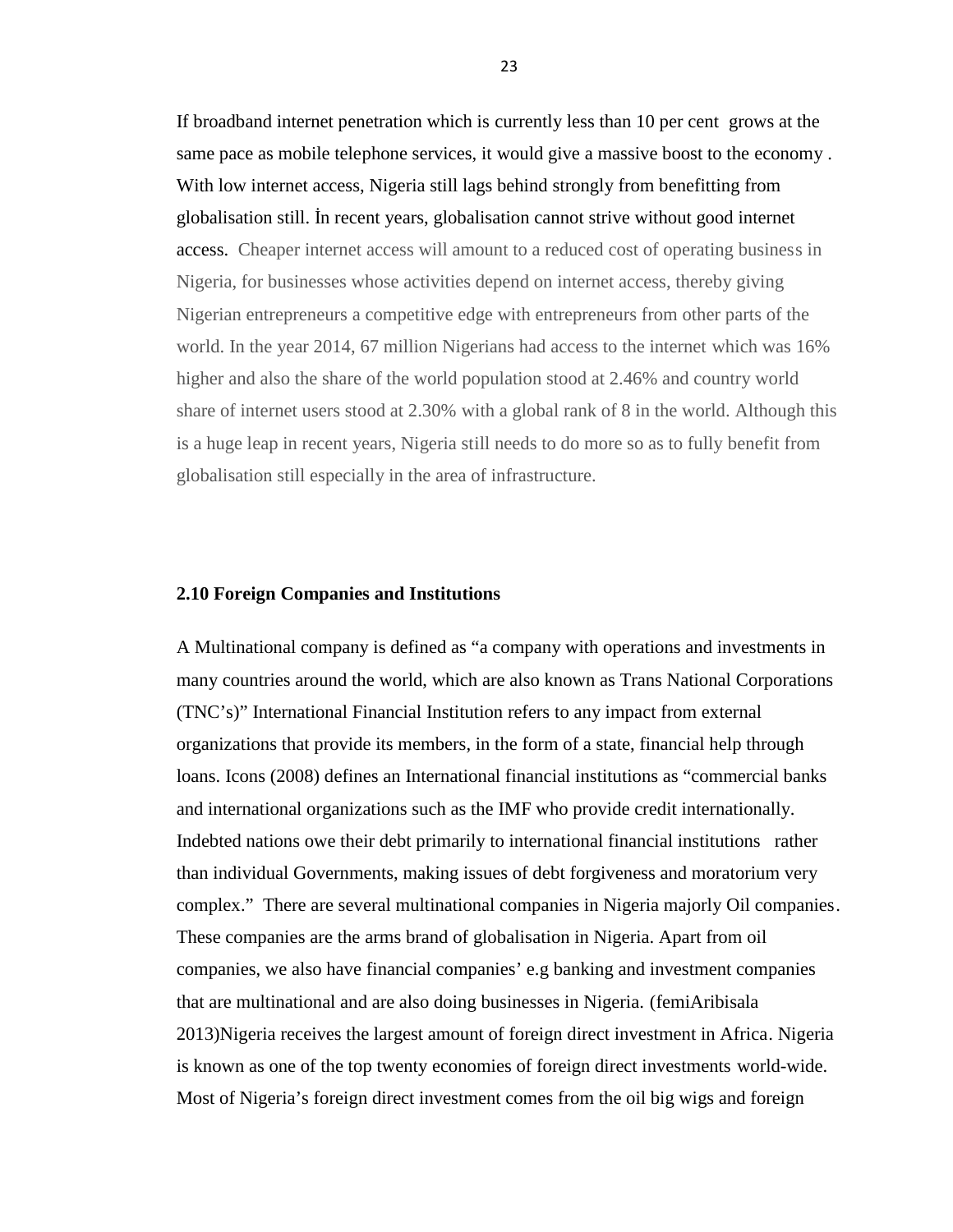If broadband internet penetration which is currently less than 10 per cent grows at the same pace as mobile telephone services, it would give a massive boost to the economy . With low internet access, Nigeria still lags behind strongly from benefitting from globalisation still. İn recent years, globalisation cannot strive without good internet access. Cheaper internet access will amount to a reduced cost of operating business in Nigeria, for businesses whose activities depend on internet access, thereby giving Nigerian entrepreneurs a competitive edge with entrepreneurs from other parts of the world. In the year 2014, 67 million Nigerians had access to the internet which was 16% higher and also the share of the world population stood at 2.46% and country world share of internet users stood at 2.30% with a global rank of 8 in the world. Although this is a huge leap in recent years, Nigeria still needs to do more so as to fully benefit from globalisation still especially in the area of infrastructure.

### 2.10 Foreign Companies and Institutions

A Multinational company is defined as "a company with operations and investments in many countries around the world, which are also known as Trans National Corporations (TNC's)" International Financial Institution refers to any impact from external organizations that provide its members, in the form of a state, financial help through loans. Icons (2008) defines an International financial institutions as "commercial banks and international organizations such as the IMF who provide credit internationally. Indebted nations owe their debt primarily to international financial institutions rather than individual Governments, making issues of debt forgiveness and moratorium very complex." There are several multinational companies in Nigeria majorly Oil companies. These companies are the arms brand of globalisation in Nigeria. Apart from oil companies, we also have financial companies' e.g banking and investment companies that are multinational and are also doing businesses in Nigeria. (femiAribisala 2013)Nigeria receives the largest amount of foreign direct investment in Africa. Nigeria is known as one of the top twenty economies of foreign direct investments world-wide. Most of Nigeria's foreign direct investment comes from the oil big wigs and foreign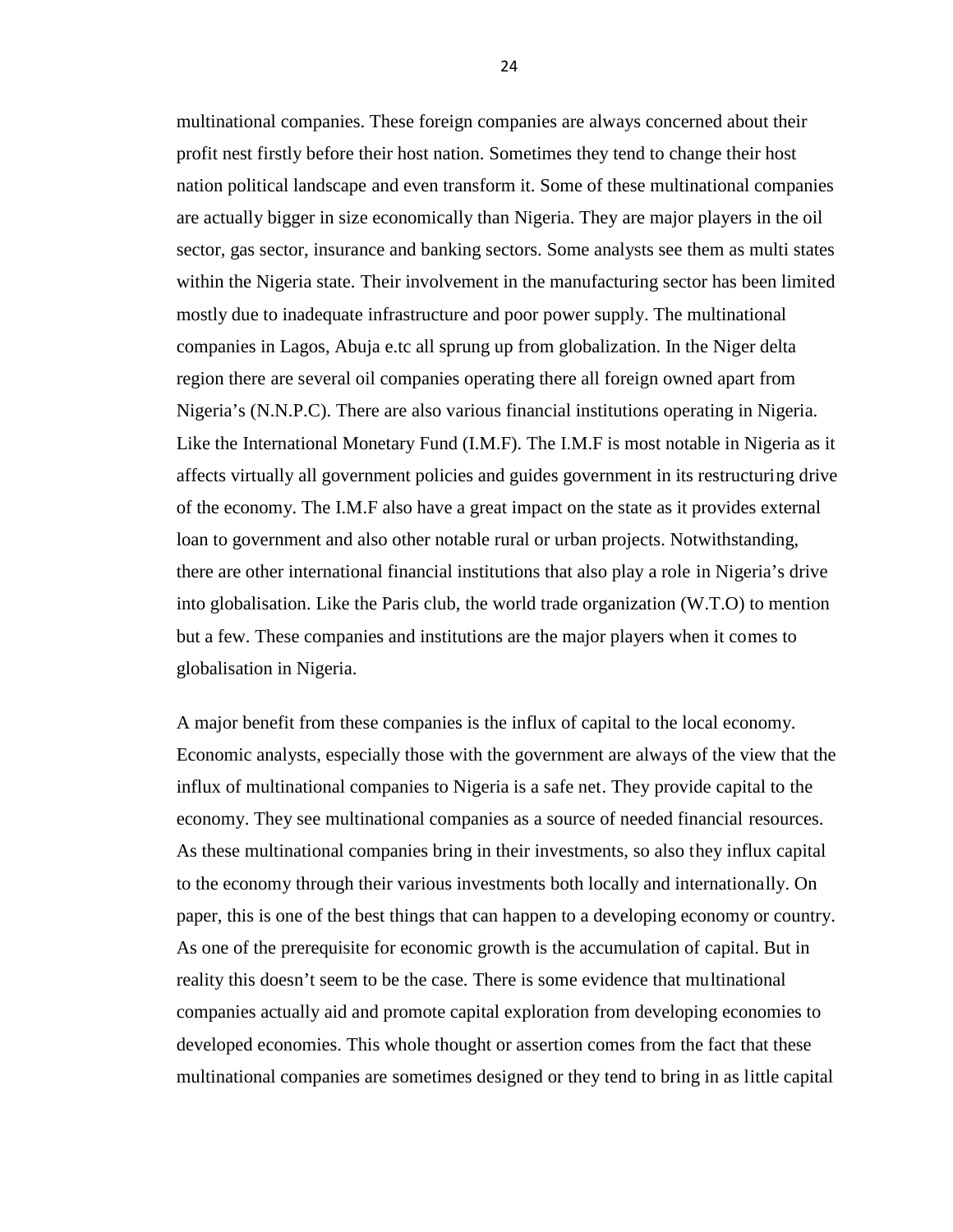multinational companies. These foreign companies are always concerned about their profit nest firstly before their host nation. Sometimes they tend to change their host nation political landscape and even transform it. Some of these multinational companies are actually bigger in size economically than Nigeria. They are major players in the oil sector, gas sector, insurance and banking sectors. Some analysts see them as multi states within the Nigeria state. Their involvement in the manufacturing sector has been limited mostly due to inadequate infrastructure and poor power supply. The multinational companies in Lagos, Abuja e.tc all sprung up from globalization. In the Niger delta region there are several oil companies operating there all foreign owned apart from Nigeria's (N.N.P.C). There are also various financial institutions operating in Nigeria. Like the International Monetary Fund (I.M.F). The I.M.F is most notable in Nigeria as it affects virtually all government policies and guides government in its restructuring drive of the economy. The I.M.F also have a great impact on the state as it provides external loan to government and also other notable rural or urban projects. Notwithstanding, there are other international financial institutions that also play a role in Nigeria's drive into globalisation. Like the Paris club, the world trade organization (W.T.O) to mention but a few. These companies and institutions are the major players when it comes to globalisation in Nigeria.

A major benefit from these companies is the influx of capital to the local economy. Economic analysts, especially those with the government are always of the view that the influx of multinational companies to Nigeria is a safe net. They provide capital to the economy. They see multinational companies as a source of needed financial resources. As these multinational companies bring in their investments, so also they influx capital to the economy through their various investments both locally and internationally. On paper, this is one of the best things that can happen to a developing economy or country. As one of the prerequisite for economic growth is the accumulation of capital. But in reality this doesn't seem to be the case. There is some evidence that multinational companies actually aid and promote capital exploration from developing economies to developed economies. This whole thought or assertion comes from the fact that these multinational companies are sometimes designed or they tend to bring in as little capital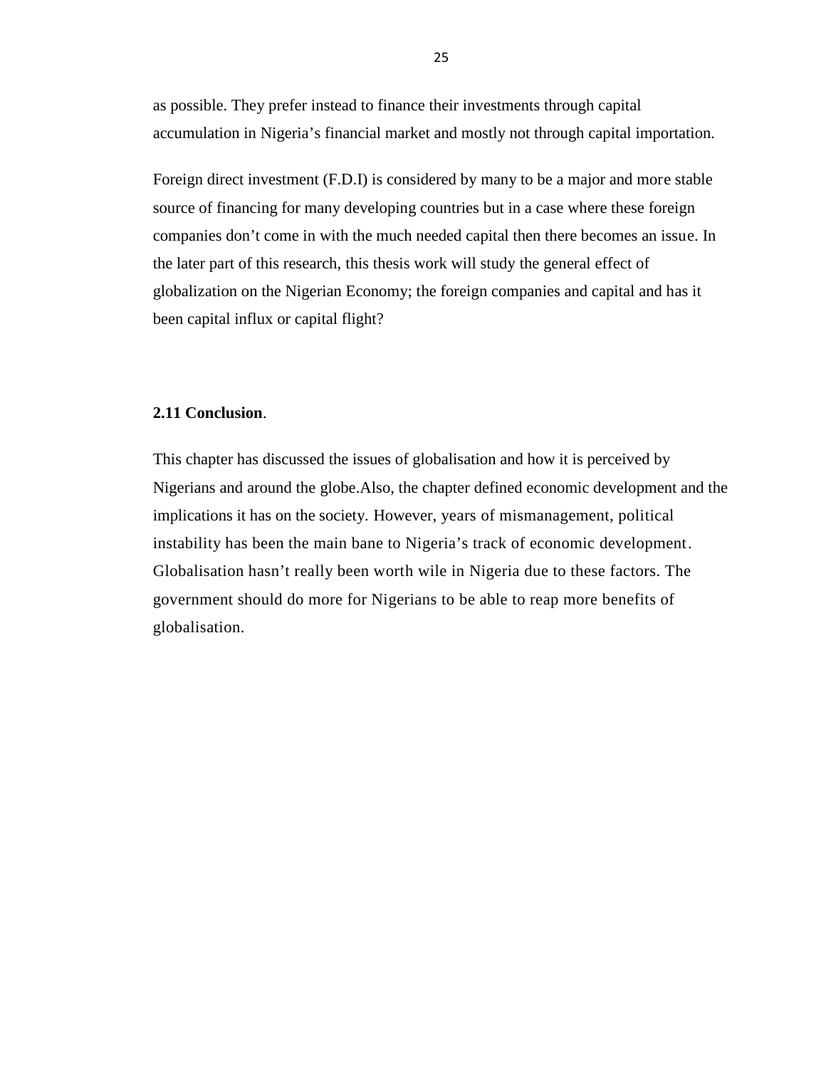as possible. They prefer instead to finance their investments through capital accumulation in Nigeria's financial market and mostly not through capital importation.

Foreign direct investment (F.D.I) is considered by many to be a major and more stable source of financing for many developing countries but in a case where these foreign companies don't come in with the much needed capital then there becomes an issue. In the later part of this research, this thesis work will study the general effect of globalization on the Nigerian Economy; the foreign companies and capital and has it been capital influx or capital flight?

## 2.11 Conclusion.

This chapter has discussed the issues of globalisation and how it is perceived by Nigerians and around the globe.Also, the chapter defined economic development and the implications it has on the society. However, years of mismanagement, political instability has been the main bane to Nigeria's track of economic development. Globalisation hasn't really been worth wile in Nigeria due to these factors. The government should do more for Nigerians to be able to reap more benefits of globalisation.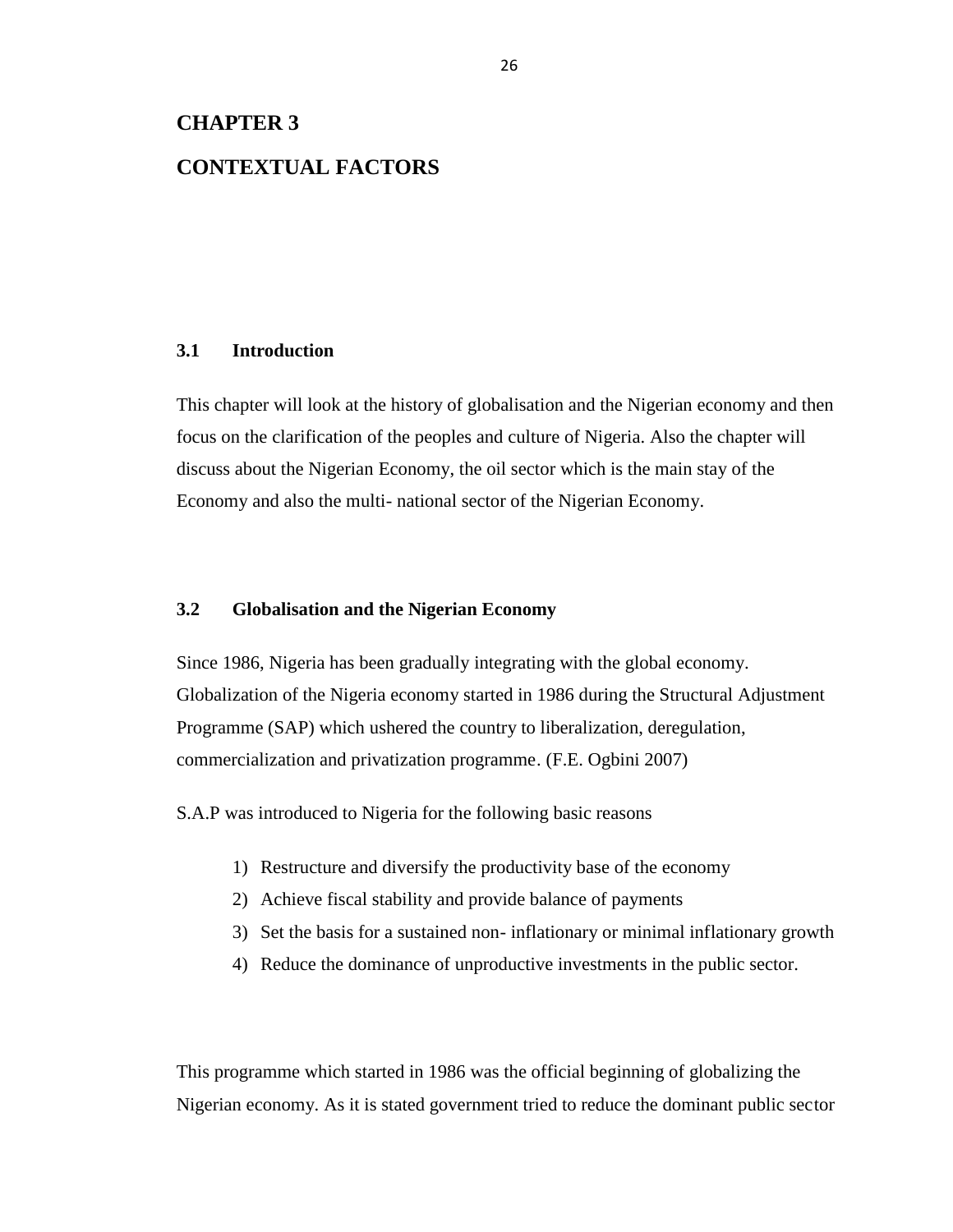# CHAPTER 3

# CONTEXTUAL FACTORS

## 3.1 Introduction

This chapter will look at the history of globalisation and the Nigerian economy and then focus on the clarification of the peoples and culture of Nigeria. Also the chapter will discuss about the Nigerian Economy, the oil sector which is the main stay of the Economy and also the multi- national sector of the Nigerian Economy.

## 3.2 Globalisation and the Nigerian Economy

Since 1986, Nigeria has been gradually integrating with the global economy. Globalization of the Nigeria economy started in 1986 during the Structural Adjustment Programme (SAP) which ushered the country to liberalization, deregulation, commercialization and privatization programme. (F.E. Ogbini 2007)

S.A.P was introduced to Nigeria for the following basic reasons

1) Restructure and diversify the productivity base of the economy
2) Achieve fiscal stability and provide balance of payments
3) Set the basis for a sustained non- inflationary or minimal inflationary growth
4) Reduce the dominance of unproductive investments in the public sector.

This programme which started in 1986 was the official beginning of globalizing the Nigerian economy. As it is stated government tried to reduce the dominant public sector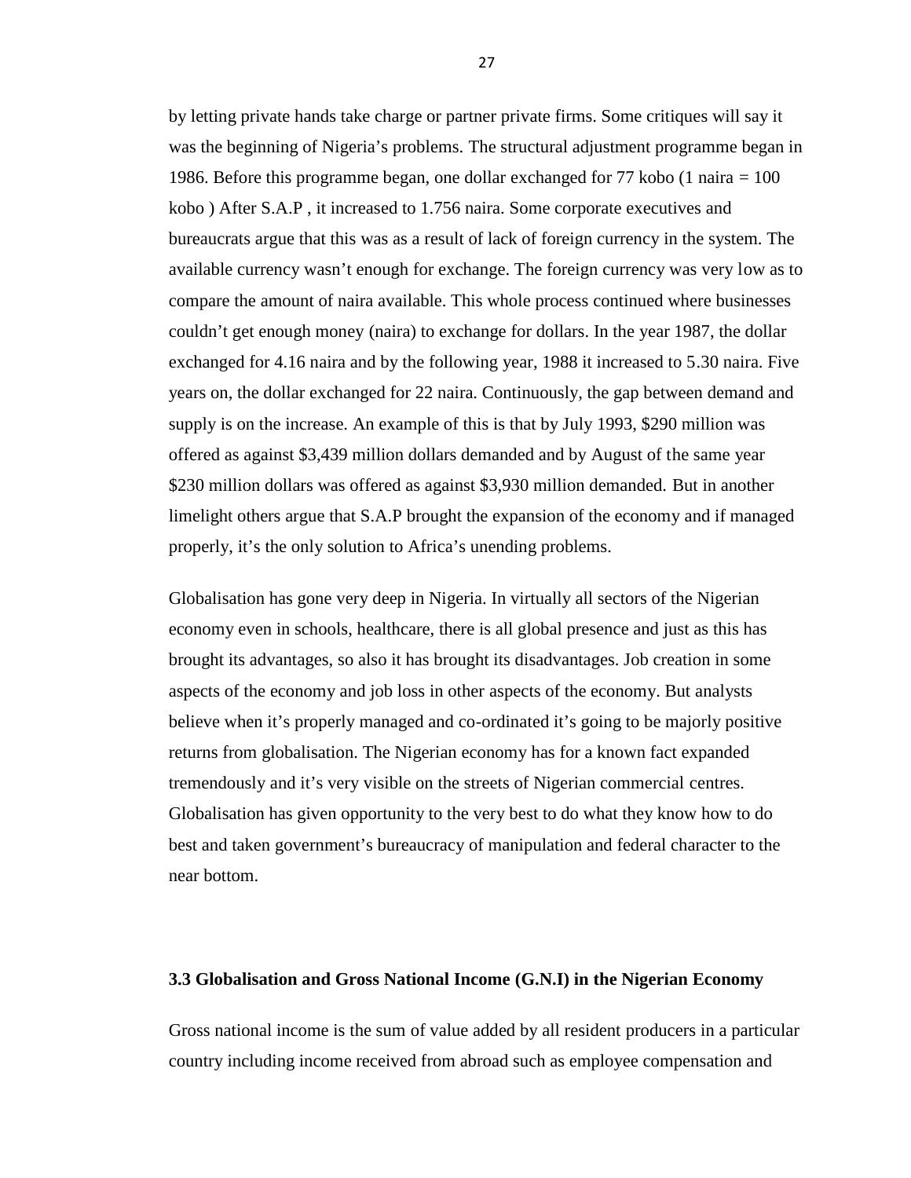by letting private hands take charge or partner private firms. Some critiques will say it was the beginning of Nigeria's problems. The structural adjustment programme began in 1986. Before this programme began, one dollar exchanged for 77 kobo (1 naira = 100 kobo ) After S.A.P , it increased to 1.756 naira. Some corporate executives and bureaucrats argue that this was as a result of lack of foreign currency in the system. The available currency wasn't enough for exchange. The foreign currency was very low as to compare the amount of naira available. This whole process continued where businesses couldn't get enough money (naira) to exchange for dollars. In the year 1987, the dollar exchanged for 4.16 naira and by the following year, 1988 it increased to 5.30 naira. Five years on, the dollar exchanged for 22 naira. Continuously, the gap between demand and supply is on the increase. An example of this is that by July 1993, $290 million was offered as against $3,439 million dollars demanded and by August of the same year $230 million dollars was offered as against $3,930 million demanded. But in another limelight others argue that S.A.P brought the expansion of the economy and if managed properly, it's the only solution to Africa's unending problems.

Globalisation has gone very deep in Nigeria. In virtually all sectors of the Nigerian economy even in schools, healthcare, there is all global presence and just as this has brought its advantages, so also it has brought its disadvantages. Job creation in some aspects of the economy and job loss in other aspects of the economy. But analysts believe when it's properly managed and co-ordinated it's going to be majorly positive returns from globalisation. The Nigerian economy has for a known fact expanded tremendously and it's very visible on the streets of Nigerian commercial centres. Globalisation has given opportunity to the very best to do what they know how to do best and taken government's bureaucracy of manipulation and federal character to the near bottom.

### 3.3 Globalisation and Gross National Income (G.N.I) in the Nigerian Economy

Gross national income is the sum of value added by all resident producers in a particular country including income received from abroad such as employee compensation and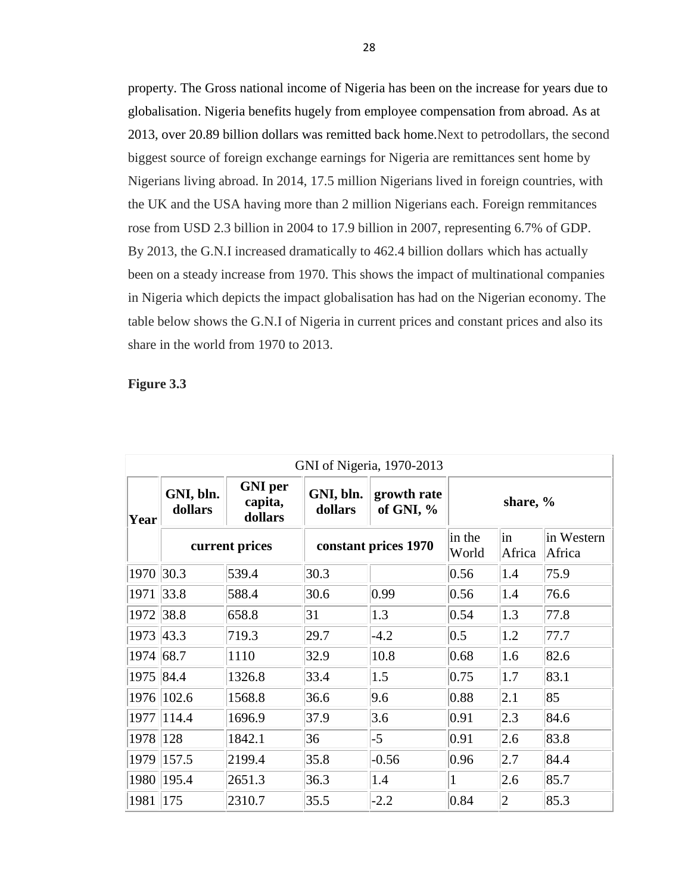property. The Gross national income of Nigeria has been on the increase for years due to globalisation. Nigeria benefits hugely from employee compensation from abroad. As at 2013, over 20.89 billion dollars was remitted back home.Next to petrodollars, the second biggest source of foreign exchange earnings for Nigeria are remittances sent home by Nigerians living abroad. In 2014, 17.5 million Nigerians lived in foreign countries, with the UK and the USA having more than 2 million Nigerians each. Foreign remmitances rose from USD 2.3 billion in 2004 to 17.9 billion in 2007, representing 6.7% of GDP. By 2013, the G.N.I increased dramatically to 462.4 billion dollars which has actually been on a steady increase from 1970. This shows the impact of multinational companies in Nigeria which depicts the impact globalisation has had on the Nigerian economy. The table below shows the G.N.I of Nigeria in current prices and constant prices and also its share in the world from 1970 to 2013.

**Figure 3.3**

GNI of Nigeria, 1970-2013

| Year | GNI, bln. dollars | GNI per capita, dollars | GNI, bln. dollars | growth rate of GNI, % | share, % | | |
|---|---|---|---|---|---|---|---|
| | current prices | | constant prices 1970 | | in the World | in Africa | in Western Africa |
| 1970 | 30.3 | 539.4 | 30.3 | | 0.56 | 1.4 | 75.9 |
| 1971 | 33.8 | 588.4 | 30.6 | 0.99 | 0.56 | 1.4 | 76.6 |
| 1972 | 38.8 | 658.8 | 31 | 1.3 | 0.54 | 1.3 | 77.8 |
| 1973 | 43.3 | 719.3 | 29.7 | -4.2 | 0.5 | 1.2 | 77.7 |
| 1974 | 68.7 | 1110 | 32.9 | 10.8 | 0.68 | 1.6 | 82.6 |
| 1975 | 84.4 | 1326.8 | 33.4 | 1.5 | 0.75 | 1.7 | 83.1 |
| 1976 | 102.6 | 1568.8 | 36.6 | 9.6 | 0.88 | 2.1 | 85 |
| 1977 | 114.4 | 1696.9 | 37.9 | 3.6 | 0.91 | 2.3 | 84.6 |
| 1978 | 128 | 1842.1 | 36 | -5 | 0.91 | 2.6 | 83.8 |
| 1979 | 157.5 | 2199.4 | 35.8 | -0.56 | 0.96 | 2.7 | 84.4 |
| 1980 | 195.4 | 2651.3 | 36.3 | 1.4 | 1 | 2.6 | 85.7 |
| 1981 | 175 | 2310.7 | 35.5 | -2.2 | 0.84 | 2 | 85.3 |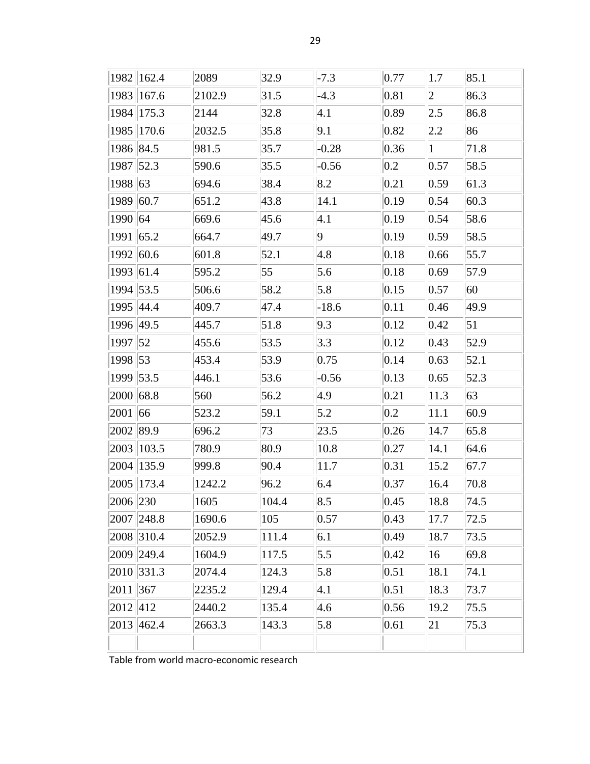| 1982 | 162.4 | 2089 | 32.9 | -7.3 | 0.77 | 1.7 | 85.1 |
|---|---|---|---|---|---|---|---|
| 1983 | 167.6 | 2102.9 | 31.5 | -4.3 | 0.81 | 2 | 86.3 |
| 1984 | 175.3 | 2144 | 32.8 | 4.1 | 0.89 | 2.5 | 86.8 |
| 1985 | 170.6 | 2032.5 | 35.8 | 9.1 | 0.82 | 2.2 | 86 |
| 1986 | 84.5 | 981.5 | 35.7 | -0.28 | 0.36 | 1 | 71.8 |
| 1987 | 52.3 | 590.6 | 35.5 | -0.56 | 0.2 | 0.57 | 58.5 |
| 1988 | 63 | 694.6 | 38.4 | 8.2 | 0.21 | 0.59 | 61.3 |
| 1989 | 60.7 | 651.2 | 43.8 | 14.1 | 0.19 | 0.54 | 60.3 |
| 1990 | 64 | 669.6 | 45.6 | 4.1 | 0.19 | 0.54 | 58.6 |
| 1991 | 65.2 | 664.7 | 49.7 | 9 | 0.19 | 0.59 | 58.5 |
| 1992 | 60.6 | 601.8 | 52.1 | 4.8 | 0.18 | 0.66 | 55.7 |
| 1993 | 61.4 | 595.2 | 55 | 5.6 | 0.18 | 0.69 | 57.9 |
| 1994 | 53.5 | 506.6 | 58.2 | 5.8 | 0.15 | 0.57 | 60 |
| 1995 | 44.4 | 409.7 | 47.4 | -18.6 | 0.11 | 0.46 | 49.9 |
| 1996 | 49.5 | 445.7 | 51.8 | 9.3 | 0.12 | 0.42 | 51 |
| 1997 | 52 | 455.6 | 53.5 | 3.3 | 0.12 | 0.43 | 52.9 |
| 1998 | 53 | 453.4 | 53.9 | 0.75 | 0.14 | 0.63 | 52.1 |
| 1999 | 53.5 | 446.1 | 53.6 | -0.56 | 0.13 | 0.65 | 52.3 |
| 2000 | 68.8 | 560 | 56.2 | 4.9 | 0.21 | 11.3 | 63 |
| 2001 | 66 | 523.2 | 59.1 | 5.2 | 0.2 | 11.1 | 60.9 |
| 2002 | 89.9 | 696.2 | 73 | 23.5 | 0.26 | 14.7 | 65.8 |
| 2003 | 103.5 | 780.9 | 80.9 | 10.8 | 0.27 | 14.1 | 64.6 |
| 2004 | 135.9 | 999.8 | 90.4 | 11.7 | 0.31 | 15.2 | 67.7 |
| 2005 | 173.4 | 1242.2 | 96.2 | 6.4 | 0.37 | 16.4 | 70.8 |
| 2006 | 230 | 1605 | 104.4 | 8.5 | 0.45 | 18.8 | 74.5 |
| 2007 | 248.8 | 1690.6 | 105 | 0.57 | 0.43 | 17.7 | 72.5 |
| 2008 | 310.4 | 2052.9 | 111.4 | 6.1 | 0.49 | 18.7 | 73.5 |
| 2009 | 249.4 | 1604.9 | 117.5 | 5.5 | 0.42 | 16 | 69.8 |
| 2010 | 331.3 | 2074.4 | 124.3 | 5.8 | 0.51 | 18.1 | 74.1 |
| 2011 | 367 | 2235.2 | 129.4 | 4.1 | 0.51 | 18.3 | 73.7 |
| 2012 | 412 | 2440.2 | 135.4 | 4.6 | 0.56 | 19.2 | 75.5 |
| 2013 | 462.4 | 2663.3 | 143.3 | 5.8 | 0.61 | 21 | 75.3 |
| | | | | | | | |

Table from world macro-economic research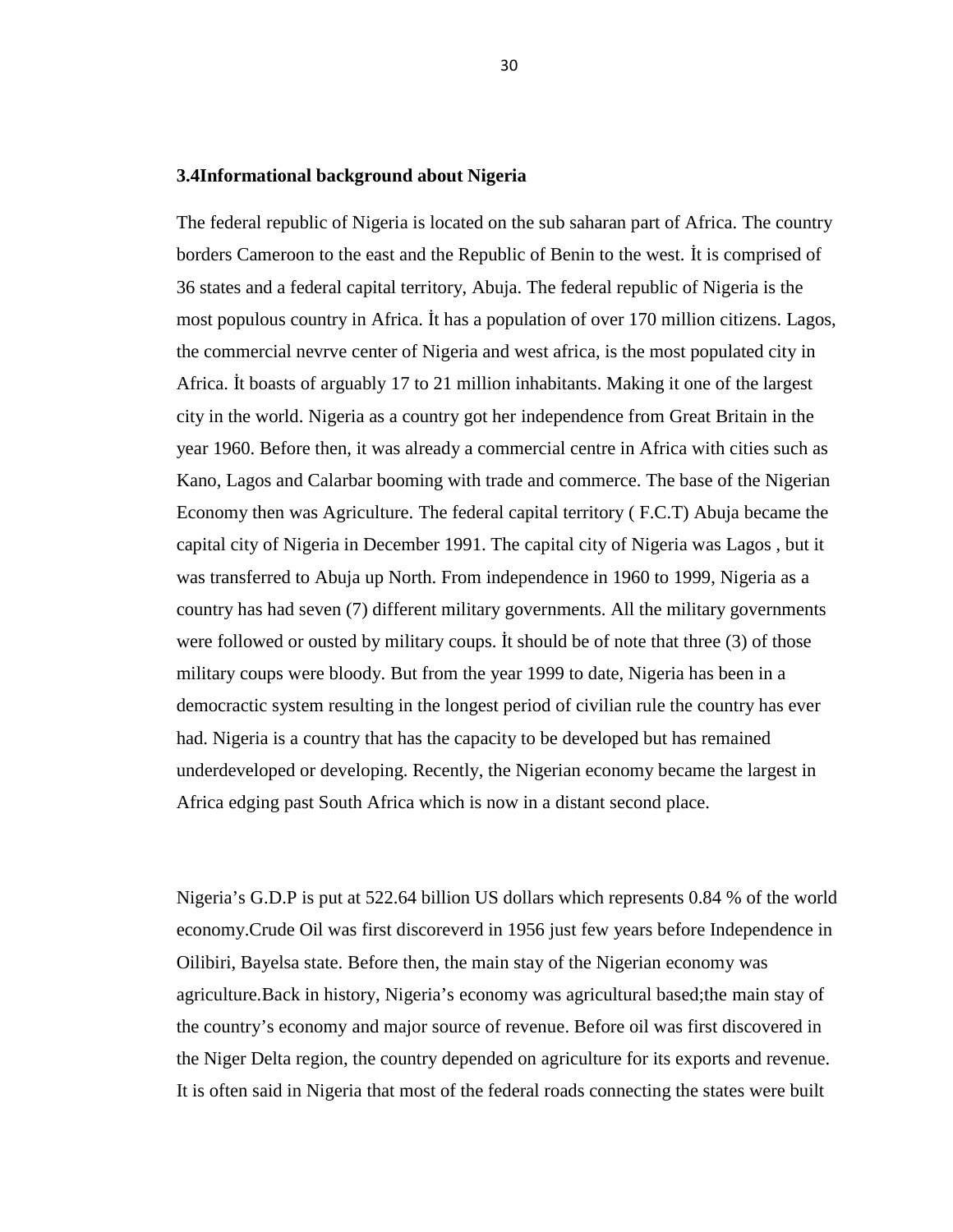### 3.4Informational background about Nigeria

The federal republic of Nigeria is located on the sub saharan part of Africa. The country borders Cameroon to the east and the Republic of Benin to the west. İt is comprised of 36 states and a federal capital territory, Abuja. The federal republic of Nigeria is the most populous country in Africa. İt has a population of over 170 million citizens. Lagos, the commercial nevrve center of Nigeria and west africa, is the most populated city in Africa. İt boasts of arguably 17 to 21 million inhabitants. Making it one of the largest city in the world. Nigeria as a country got her independence from Great Britain in the year 1960. Before then, it was already a commercial centre in Africa with cities such as Kano, Lagos and Calarbar booming with trade and commerce. The base of the Nigerian Economy then was Agriculture. The federal capital territory ( F.C.T) Abuja became the capital city of Nigeria in December 1991. The capital city of Nigeria was Lagos , but it was transferred to Abuja up North. From independence in 1960 to 1999, Nigeria as a country has had seven (7) different military governments. All the military governments were followed or ousted by military coups. İt should be of note that three (3) of those military coups were bloody. But from the year 1999 to date, Nigeria has been in a democractic system resulting in the longest period of civilian rule the country has ever had. Nigeria is a country that has the capacity to be developed but has remained underdeveloped or developing. Recently, the Nigerian economy became the largest in Africa edging past South Africa which is now in a distant second place.

Nigeria's G.D.P is put at 522.64 billion US dollars which represents 0.84 % of the world economy.Crude Oil was first discoreverd in 1956 just few years before Independence in Oilibiri, Bayelsa state. Before then, the main stay of the Nigerian economy was agriculture.Back in history, Nigeria's economy was agricultural based;the main stay of the country's economy and major source of revenue. Before oil was first discovered in the Niger Delta region, the country depended on agriculture for its exports and revenue. It is often said in Nigeria that most of the federal roads connecting the states were built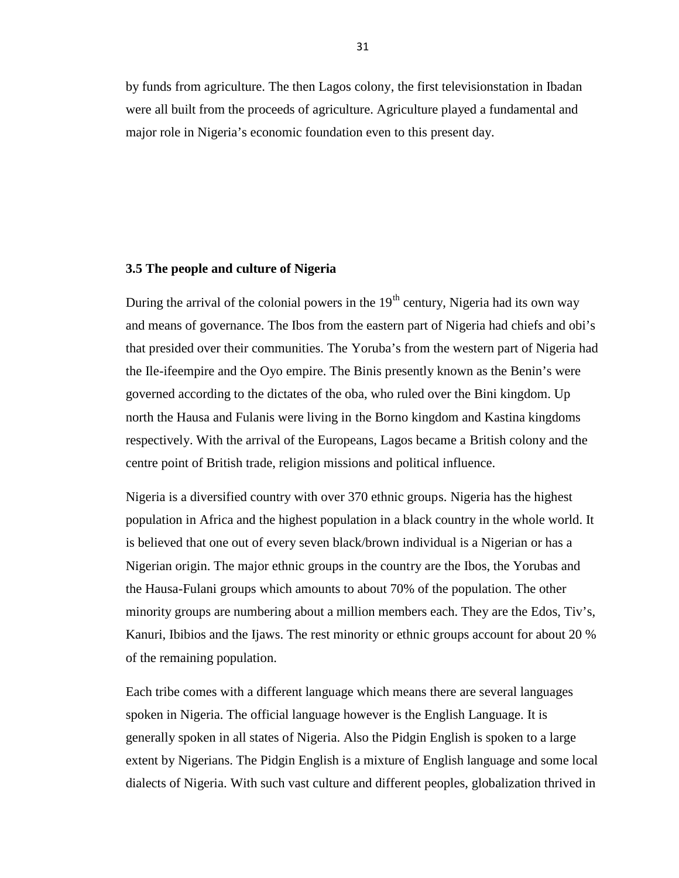by funds from agriculture. The then Lagos colony, the first televisionstation in Ibadan were all built from the proceeds of agriculture. Agriculture played a fundamental and major role in Nigeria's economic foundation even to this present day.

### 3.5 The people and culture of Nigeria

During the arrival of the colonial powers in the $19^{th}$ century, Nigeria had its own way and means of governance. The Ibos from the eastern part of Nigeria had chiefs and obi's that presided over their communities. The Yoruba's from the western part of Nigeria had the Ile-ifeempire and the Oyo empire. The Binis presently known as the Benin's were governed according to the dictates of the oba, who ruled over the Bini kingdom. Up north the Hausa and Fulanis were living in the Borno kingdom and Kastina kingdoms respectively. With the arrival of the Europeans, Lagos became a British colony and the centre point of British trade, religion missions and political influence.

Nigeria is a diversified country with over 370 ethnic groups. Nigeria has the highest population in Africa and the highest population in a black country in the whole world. It is believed that one out of every seven black/brown individual is a Nigerian or has a Nigerian origin. The major ethnic groups in the country are the Ibos, the Yorubas and the Hausa-Fulani groups which amounts to about 70% of the population. The other minority groups are numbering about a million members each. They are the Edos, Tiv's, Kanuri, Ibibios and the Ijaws. The rest minority or ethnic groups account for about 20 % of the remaining population.

Each tribe comes with a different language which means there are several languages spoken in Nigeria. The official language however is the English Language. It is generally spoken in all states of Nigeria. Also the Pidgin English is spoken to a large extent by Nigerians. The Pidgin English is a mixture of English language and some local dialects of Nigeria. With such vast culture and different peoples, globalization thrived in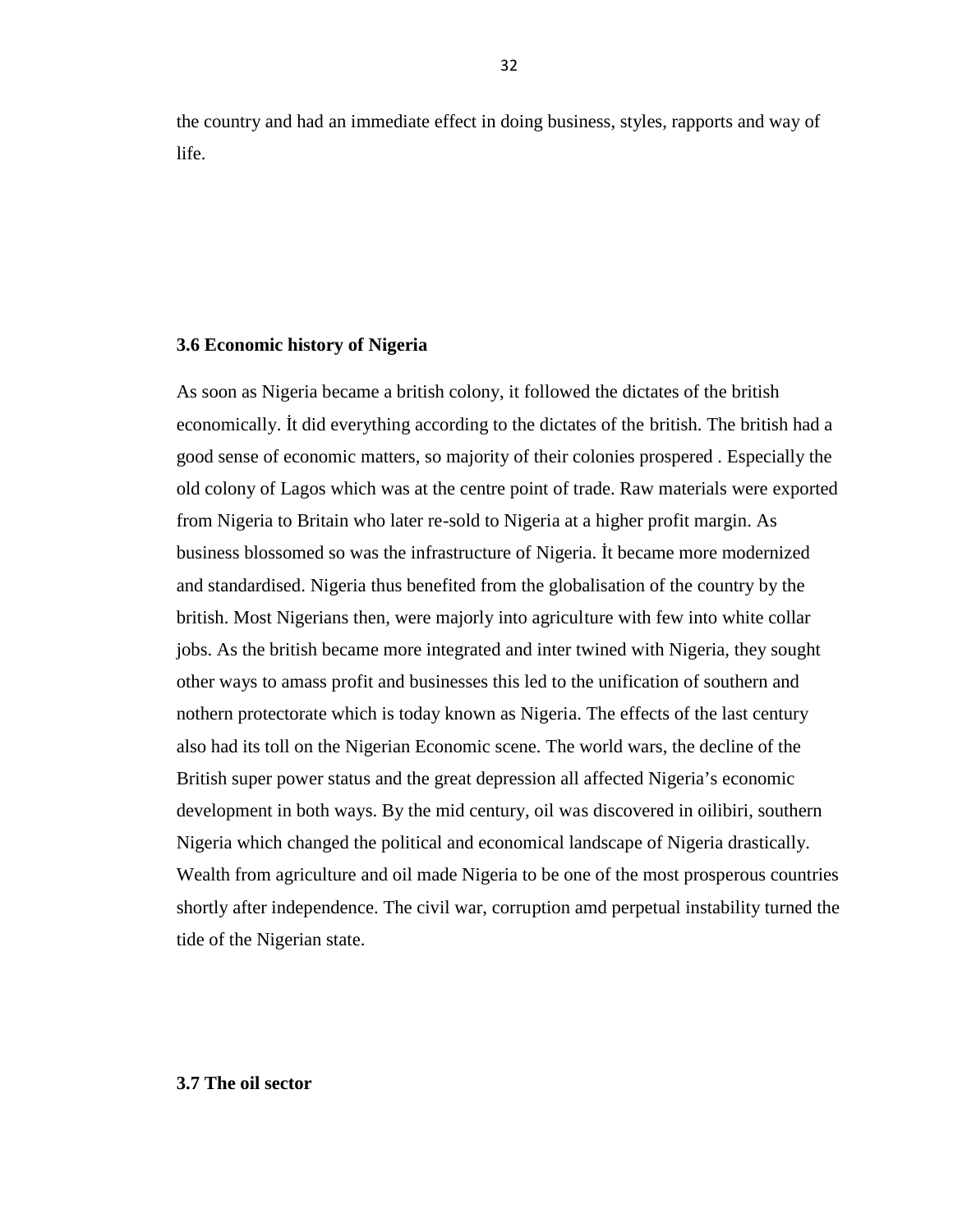the country and had an immediate effect in doing business, styles, rapports and way of life.

### 3.6 Economic history of Nigeria

As soon as Nigeria became a british colony, it followed the dictates of the british economically. İt did everything according to the dictates of the british. The british had a good sense of economic matters, so majority of their colonies prospered . Especially the old colony of Lagos which was at the centre point of trade. Raw materials were exported from Nigeria to Britain who later re-sold to Nigeria at a higher profit margin. As business blossomed so was the infrastructure of Nigeria. İt became more modernized and standardised. Nigeria thus benefited from the globalisation of the country by the british. Most Nigerians then, were majorly into agriculture with few into white collar jobs. As the british became more integrated and inter twined with Nigeria, they sought other ways to amass profit and businesses this led to the unification of southern and nothern protectorate which is today known as Nigeria. The effects of the last century also had its toll on the Nigerian Economic scene. The world wars, the decline of the British super power status and the great depression all affected Nigeria's economic development in both ways. By the mid century, oil was discovered in oilibiri, southern Nigeria which changed the political and economical landscape of Nigeria drastically. Wealth from agriculture and oil made Nigeria to be one of the most prosperous countries shortly after independence. The civil war, corruption amd perpetual instability turned the tide of the Nigerian state.

### 3.7 The oil sector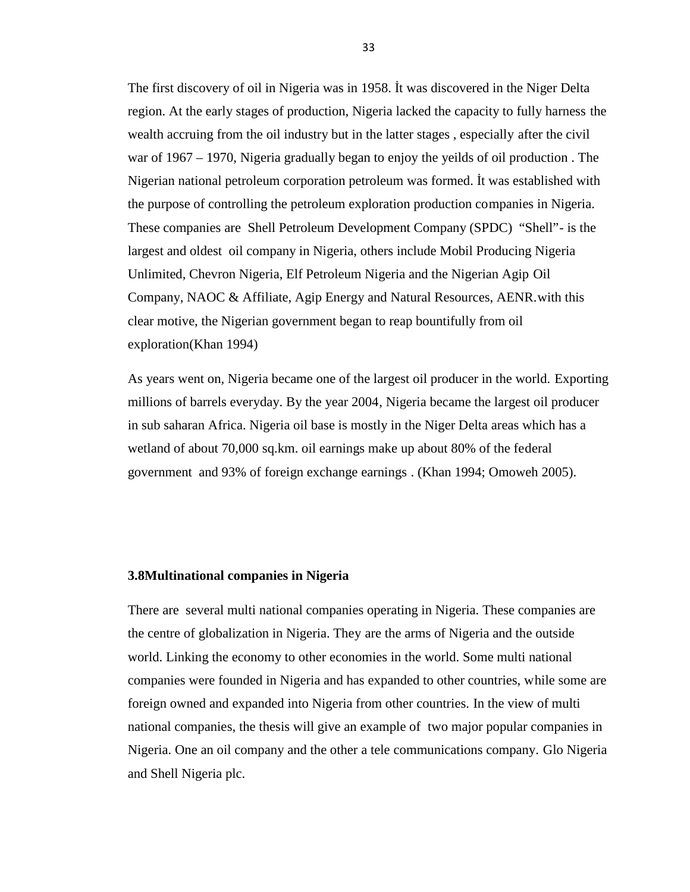The first discovery of oil in Nigeria was in 1958. İt was discovered in the Niger Delta region. At the early stages of production, Nigeria lacked the capacity to fully harness the wealth accruing from the oil industry but in the latter stages , especially after the civil war of 1967 – 1970, Nigeria gradually began to enjoy the yeilds of oil production . The Nigerian national petroleum corporation petroleum was formed. İt was established with the purpose of controlling the petroleum exploration production companies in Nigeria. These companies are Shell Petroleum Development Company (SPDC) "Shell"- is the largest and oldest oil company in Nigeria, others include Mobil Producing Nigeria Unlimited, Chevron Nigeria, Elf Petroleum Nigeria and the Nigerian Agip Oil Company, NAOC & Affiliate, Agip Energy and Natural Resources, AENR.with this clear motive, the Nigerian government began to reap bountifully from oil exploration(Khan 1994)

As years went on, Nigeria became one of the largest oil producer in the world. Exporting millions of barrels everyday. By the year 2004, Nigeria became the largest oil producer in sub saharan Africa. Nigeria oil base is mostly in the Niger Delta areas which has a wetland of about 70,000 sq.km. oil earnings make up about 80% of the federal government and 93% of foreign exchange earnings . (Khan 1994; Omoweh 2005).

### 3.8Multinational companies in Nigeria

There are several multi national companies operating in Nigeria. These companies are the centre of globalization in Nigeria. They are the arms of Nigeria and the outside world. Linking the economy to other economies in the world. Some multi national companies were founded in Nigeria and has expanded to other countries, while some are foreign owned and expanded into Nigeria from other countries. In the view of multi national companies, the thesis will give an example of two major popular companies in Nigeria. One an oil company and the other a tele communications company. Glo Nigeria and Shell Nigeria plc.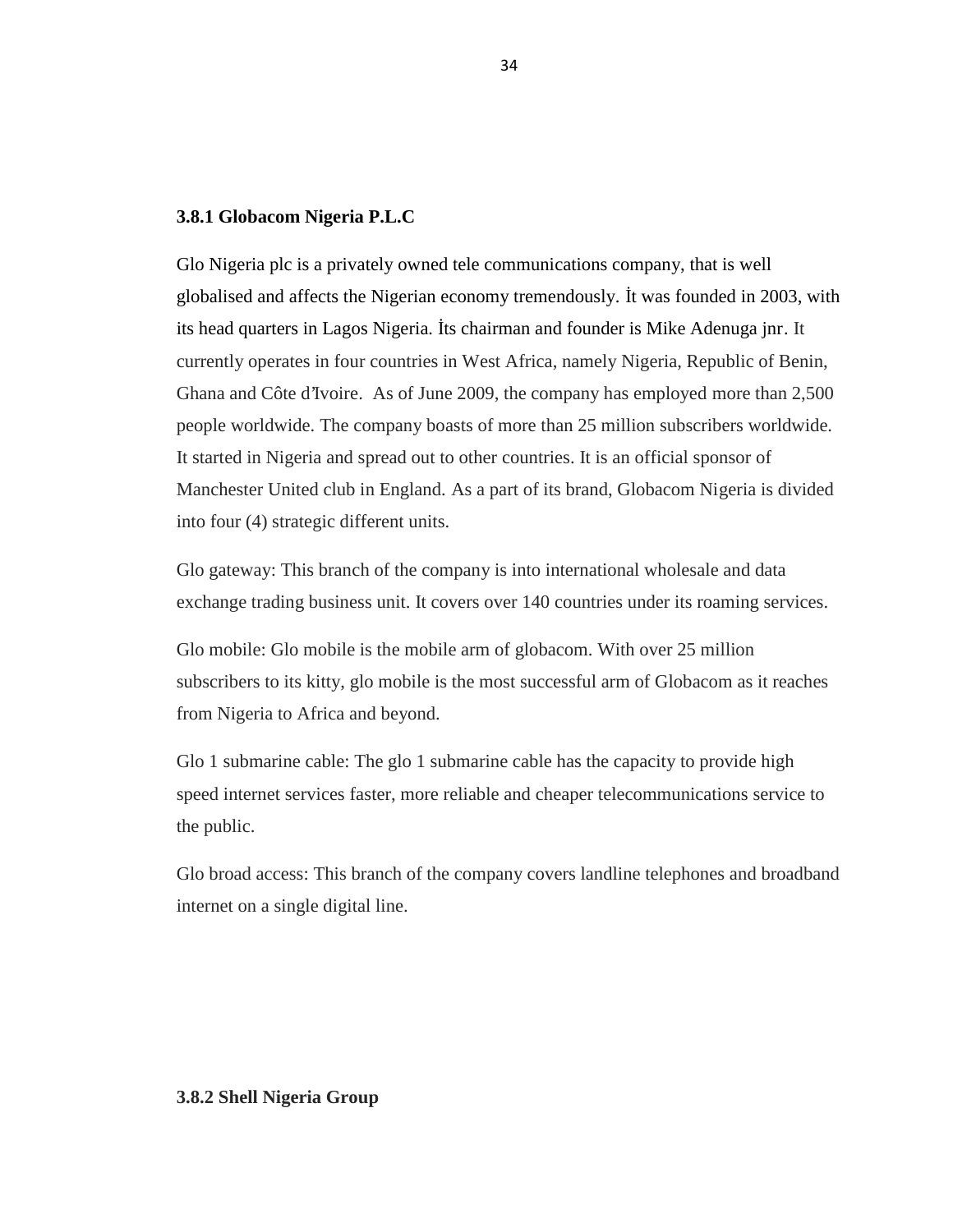### 3.8.1 Globacom Nigeria P.L.C

Glo Nigeria plc is a privately owned tele communications company, that is well globalised and affects the Nigerian economy tremendously. İt was founded in 2003, with its head quarters in Lagos Nigeria. İts chairman and founder is Mike Adenuga jnr. It currently operates in four countries in West Africa, namely Nigeria, Republic of Benin, Ghana and Côte d'Ivoire. As of June 2009, the company has employed more than 2,500 people worldwide. The company boasts of more than 25 million subscribers worldwide. It started in Nigeria and spread out to other countries. It is an official sponsor of Manchester United club in England. As a part of its brand, Globacom Nigeria is divided into four (4) strategic different units.

Glo gateway: This branch of the company is into international wholesale and data exchange trading business unit. It covers over 140 countries under its roaming services.

Glo mobile: Glo mobile is the mobile arm of globacom. With over 25 million subscribers to its kitty, glo mobile is the most successful arm of Globacom as it reaches from Nigeria to Africa and beyond.

Glo 1 submarine cable: The glo 1 submarine cable has the capacity to provide high speed internet services faster, more reliable and cheaper telecommunications service to the public.

Glo broad access: This branch of the company covers landline telephones and broadband internet on a single digital line.

### 3.8.2 Shell Nigeria Group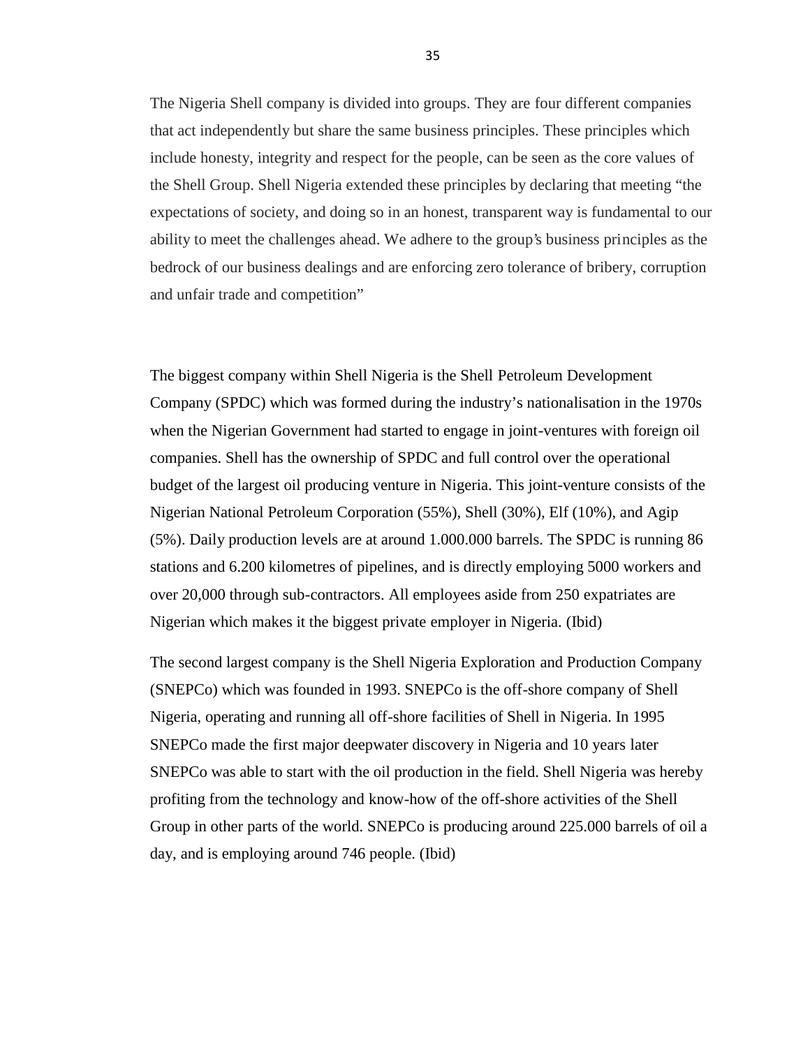The Nigeria Shell company is divided into groups. They are four different companies that act independently but share the same business principles. These principles which include honesty, integrity and respect for the people, can be seen as the core values of the Shell Group. Shell Nigeria extended these principles by declaring that meeting "the expectations of society, and doing so in an honest, transparent way is fundamental to our ability to meet the challenges ahead. We adhere to the group's business principles as the bedrock of our business dealings and are enforcing zero tolerance of bribery, corruption and unfair trade and competition"

The biggest company within Shell Nigeria is the Shell Petroleum Development Company (SPDC) which was formed during the industry's nationalisation in the 1970s when the Nigerian Government had started to engage in joint-ventures with foreign oil companies. Shell has the ownership of SPDC and full control over the operational budget of the largest oil producing venture in Nigeria. This joint-venture consists of the Nigerian National Petroleum Corporation (55%), Shell (30%), Elf (10%), and Agip (5%). Daily production levels are at around 1.000.000 barrels. The SPDC is running 86 stations and 6.200 kilometres of pipelines, and is directly employing 5000 workers and over 20,000 through sub-contractors. All employees aside from 250 expatriates are Nigerian which makes it the biggest private employer in Nigeria. (Ibid)

The second largest company is the Shell Nigeria Exploration and Production Company (SNEPCo) which was founded in 1993. SNEPCo is the off-shore company of Shell Nigeria, operating and running all off-shore facilities of Shell in Nigeria. In 1995 SNEPCo made the first major deepwater discovery in Nigeria and 10 years later SNEPCo was able to start with the oil production in the field. Shell Nigeria was hereby profiting from the technology and know-how of the off-shore activities of the Shell Group in other parts of the world. SNEPCo is producing around 225.000 barrels of oil a day, and is employing around 746 people. (Ibid)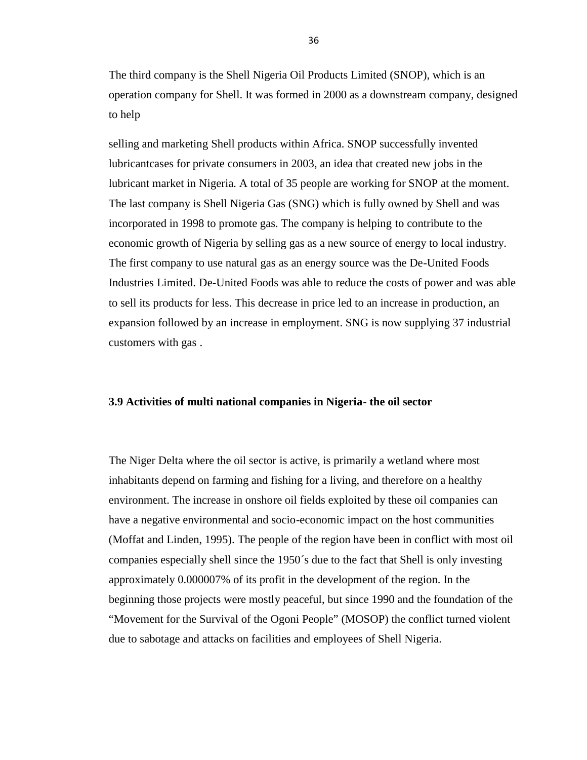The third company is the Shell Nigeria Oil Products Limited (SNOP), which is an operation company for Shell. It was formed in 2000 as a downstream company, designed to help

selling and marketing Shell products within Africa. SNOP successfully invented lubricantcases for private consumers in 2003, an idea that created new jobs in the lubricant market in Nigeria. A total of 35 people are working for SNOP at the moment. The last company is Shell Nigeria Gas (SNG) which is fully owned by Shell and was incorporated in 1998 to promote gas. The company is helping to contribute to the economic growth of Nigeria by selling gas as a new source of energy to local industry. The first company to use natural gas as an energy source was the De-United Foods Industries Limited. De-United Foods was able to reduce the costs of power and was able to sell its products for less. This decrease in price led to an increase in production, an expansion followed by an increase in employment. SNG is now supplying 37 industrial customers with gas .

### 3.9 Activities of multi national companies in Nigeria- the oil sector

The Niger Delta where the oil sector is active, is primarily a wetland where most inhabitants depend on farming and fishing for a living, and therefore on a healthy environment. The increase in onshore oil fields exploited by these oil companies can have a negative environmental and socio-economic impact on the host communities (Moffat and Linden, 1995). The people of the region have been in conflict with most oil companies especially shell since the 1950´s due to the fact that Shell is only investing approximately 0.000007% of its profit in the development of the region. In the beginning those projects were mostly peaceful, but since 1990 and the foundation of the "Movement for the Survival of the Ogoni People" (MOSOP) the conflict turned violent due to sabotage and attacks on facilities and employees of Shell Nigeria.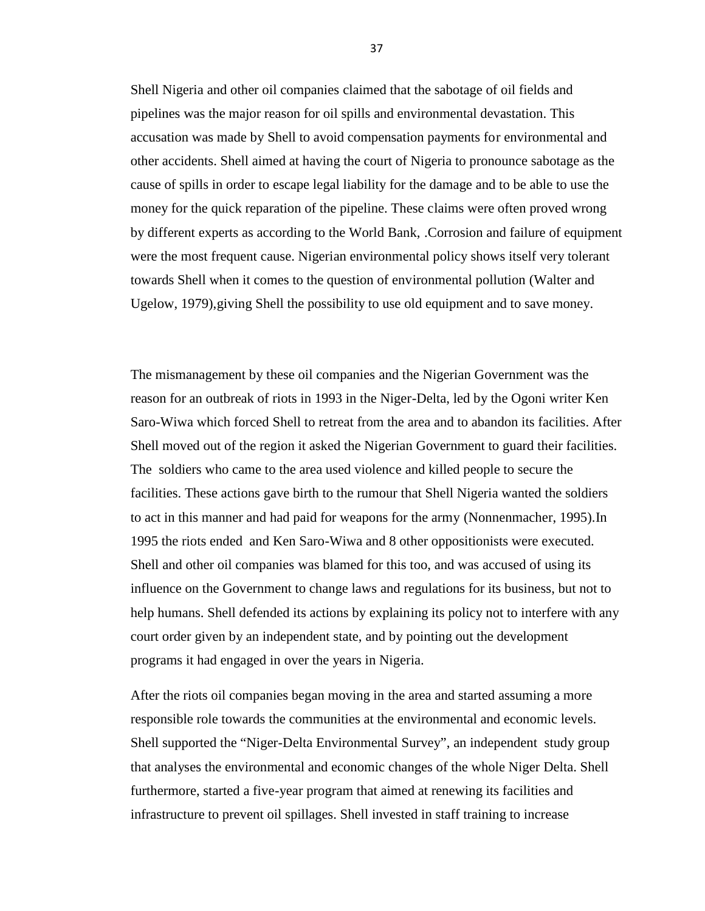Shell Nigeria and other oil companies claimed that the sabotage of oil fields and pipelines was the major reason for oil spills and environmental devastation. This accusation was made by Shell to avoid compensation payments for environmental and other accidents. Shell aimed at having the court of Nigeria to pronounce sabotage as the cause of spills in order to escape legal liability for the damage and to be able to use the money for the quick reparation of the pipeline. These claims were often proved wrong by different experts as according to the World Bank, .Corrosion and failure of equipment were the most frequent cause. Nigerian environmental policy shows itself very tolerant towards Shell when it comes to the question of environmental pollution (Walter and Ugelow, 1979),giving Shell the possibility to use old equipment and to save money.

The mismanagement by these oil companies and the Nigerian Government was the reason for an outbreak of riots in 1993 in the Niger-Delta, led by the Ogoni writer Ken Saro-Wiwa which forced Shell to retreat from the area and to abandon its facilities. After Shell moved out of the region it asked the Nigerian Government to guard their facilities. The soldiers who came to the area used violence and killed people to secure the facilities. These actions gave birth to the rumour that Shell Nigeria wanted the soldiers to act in this manner and had paid for weapons for the army (Nonnenmacher, 1995).In 1995 the riots ended and Ken Saro-Wiwa and 8 other oppositionists were executed. Shell and other oil companies was blamed for this too, and was accused of using its influence on the Government to change laws and regulations for its business, but not to help humans. Shell defended its actions by explaining its policy not to interfere with any court order given by an independent state, and by pointing out the development programs it had engaged in over the years in Nigeria.

After the riots oil companies began moving in the area and started assuming a more responsible role towards the communities at the environmental and economic levels. Shell supported the "Niger-Delta Environmental Survey", an independent study group that analyses the environmental and economic changes of the whole Niger Delta. Shell furthermore, started a five-year program that aimed at renewing its facilities and infrastructure to prevent oil spillages. Shell invested in staff training to increase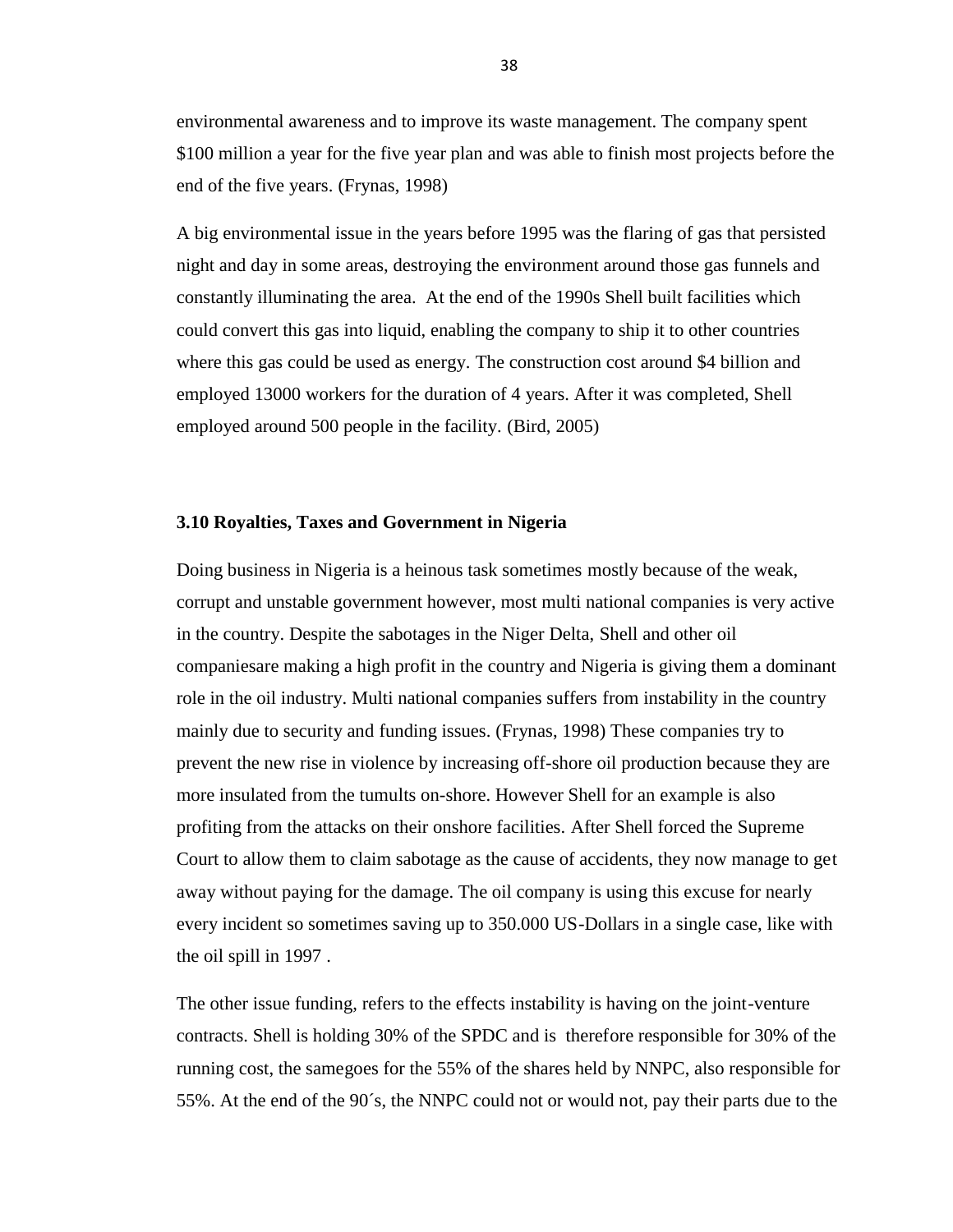environmental awareness and to improve its waste management. The company spent $100 million a year for the five year plan and was able to finish most projects before the end of the five years. (Frynas, 1998)

A big environmental issue in the years before 1995 was the flaring of gas that persisted night and day in some areas, destroying the environment around those gas funnels and constantly illuminating the area. At the end of the 1990s Shell built facilities which could convert this gas into liquid, enabling the company to ship it to other countries where this gas could be used as energy. The construction cost around $4 billion and employed 13000 workers for the duration of 4 years. After it was completed, Shell employed around 500 people in the facility. (Bird, 2005)

### 3.10 Royalties, Taxes and Government in Nigeria

Doing business in Nigeria is a heinous task sometimes mostly because of the weak, corrupt and unstable government however, most multi national companies is very active in the country. Despite the sabotages in the Niger Delta, Shell and other oil companiesare making a high profit in the country and Nigeria is giving them a dominant role in the oil industry. Multi national companies suffers from instability in the country mainly due to security and funding issues. (Frynas, 1998) These companies try to prevent the new rise in violence by increasing off-shore oil production because they are more insulated from the tumults on-shore. However Shell for an example is also profiting from the attacks on their onshore facilities. After Shell forced the Supreme Court to allow them to claim sabotage as the cause of accidents, they now manage to get away without paying for the damage. The oil company is using this excuse for nearly every incident so sometimes saving up to 350.000 US-Dollars in a single case, like with the oil spill in 1997 .

The other issue funding, refers to the effects instability is having on the joint-venture contracts. Shell is holding 30% of the SPDC and is therefore responsible for 30% of the running cost, the samegoes for the 55% of the shares held by NNPC, also responsible for 55%. At the end of the 90´s, the NNPC could not or would not, pay their parts due to the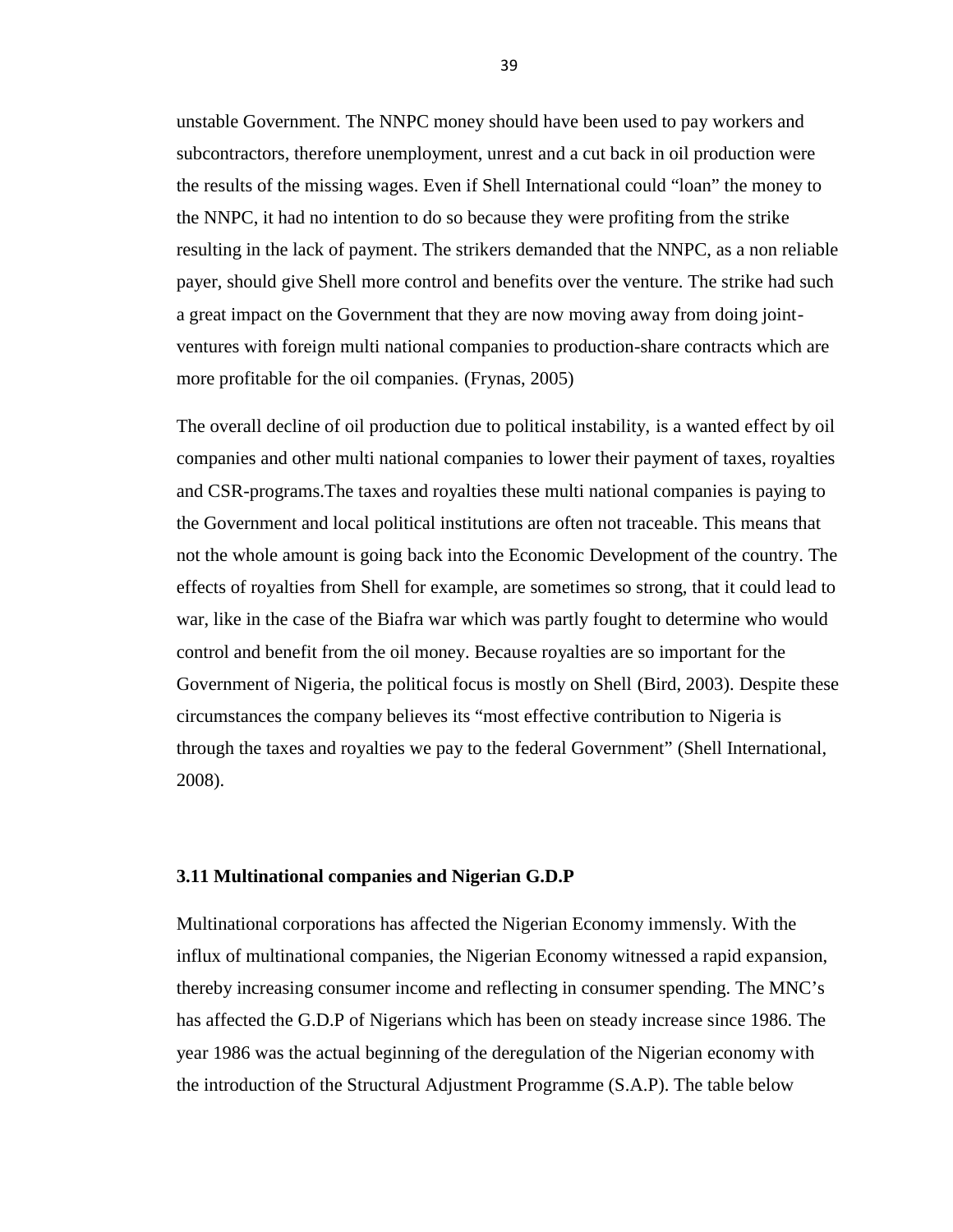unstable Government. The NNPC money should have been used to pay workers and subcontractors, therefore unemployment, unrest and a cut back in oil production were the results of the missing wages. Even if Shell International could "loan" the money to the NNPC, it had no intention to do so because they were profiting from the strike resulting in the lack of payment. The strikers demanded that the NNPC, as a non reliable payer, should give Shell more control and benefits over the venture. The strike had such a great impact on the Government that they are now moving away from doing joint-ventures with foreign multi national companies to production-share contracts which are more profitable for the oil companies. (Frynas, 2005)

The overall decline of oil production due to political instability, is a wanted effect by oil companies and other multi national companies to lower their payment of taxes, royalties and CSR-programs.The taxes and royalties these multi national companies is paying to the Government and local political institutions are often not traceable. This means that not the whole amount is going back into the Economic Development of the country. The effects of royalties from Shell for example, are sometimes so strong, that it could lead to war, like in the case of the Biafra war which was partly fought to determine who would control and benefit from the oil money. Because royalties are so important for the Government of Nigeria, the political focus is mostly on Shell (Bird, 2003). Despite these circumstances the company believes its "most effective contribution to Nigeria is through the taxes and royalties we pay to the federal Government" (Shell International, 2008).

### 3.11 Multinational companies and Nigerian G.D.P

Multinational corporations has affected the Nigerian Economy immensly. With the influx of multinational companies, the Nigerian Economy witnessed a rapid expansion, thereby increasing consumer income and reflecting in consumer spending. The MNC's has affected the G.D.P of Nigerians which has been on steady increase since 1986. The year 1986 was the actual beginning of the deregulation of the Nigerian economy with the introduction of the Structural Adjustment Programme (S.A.P). The table below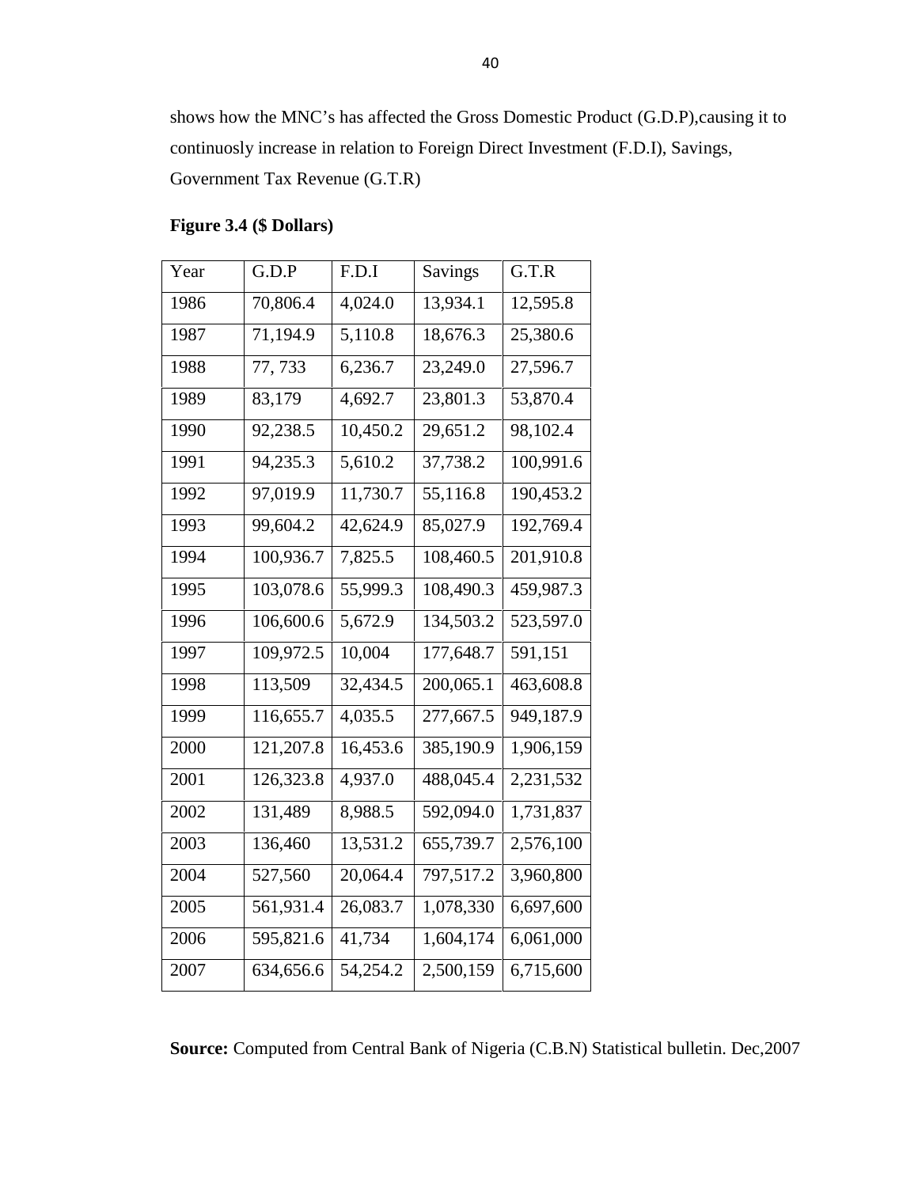shows how the MNC's has affected the Gross Domestic Product (G.D.P),causing it to continuosly increase in relation to Foreign Direct Investment (F.D.I), Savings, Government Tax Revenue (G.T.R)

**Figure 3.4 ($ Dollars)**

| Year | G.D.P | F.D.I | Savings | G.T.R |
|---|---|---|---|---|
| 1986 | 70,806.4 | 4,024.0 | 13,934.1 | 12,595.8 |
| 1987 | 71,194.9 | 5,110.8 | 18,676.3 | 25,380.6 |
| 1988 | 77, 733 | 6,236.7 | 23,249.0 | 27,596.7 |
| 1989 | 83,179 | 4,692.7 | 23,801.3 | 53,870.4 |
| 1990 | 92,238.5 | 10,450.2 | 29,651.2 | 98,102.4 |
| 1991 | 94,235.3 | 5,610.2 | 37,738.2 | 100,991.6 |
| 1992 | 97,019.9 | 11,730.7 | 55,116.8 | 190,453.2 |
| 1993 | 99,604.2 | 42,624.9 | 85,027.9 | 192,769.4 |
| 1994 | 100,936.7 | 7,825.5 | 108,460.5 | 201,910.8 |
| 1995 | 103,078.6 | 55,999.3 | 108,490.3 | 459,987.3 |
| 1996 | 106,600.6 | 5,672.9 | 134,503.2 | 523,597.0 |
| 1997 | 109,972.5 | 10,004 | 177,648.7 | 591,151 |
| 1998 | 113,509 | 32,434.5 | 200,065.1 | 463,608.8 |
| 1999 | 116,655.7 | 4,035.5 | 277,667.5 | 949,187.9 |
| 2000 | 121,207.8 | 16,453.6 | 385,190.9 | 1,906,159 |
| 2001 | 126,323.8 | 4,937.0 | 488,045.4 | 2,231,532 |
| 2002 | 131,489 | 8,988.5 | 592,094.0 | 1,731,837 |
| 2003 | 136,460 | 13,531.2 | 655,739.7 | 2,576,100 |
| 2004 | 527,560 | 20,064.4 | 797,517.2 | 3,960,800 |
| 2005 | 561,931.4 | 26,083.7 | 1,078,330 | 6,697,600 |
| 2006 | 595,821.6 | 41,734 | 1,604,174 | 6,061,000 |
| 2007 | 634,656.6 | 54,254.2 | 2,500,159 | 6,715,600 |

**Source:** Computed from Central Bank of Nigeria (C.B.N) Statistical bulletin. Dec,2007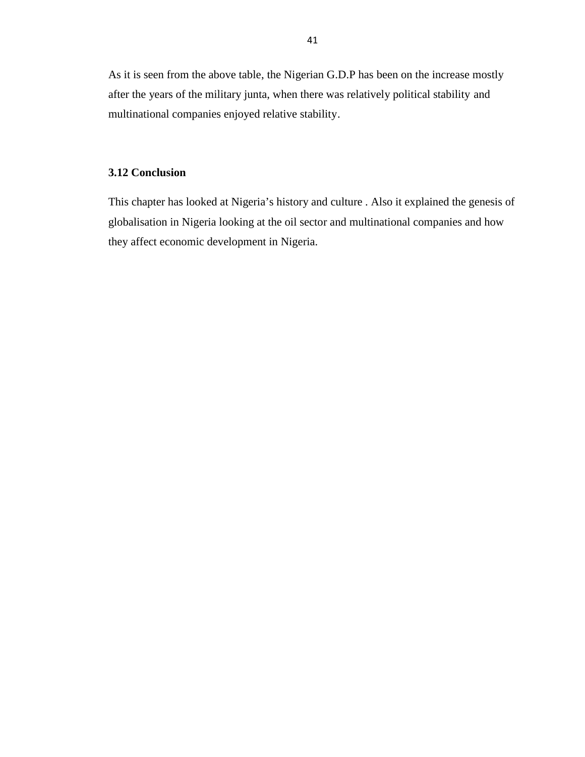As it is seen from the above table, the Nigerian G.D.P has been on the increase mostly after the years of the military junta, when there was relatively political stability and multinational companies enjoyed relative stability.

### 3.12 Conclusion

This chapter has looked at Nigeria's history and culture . Also it explained the genesis of globalisation in Nigeria looking at the oil sector and multinational companies and how they affect economic development in Nigeria.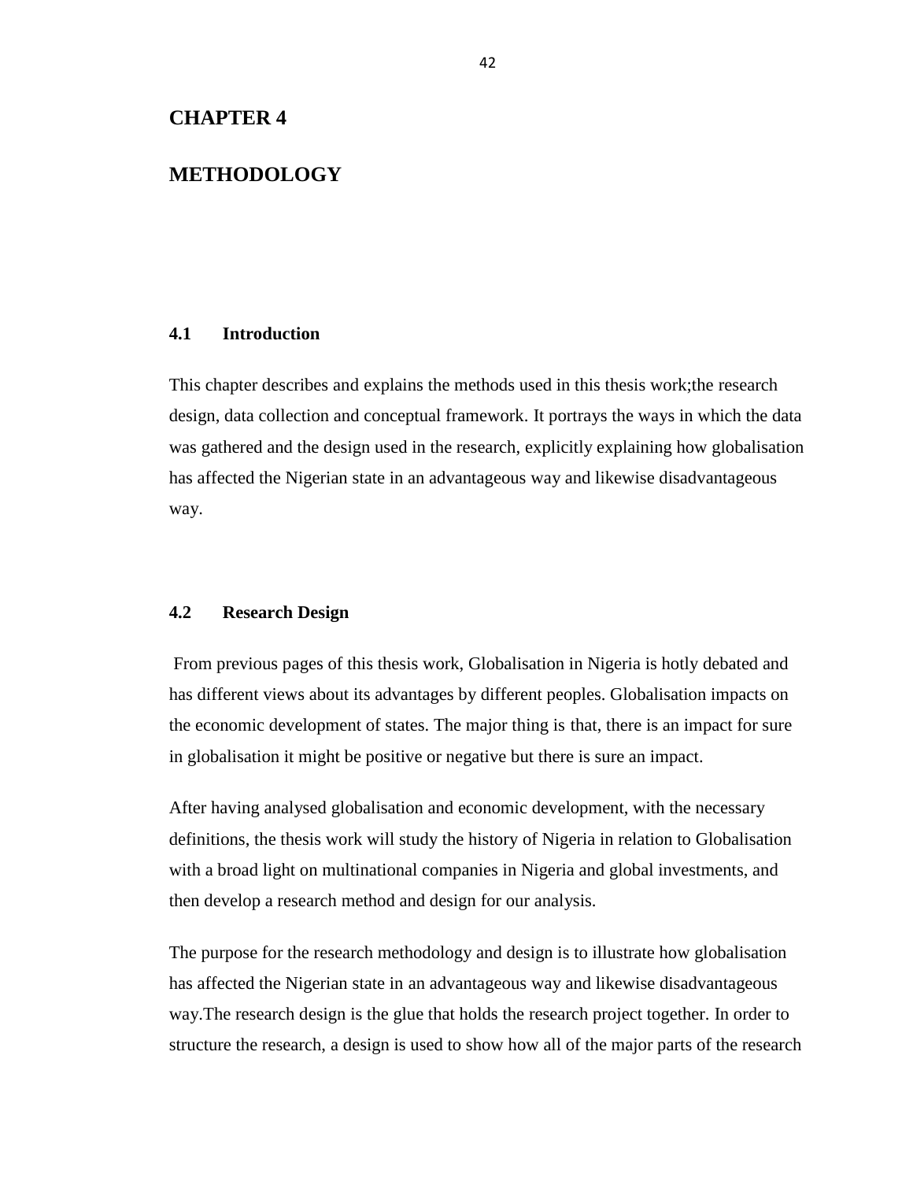# CHAPTER 4

# METHODOLOGY

## 4.1 Introduction

This chapter describes and explains the methods used in this thesis work;the research design, data collection and conceptual framework. It portrays the ways in which the data was gathered and the design used in the research, explicitly explaining how globalisation has affected the Nigerian state in an advantageous way and likewise disadvantageous way.

## 4.2 Research Design

From previous pages of this thesis work, Globalisation in Nigeria is hotly debated and has different views about its advantages by different peoples. Globalisation impacts on the economic development of states. The major thing is that, there is an impact for sure in globalisation it might be positive or negative but there is sure an impact.

After having analysed globalisation and economic development, with the necessary definitions, the thesis work will study the history of Nigeria in relation to Globalisation with a broad light on multinational companies in Nigeria and global investments, and then develop a research method and design for our analysis.

The purpose for the research methodology and design is to illustrate how globalisation has affected the Nigerian state in an advantageous way and likewise disadvantageous way.The research design is the glue that holds the research project together. In order to structure the research, a design is used to show how all of the major parts of the research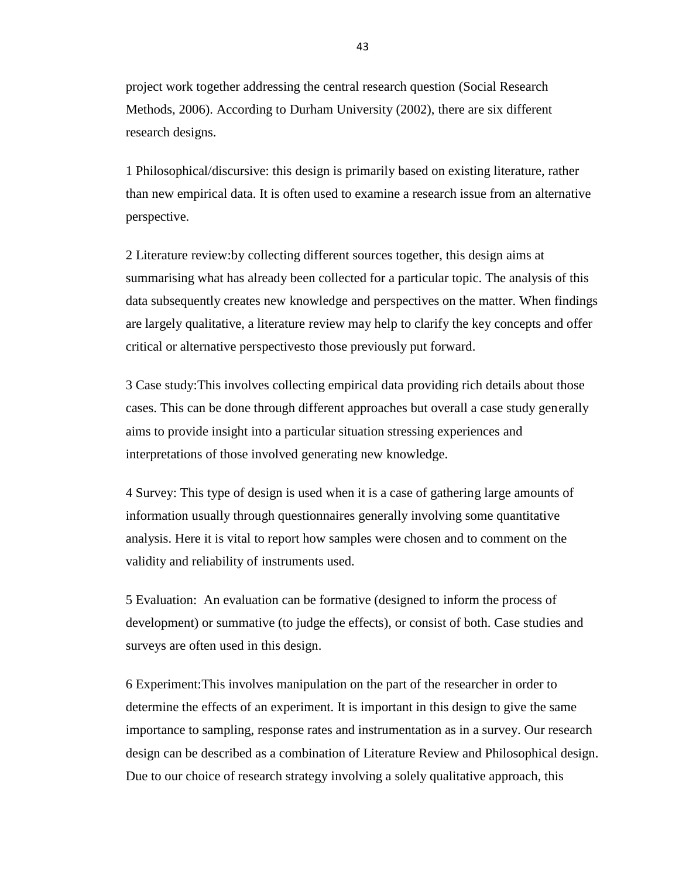project work together addressing the central research question (Social Research Methods, 2006). According to Durham University (2002), there are six different research designs.

1 Philosophical/discursive: this design is primarily based on existing literature, rather than new empirical data. It is often used to examine a research issue from an alternative perspective.

2 Literature review:by collecting different sources together, this design aims at summarising what has already been collected for a particular topic. The analysis of this data subsequently creates new knowledge and perspectives on the matter. When findings are largely qualitative, a literature review may help to clarify the key concepts and offer critical or alternative perspectivesto those previously put forward.

3 Case study:This involves collecting empirical data providing rich details about those cases. This can be done through different approaches but overall a case study generally aims to provide insight into a particular situation stressing experiences and interpretations of those involved generating new knowledge.

4 Survey: This type of design is used when it is a case of gathering large amounts of information usually through questionnaires generally involving some quantitative analysis. Here it is vital to report how samples were chosen and to comment on the validity and reliability of instruments used.

5 Evaluation: An evaluation can be formative (designed to inform the process of development) or summative (to judge the effects), or consist of both. Case studies and surveys are often used in this design.

6 Experiment:This involves manipulation on the part of the researcher in order to determine the effects of an experiment. It is important in this design to give the same importance to sampling, response rates and instrumentation as in a survey. Our research design can be described as a combination of Literature Review and Philosophical design. Due to our choice of research strategy involving a solely qualitative approach, this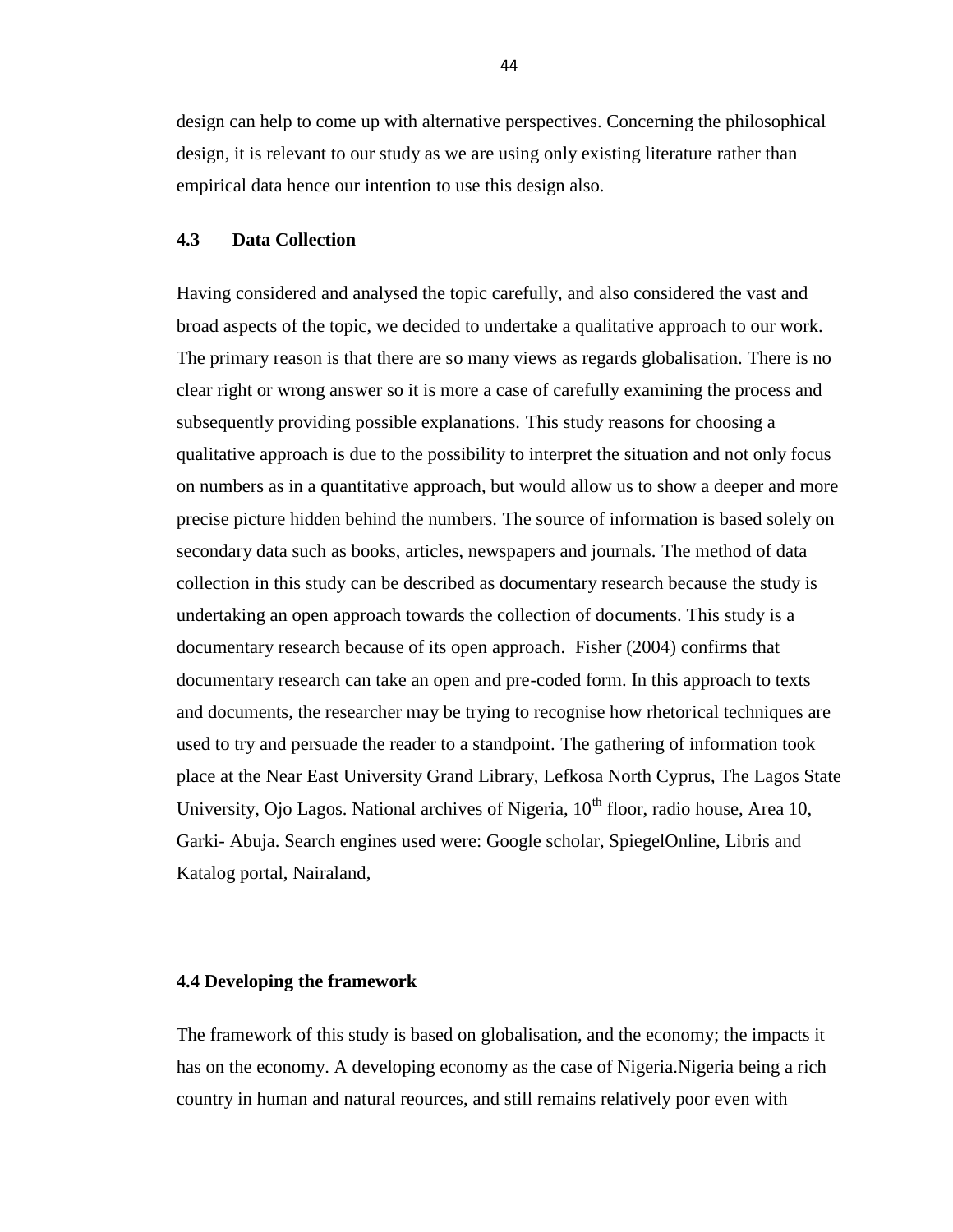design can help to come up with alternative perspectives. Concerning the philosophical design, it is relevant to our study as we are using only existing literature rather than empirical data hence our intention to use this design also.

### 4.3 Data Collection

Having considered and analysed the topic carefully, and also considered the vast and broad aspects of the topic, we decided to undertake a qualitative approach to our work. The primary reason is that there are so many views as regards globalisation. There is no clear right or wrong answer so it is more a case of carefully examining the process and subsequently providing possible explanations. This study reasons for choosing a qualitative approach is due to the possibility to interpret the situation and not only focus on numbers as in a quantitative approach, but would allow us to show a deeper and more precise picture hidden behind the numbers. The source of information is based solely on secondary data such as books, articles, newspapers and journals. The method of data collection in this study can be described as documentary research because the study is undertaking an open approach towards the collection of documents. This study is a documentary research because of its open approach. Fisher (2004) confirms that documentary research can take an open and pre-coded form. In this approach to texts and documents, the researcher may be trying to recognise how rhetorical techniques are used to try and persuade the reader to a standpoint. The gathering of information took place at the Near East University Grand Library, Lefkosa North Cyprus, The Lagos State University, Ojo Lagos. National archives of Nigeria, 10th floor, radio house, Area 10, Garki- Abuja. Search engines used were: Google scholar, SpiegelOnline, Libris and Katalog portal, Nairaland,

### 4.4 Developing the framework

The framework of this study is based on globalisation, and the economy; the impacts it has on the economy. A developing economy as the case of Nigeria.Nigeria being a rich country in human and natural reources, and still remains relatively poor even with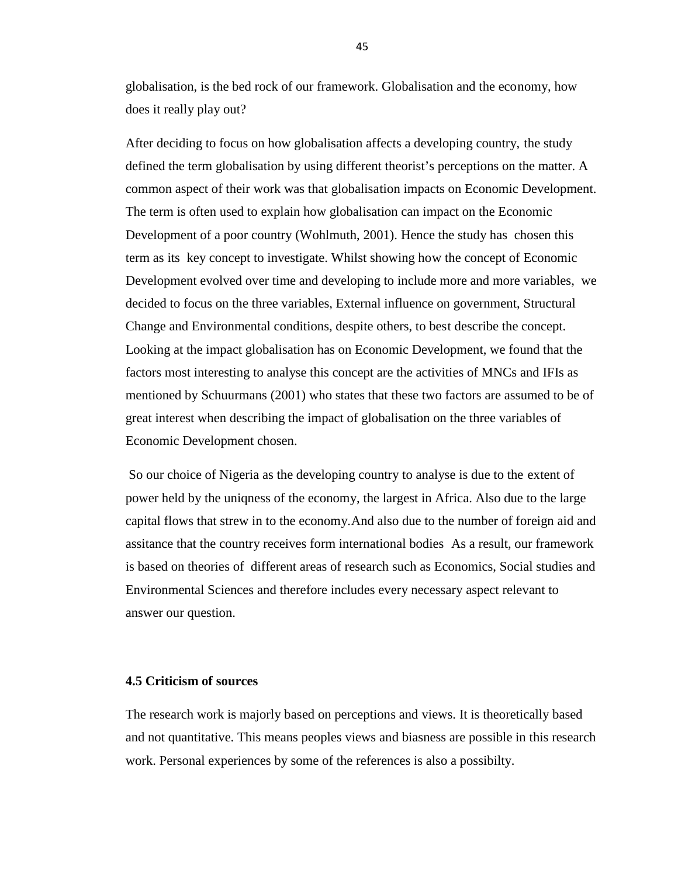globalisation, is the bed rock of our framework. Globalisation and the economy, how does it really play out?

After deciding to focus on how globalisation affects a developing country, the study defined the term globalisation by using different theorist's perceptions on the matter. A common aspect of their work was that globalisation impacts on Economic Development. The term is often used to explain how globalisation can impact on the Economic Development of a poor country (Wohlmuth, 2001). Hence the study has chosen this term as its key concept to investigate. Whilst showing how the concept of Economic Development evolved over time and developing to include more and more variables, we decided to focus on the three variables, External influence on government, Structural Change and Environmental conditions, despite others, to best describe the concept. Looking at the impact globalisation has on Economic Development, we found that the factors most interesting to analyse this concept are the activities of MNCs and IFIs as mentioned by Schuurmans (2001) who states that these two factors are assumed to be of great interest when describing the impact of globalisation on the three variables of Economic Development chosen.

So our choice of Nigeria as the developing country to analyse is due to the extent of power held by the uniqness of the economy, the largest in Africa. Also due to the large capital flows that strew in to the economy.And also due to the number of foreign aid and assitance that the country receives form international bodies As a result, our framework is based on theories of different areas of research such as Economics, Social studies and Environmental Sciences and therefore includes every necessary aspect relevant to answer our question.

### 4.5 Criticism of sources

The research work is majorly based on perceptions and views. It is theoretically based and not quantitative. This means peoples views and biasness are possible in this research work. Personal experiences by some of the references is also a possibilty.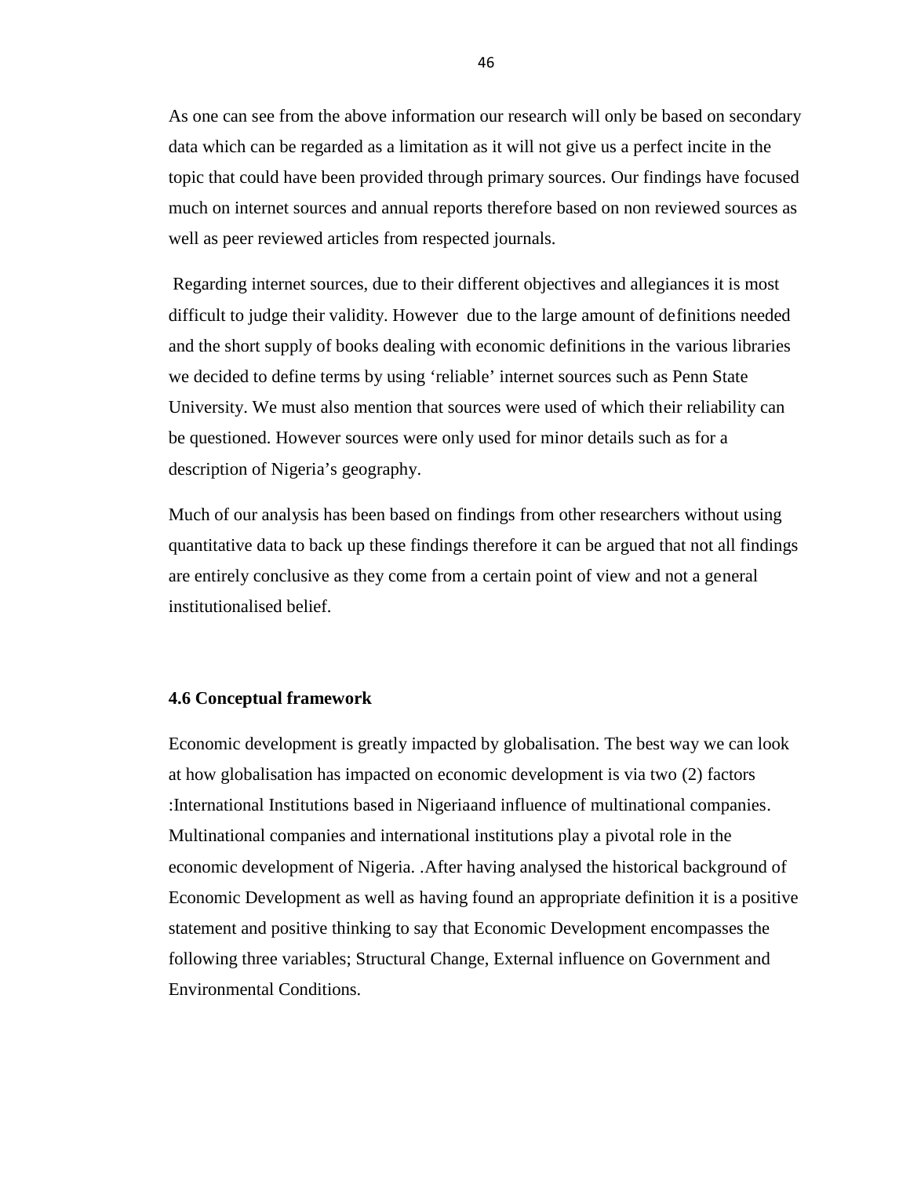As one can see from the above information our research will only be based on secondary data which can be regarded as a limitation as it will not give us a perfect incite in the topic that could have been provided through primary sources. Our findings have focused much on internet sources and annual reports therefore based on non reviewed sources as well as peer reviewed articles from respected journals.

Regarding internet sources, due to their different objectives and allegiances it is most difficult to judge their validity. However due to the large amount of definitions needed and the short supply of books dealing with economic definitions in the various libraries we decided to define terms by using 'reliable' internet sources such as Penn State University. We must also mention that sources were used of which their reliability can be questioned. However sources were only used for minor details such as for a description of Nigeria's geography.

Much of our analysis has been based on findings from other researchers without using quantitative data to back up these findings therefore it can be argued that not all findings are entirely conclusive as they come from a certain point of view and not a general institutionalised belief.

### 4.6 Conceptual framework

Economic development is greatly impacted by globalisation. The best way we can look at how globalisation has impacted on economic development is via two (2) factors :International Institutions based in Nigeriaand influence of multinational companies. Multinational companies and international institutions play a pivotal role in the economic development of Nigeria. .After having analysed the historical background of Economic Development as well as having found an appropriate definition it is a positive statement and positive thinking to say that Economic Development encompasses the following three variables; Structural Change, External influence on Government and Environmental Conditions.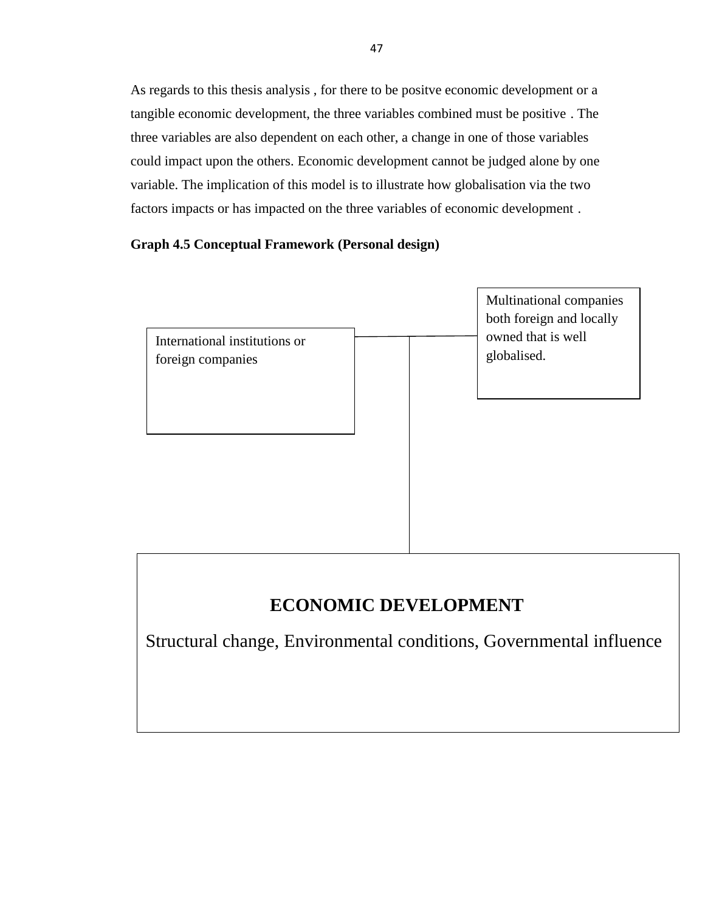As regards to this thesis analysis , for there to be positve economic development or a tangible economic development, the three variables combined must be positive . The three variables are also dependent on each other, a change in one of those variables could impact upon the others. Economic development cannot be judged alone by one variable. The implication of this model is to illustrate how globalisation via the two factors impacts or has impacted on the three variables of economic development .

**Graph 4.5 Conceptual Framework (Personal design)**

International institutions or foreign companies

Multinational companies both foreign and locally owned that is well globalised.

**ECONOMIC DEVELOPMENT**

Structural change, Environmental conditions, Governmental influence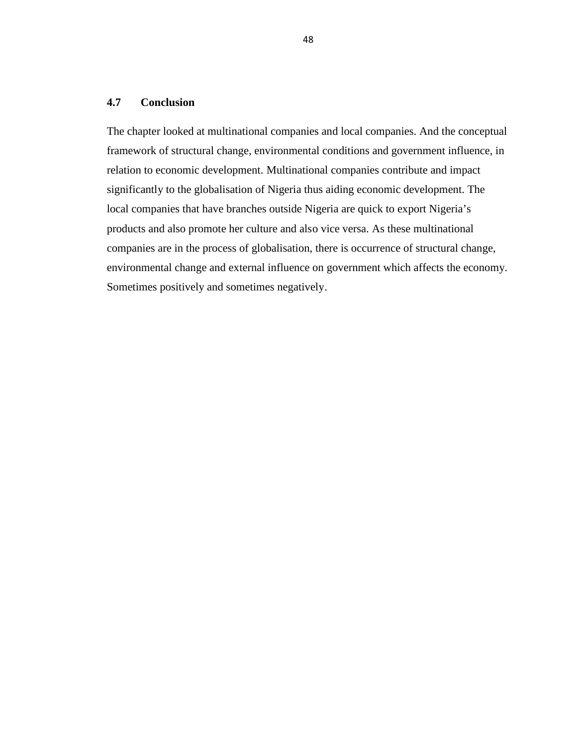### 4.7 Conclusion

The chapter looked at multinational companies and local companies. And the conceptual framework of structural change, environmental conditions and government influence, in relation to economic development. Multinational companies contribute and impact significantly to the globalisation of Nigeria thus aiding economic development. The local companies that have branches outside Nigeria are quick to export Nigeria's products and also promote her culture and also vice versa. As these multinational companies are in the process of globalisation, there is occurrence of structural change, environmental change and external influence on government which affects the economy. Sometimes positively and sometimes negatively.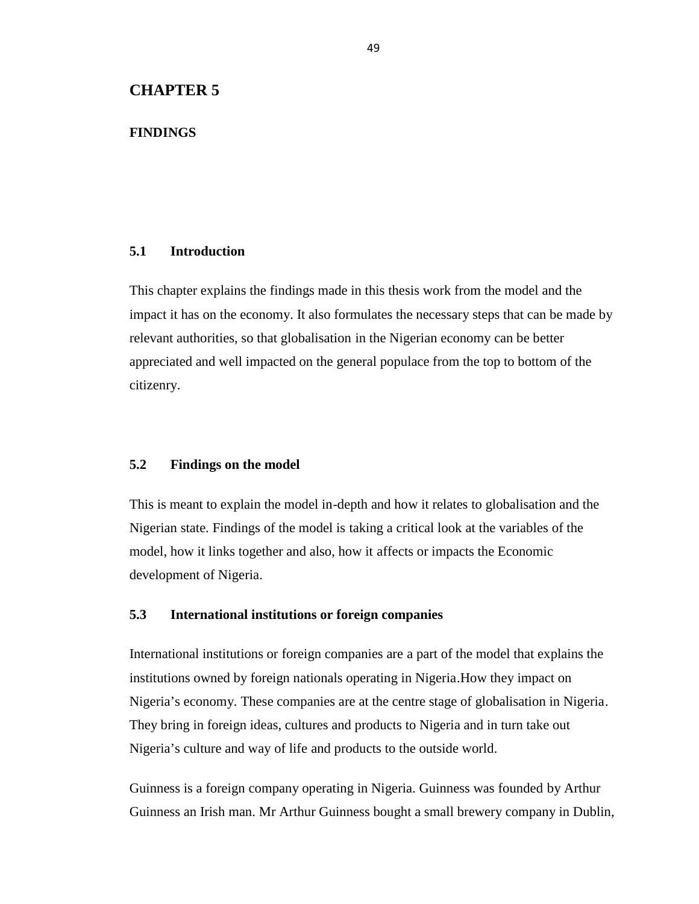# CHAPTER 5

## FINDINGS

### 5.1 Introduction

This chapter explains the findings made in this thesis work from the model and the impact it has on the economy. It also formulates the necessary steps that can be made by relevant authorities, so that globalisation in the Nigerian economy can be better appreciated and well impacted on the general populace from the top to bottom of the citizenry.

### 5.2 Findings on the model

This is meant to explain the model in-depth and how it relates to globalisation and the Nigerian state. Findings of the model is taking a critical look at the variables of the model, how it links together and also, how it affects or impacts the Economic development of Nigeria.

### 5.3 International institutions or foreign companies

International institutions or foreign companies are a part of the model that explains the institutions owned by foreign nationals operating in Nigeria.How they impact on Nigeria's economy. These companies are at the centre stage of globalisation in Nigeria. They bring in foreign ideas, cultures and products to Nigeria and in turn take out Nigeria's culture and way of life and products to the outside world.

Guinness is a foreign company operating in Nigeria. Guinness was founded by Arthur Guinness an Irish man. Mr Arthur Guinness bought a small brewery company in Dublin,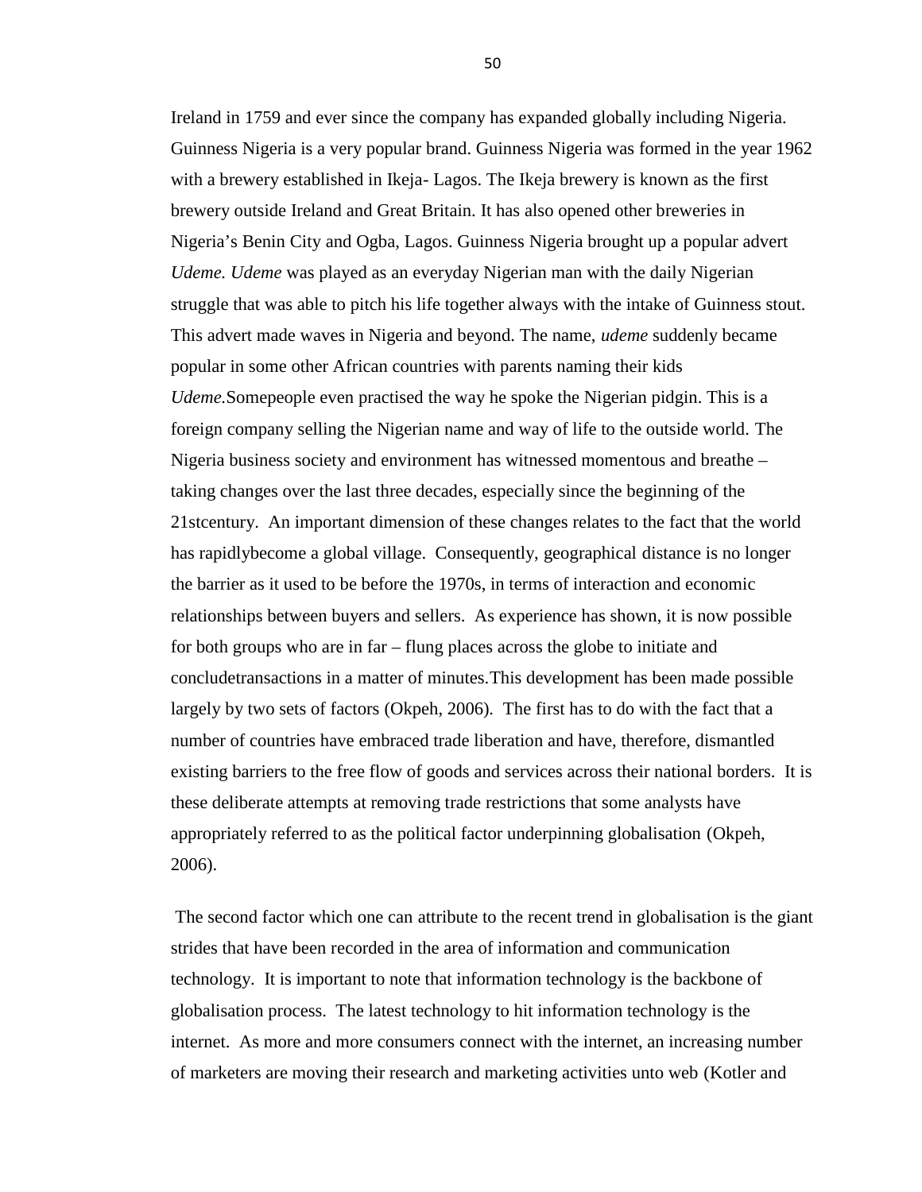Ireland in 1759 and ever since the company has expanded globally including Nigeria. Guinness Nigeria is a very popular brand. Guinness Nigeria was formed in the year 1962 with a brewery established in Ikeja- Lagos. The Ikeja brewery is known as the first brewery outside Ireland and Great Britain. It has also opened other breweries in Nigeria's Benin City and Ogba, Lagos. Guinness Nigeria brought up a popular advert *Udeme. Udeme* was played as an everyday Nigerian man with the daily Nigerian struggle that was able to pitch his life together always with the intake of Guinness stout. This advert made waves in Nigeria and beyond. The name, *udeme* suddenly became popular in some other African countries with parents naming their kids *Udeme.*Somepeople even practised the way he spoke the Nigerian pidgin. This is a foreign company selling the Nigerian name and way of life to the outside world. The Nigeria business society and environment has witnessed momentous and breathe – taking changes over the last three decades, especially since the beginning of the 21stcentury. An important dimension of these changes relates to the fact that the world has rapidlybecome a global village. Consequently, geographical distance is no longer the barrier as it used to be before the 1970s, in terms of interaction and economic relationships between buyers and sellers. As experience has shown, it is now possible for both groups who are in far – flung places across the globe to initiate and concludetransactions in a matter of minutes.This development has been made possible largely by two sets of factors (Okpeh, 2006). The first has to do with the fact that a number of countries have embraced trade liberation and have, therefore, dismantled existing barriers to the free flow of goods and services across their national borders. It is these deliberate attempts at removing trade restrictions that some analysts have appropriately referred to as the political factor underpinning globalisation (Okpeh, 2006).

The second factor which one can attribute to the recent trend in globalisation is the giant strides that have been recorded in the area of information and communication technology. It is important to note that information technology is the backbone of globalisation process. The latest technology to hit information technology is the internet. As more and more consumers connect with the internet, an increasing number of marketers are moving their research and marketing activities unto web (Kotler and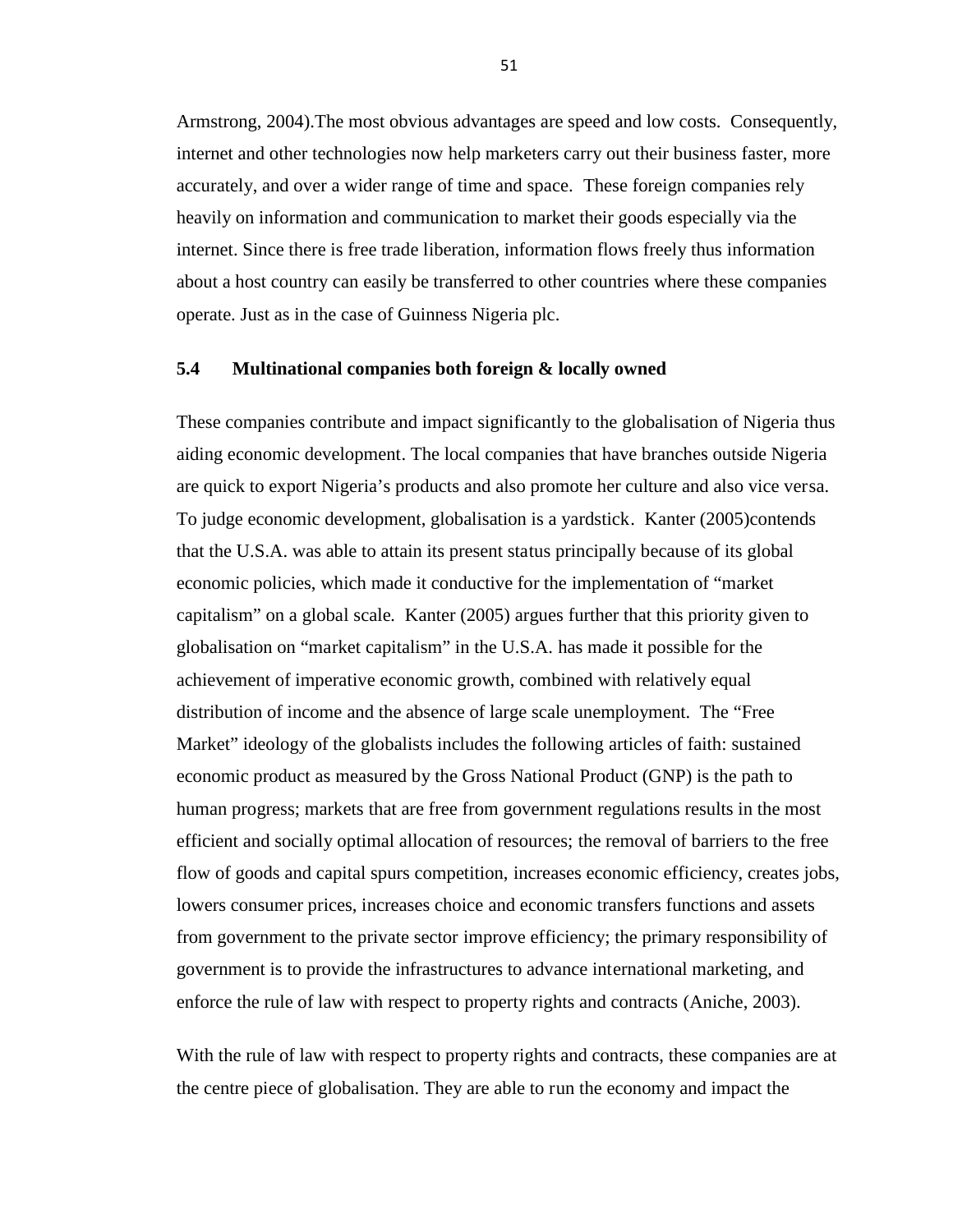Armstrong, 2004).The most obvious advantages are speed and low costs. Consequently, internet and other technologies now help marketers carry out their business faster, more accurately, and over a wider range of time and space. These foreign companies rely heavily on information and communication to market their goods especially via the internet. Since there is free trade liberation, information flows freely thus information about a host country can easily be transferred to other countries where these companies operate. Just as in the case of Guinness Nigeria plc.

### 5.4 Multinational companies both foreign & locally owned

These companies contribute and impact significantly to the globalisation of Nigeria thus aiding economic development. The local companies that have branches outside Nigeria are quick to export Nigeria's products and also promote her culture and also vice versa. To judge economic development, globalisation is a yardstick. Kanter (2005)contends that the U.S.A. was able to attain its present status principally because of its global economic policies, which made it conductive for the implementation of "market capitalism" on a global scale. Kanter (2005) argues further that this priority given to globalisation on "market capitalism" in the U.S.A. has made it possible for the achievement of imperative economic growth, combined with relatively equal distribution of income and the absence of large scale unemployment. The "Free Market" ideology of the globalists includes the following articles of faith: sustained economic product as measured by the Gross National Product (GNP) is the path to human progress; markets that are free from government regulations results in the most efficient and socially optimal allocation of resources; the removal of barriers to the free flow of goods and capital spurs competition, increases economic efficiency, creates jobs, lowers consumer prices, increases choice and economic transfers functions and assets from government to the private sector improve efficiency; the primary responsibility of government is to provide the infrastructures to advance international marketing, and enforce the rule of law with respect to property rights and contracts (Aniche, 2003).

With the rule of law with respect to property rights and contracts, these companies are at the centre piece of globalisation. They are able to run the economy and impact the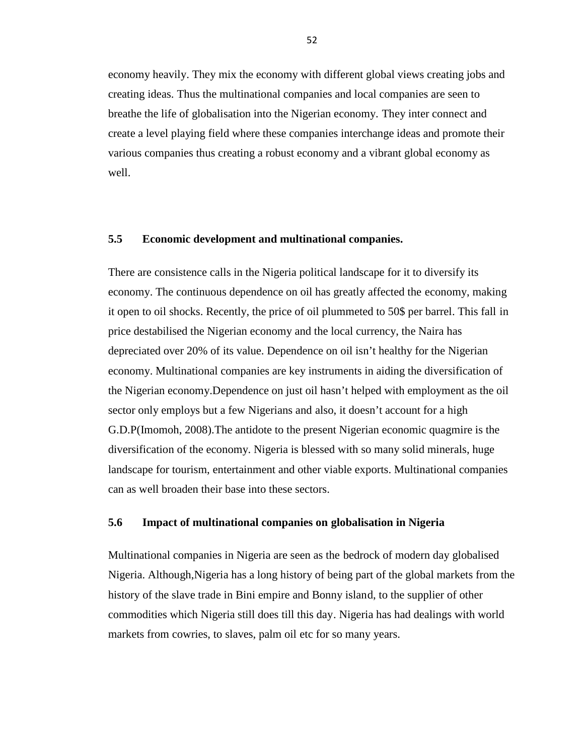economy heavily. They mix the economy with different global views creating jobs and creating ideas. Thus the multinational companies and local companies are seen to breathe the life of globalisation into the Nigerian economy. They inter connect and create a level playing field where these companies interchange ideas and promote their various companies thus creating a robust economy and a vibrant global economy as well.

### 5.5 Economic development and multinational companies.

There are consistence calls in the Nigeria political landscape for it to diversify its economy. The continuous dependence on oil has greatly affected the economy, making it open to oil shocks. Recently, the price of oil plummeted to 50$ per barrel. This fall in price destabilised the Nigerian economy and the local currency, the Naira has depreciated over 20% of its value. Dependence on oil isn't healthy for the Nigerian economy. Multinational companies are key instruments in aiding the diversification of the Nigerian economy.Dependence on just oil hasn't helped with employment as the oil sector only employs but a few Nigerians and also, it doesn't account for a high G.D.P(Imomoh, 2008).The antidote to the present Nigerian economic quagmire is the diversification of the economy. Nigeria is blessed with so many solid minerals, huge landscape for tourism, entertainment and other viable exports. Multinational companies can as well broaden their base into these sectors.

### 5.6 Impact of multinational companies on globalisation in Nigeria

Multinational companies in Nigeria are seen as the bedrock of modern day globalised Nigeria. Although,Nigeria has a long history of being part of the global markets from the history of the slave trade in Bini empire and Bonny island, to the supplier of other commodities which Nigeria still does till this day. Nigeria has had dealings with world markets from cowries, to slaves, palm oil etc for so many years.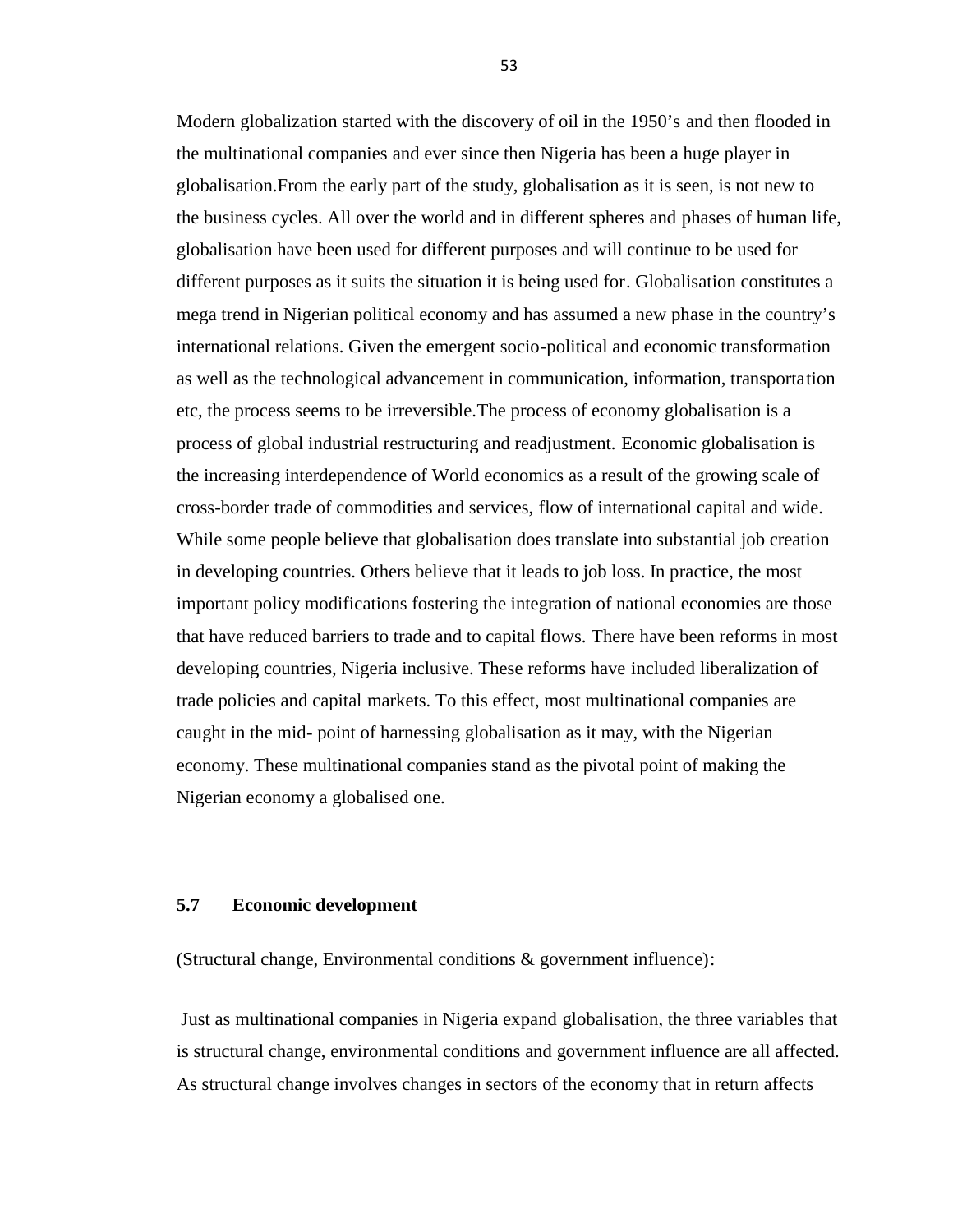Modern globalization started with the discovery of oil in the 1950's and then flooded in the multinational companies and ever since then Nigeria has been a huge player in globalisation.From the early part of the study, globalisation as it is seen, is not new to the business cycles. All over the world and in different spheres and phases of human life, globalisation have been used for different purposes and will continue to be used for different purposes as it suits the situation it is being used for. Globalisation constitutes a mega trend in Nigerian political economy and has assumed a new phase in the country's international relations. Given the emergent socio-political and economic transformation as well as the technological advancement in communication, information, transportation etc, the process seems to be irreversible.The process of economy globalisation is a process of global industrial restructuring and readjustment. Economic globalisation is the increasing interdependence of World economics as a result of the growing scale of cross-border trade of commodities and services, flow of international capital and wide. While some people believe that globalisation does translate into substantial job creation in developing countries. Others believe that it leads to job loss. In practice, the most important policy modifications fostering the integration of national economies are those that have reduced barriers to trade and to capital flows. There have been reforms in most developing countries, Nigeria inclusive. These reforms have included liberalization of trade policies and capital markets. To this effect, most multinational companies are caught in the mid- point of harnessing globalisation as it may, with the Nigerian economy. These multinational companies stand as the pivotal point of making the Nigerian economy a globalised one.

### 5.7 Economic development

(Structural change, Environmental conditions & government influence):

Just as multinational companies in Nigeria expand globalisation, the three variables that is structural change, environmental conditions and government influence are all affected. As structural change involves changes in sectors of the economy that in return affects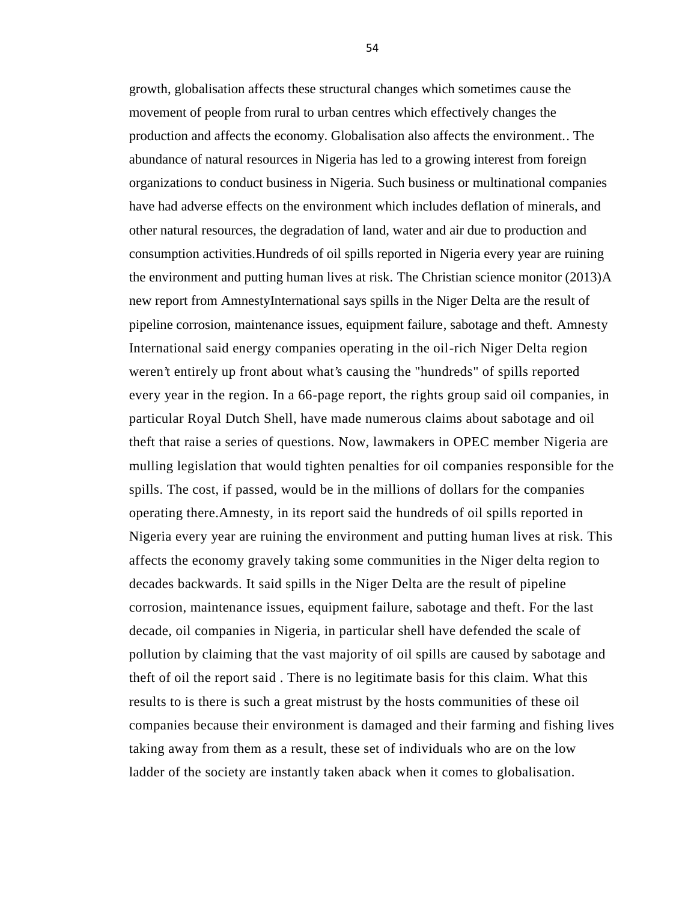growth, globalisation affects these structural changes which sometimes cause the movement of people from rural to urban centres which effectively changes the production and affects the economy. Globalisation also affects the environment.. The abundance of natural resources in Nigeria has led to a growing interest from foreign organizations to conduct business in Nigeria. Such business or multinational companies have had adverse effects on the environment which includes deflation of minerals, and other natural resources, the degradation of land, water and air due to production and consumption activities.Hundreds of oil spills reported in Nigeria every year are ruining the environment and putting human lives at risk. The Christian science monitor (2013)A new report from AmnestyInternational says spills in the Niger Delta are the result of pipeline corrosion, maintenance issues, equipment failure, sabotage and theft. Amnesty International said energy companies operating in the oil-rich Niger Delta region weren't entirely up front about what's causing the "hundreds" of spills reported every year in the region. In a 66-page report, the rights group said oil companies, in particular Royal Dutch Shell, have made numerous claims about sabotage and oil theft that raise a series of questions. Now, lawmakers in OPEC member Nigeria are mulling legislation that would tighten penalties for oil companies responsible for the spills. The cost, if passed, would be in the millions of dollars for the companies operating there.Amnesty, in its report said the hundreds of oil spills reported in Nigeria every year are ruining the environment and putting human lives at risk. This affects the economy gravely taking some communities in the Niger delta region to decades backwards. It said spills in the Niger Delta are the result of pipeline corrosion, maintenance issues, equipment failure, sabotage and theft. For the last decade, oil companies in Nigeria, in particular shell have defended the scale of pollution by claiming that the vast majority of oil spills are caused by sabotage and theft of oil the report said . There is no legitimate basis for this claim. What this results to is there is such a great mistrust by the hosts communities of these oil companies because their environment is damaged and their farming and fishing lives taking away from them as a result, these set of individuals who are on the low ladder of the society are instantly taken aback when it comes to globalisation.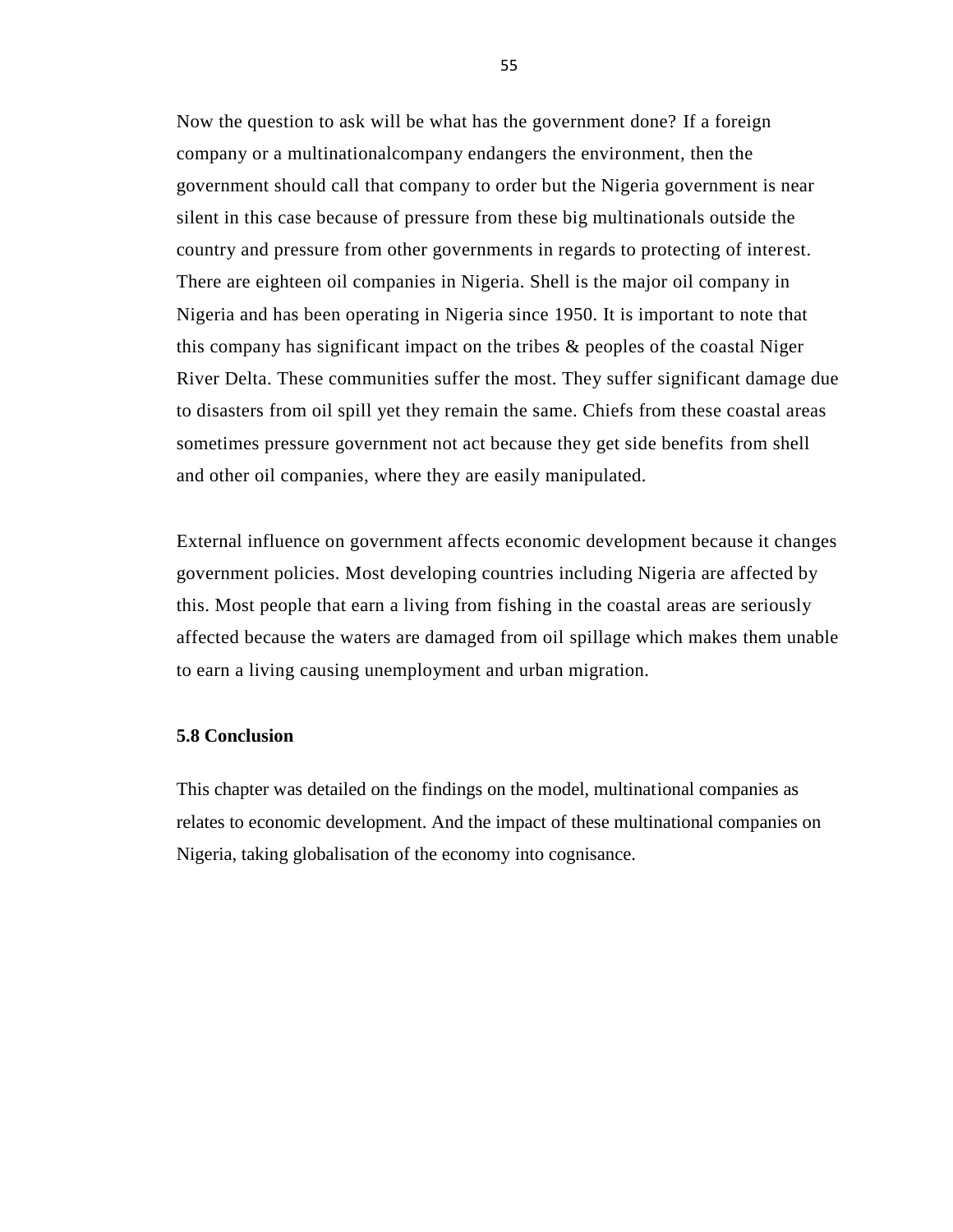Now the question to ask will be what has the government done? If a foreign company or a multinationalcompany endangers the environment, then the government should call that company to order but the Nigeria government is near silent in this case because of pressure from these big multinationals outside the country and pressure from other governments in regards to protecting of interest. There are eighteen oil companies in Nigeria. Shell is the major oil company in Nigeria and has been operating in Nigeria since 1950. It is important to note that this company has significant impact on the tribes & peoples of the coastal Niger River Delta. These communities suffer the most. They suffer significant damage due to disasters from oil spill yet they remain the same. Chiefs from these coastal areas sometimes pressure government not act because they get side benefits from shell and other oil companies, where they are easily manipulated.

External influence on government affects economic development because it changes government policies. Most developing countries including Nigeria are affected by this. Most people that earn a living from fishing in the coastal areas are seriously affected because the waters are damaged from oil spillage which makes them unable to earn a living causing unemployment and urban migration.

### 5.8 Conclusion

This chapter was detailed on the findings on the model, multinational companies as relates to economic development. And the impact of these multinational companies on Nigeria, taking globalisation of the economy into cognisance.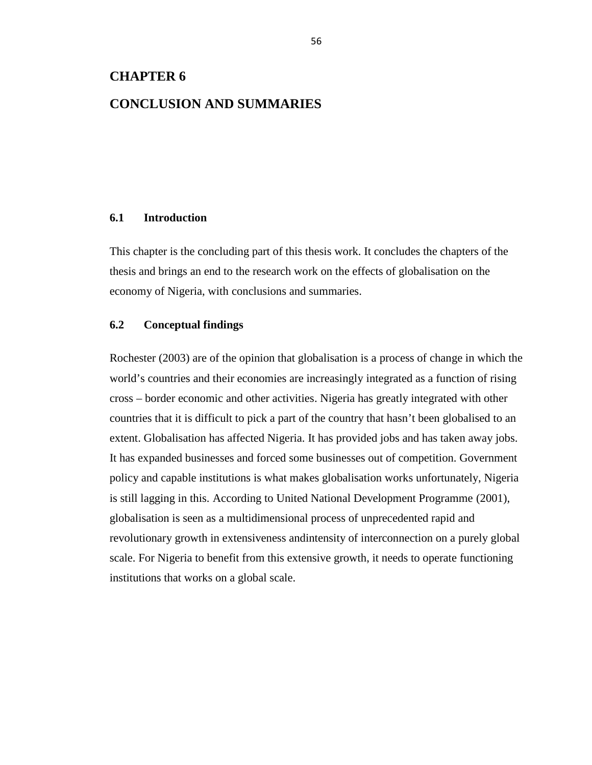# CHAPTER 6

# CONCLUSION AND SUMMARIES

## 6.1 Introduction

This chapter is the concluding part of this thesis work. It concludes the chapters of the thesis and brings an end to the research work on the effects of globalisation on the economy of Nigeria, with conclusions and summaries.

## 6.2 Conceptual findings

Rochester (2003) are of the opinion that globalisation is a process of change in which the world's countries and their economies are increasingly integrated as a function of rising cross – border economic and other activities. Nigeria has greatly integrated with other countries that it is difficult to pick a part of the country that hasn't been globalised to an extent. Globalisation has affected Nigeria. It has provided jobs and has taken away jobs. It has expanded businesses and forced some businesses out of competition. Government policy and capable institutions is what makes globalisation works unfortunately, Nigeria is still lagging in this. According to United National Development Programme (2001), globalisation is seen as a multidimensional process of unprecedented rapid and revolutionary growth in extensiveness andintensity of interconnection on a purely global scale. For Nigeria to benefit from this extensive growth, it needs to operate functioning institutions that works on a global scale.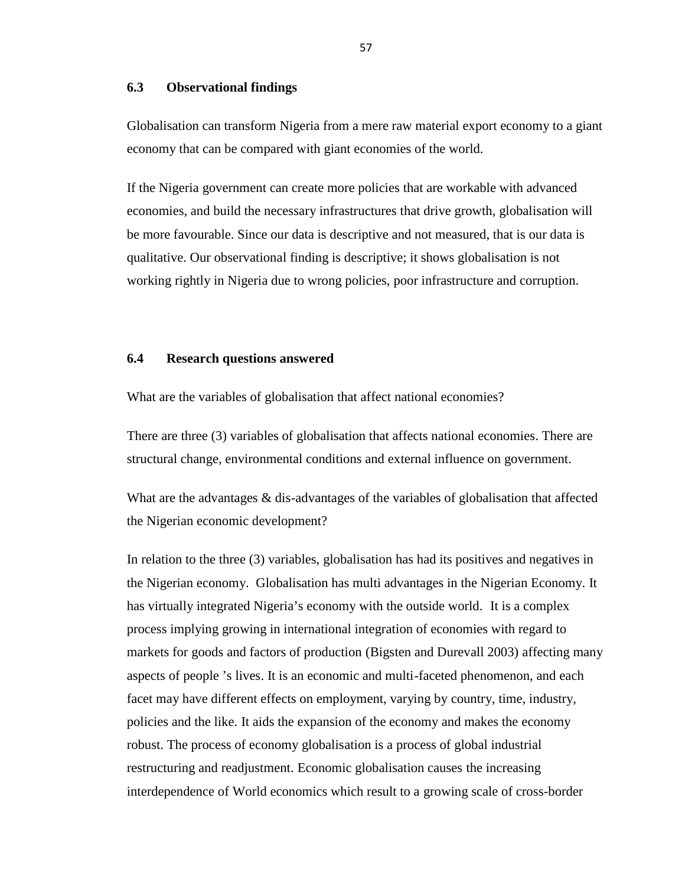### 6.3 Observational findings

Globalisation can transform Nigeria from a mere raw material export economy to a giant economy that can be compared with giant economies of the world.

If the Nigeria government can create more policies that are workable with advanced economies, and build the necessary infrastructures that drive growth, globalisation will be more favourable. Since our data is descriptive and not measured, that is our data is qualitative. Our observational finding is descriptive; it shows globalisation is not working rightly in Nigeria due to wrong policies, poor infrastructure and corruption.

### 6.4 Research questions answered

What are the variables of globalisation that affect national economies?

There are three (3) variables of globalisation that affects national economies. There are structural change, environmental conditions and external influence on government.

What are the advantages & dis-advantages of the variables of globalisation that affected the Nigerian economic development?

In relation to the three (3) variables, globalisation has had its positives and negatives in the Nigerian economy. Globalisation has multi advantages in the Nigerian Economy. It has virtually integrated Nigeria's economy with the outside world. It is a complex process implying growing in international integration of economies with regard to markets for goods and factors of production (Bigsten and Durevall 2003) affecting many aspects of people 's lives. It is an economic and multi-faceted phenomenon, and each facet may have different effects on employment, varying by country, time, industry, policies and the like. It aids the expansion of the economy and makes the economy robust. The process of economy globalisation is a process of global industrial restructuring and readjustment. Economic globalisation causes the increasing interdependence of World economics which result to a growing scale of cross-border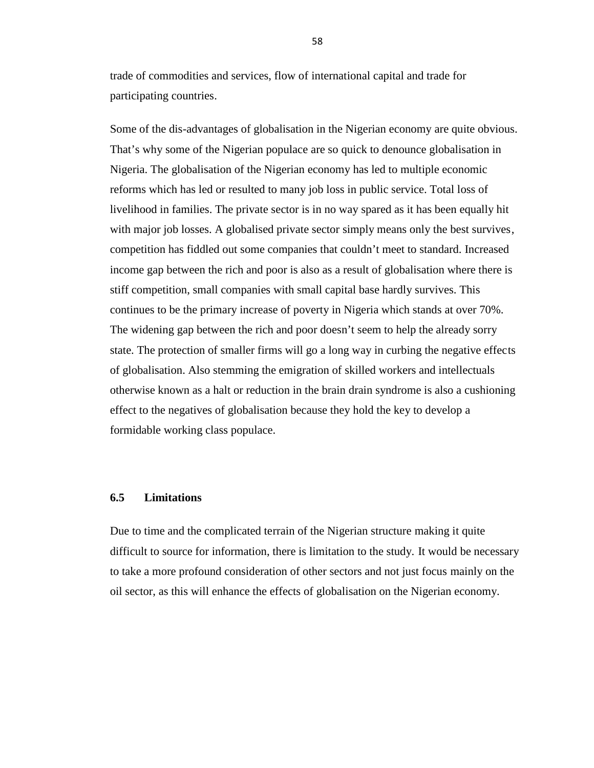trade of commodities and services, flow of international capital and trade for participating countries.

Some of the dis-advantages of globalisation in the Nigerian economy are quite obvious. That's why some of the Nigerian populace are so quick to denounce globalisation in Nigeria. The globalisation of the Nigerian economy has led to multiple economic reforms which has led or resulted to many job loss in public service. Total loss of livelihood in families. The private sector is in no way spared as it has been equally hit with major job losses. A globalised private sector simply means only the best survives, competition has fiddled out some companies that couldn't meet to standard. Increased income gap between the rich and poor is also as a result of globalisation where there is stiff competition, small companies with small capital base hardly survives. This continues to be the primary increase of poverty in Nigeria which stands at over 70%. The widening gap between the rich and poor doesn't seem to help the already sorry state. The protection of smaller firms will go a long way in curbing the negative effects of globalisation. Also stemming the emigration of skilled workers and intellectuals otherwise known as a halt or reduction in the brain drain syndrome is also a cushioning effect to the negatives of globalisation because they hold the key to develop a formidable working class populace.

### 6.5 Limitations

Due to time and the complicated terrain of the Nigerian structure making it quite difficult to source for information, there is limitation to the study. It would be necessary to take a more profound consideration of other sectors and not just focus mainly on the oil sector, as this will enhance the effects of globalisation on the Nigerian economy.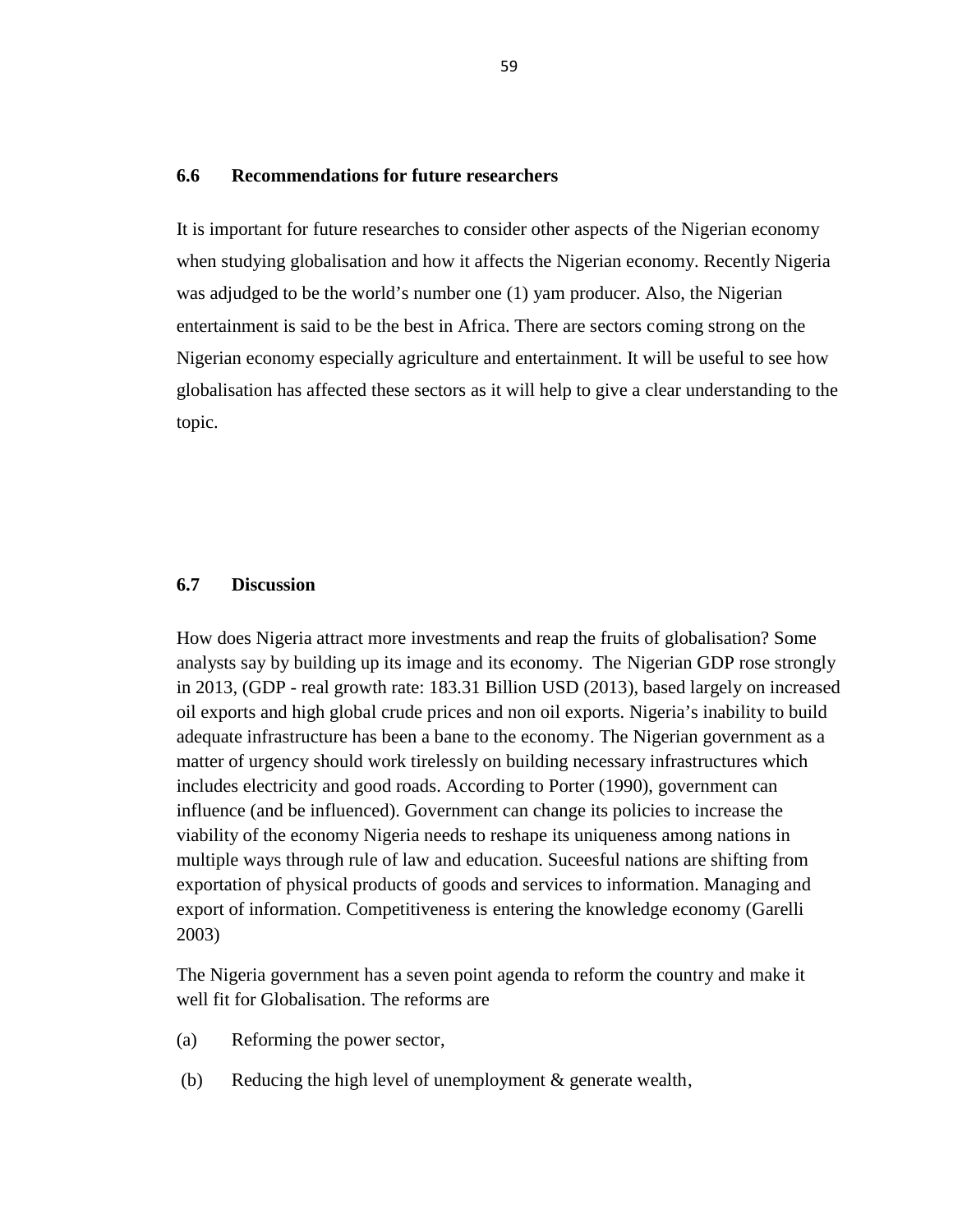## 6.6 Recommendations for future researchers

It is important for future researches to consider other aspects of the Nigerian economy when studying globalisation and how it affects the Nigerian economy. Recently Nigeria was adjudged to be the world's number one (1) yam producer. Also, the Nigerian entertainment is said to be the best in Africa. There are sectors coming strong on the Nigerian economy especially agriculture and entertainment. It will be useful to see how globalisation has affected these sectors as it will help to give a clear understanding to the topic.

## 6.7 Discussion

How does Nigeria attract more investments and reap the fruits of globalisation? Some analysts say by building up its image and its economy. The Nigerian GDP rose strongly in 2013, (GDP - real growth rate: 183.31 Billion USD (2013), based largely on increased oil exports and high global crude prices and non oil exports. Nigeria's inability to build adequate infrastructure has been a bane to the economy. The Nigerian government as a matter of urgency should work tirelessly on building necessary infrastructures which includes electricity and good roads. According to Porter (1990), government can influence (and be influenced). Government can change its policies to increase the viability of the economy Nigeria needs to reshape its uniqueness among nations in multiple ways through rule of law and education. Suceesful nations are shifting from exportation of physical products of goods and services to information. Managing and export of information. Competitiveness is entering the knowledge economy (Garelli 2003)

The Nigeria government has a seven point agenda to reform the country and make it well fit for Globalisation. The reforms are

(a) Reforming the power sector,

(b) Reducing the high level of unemployment & generate wealth,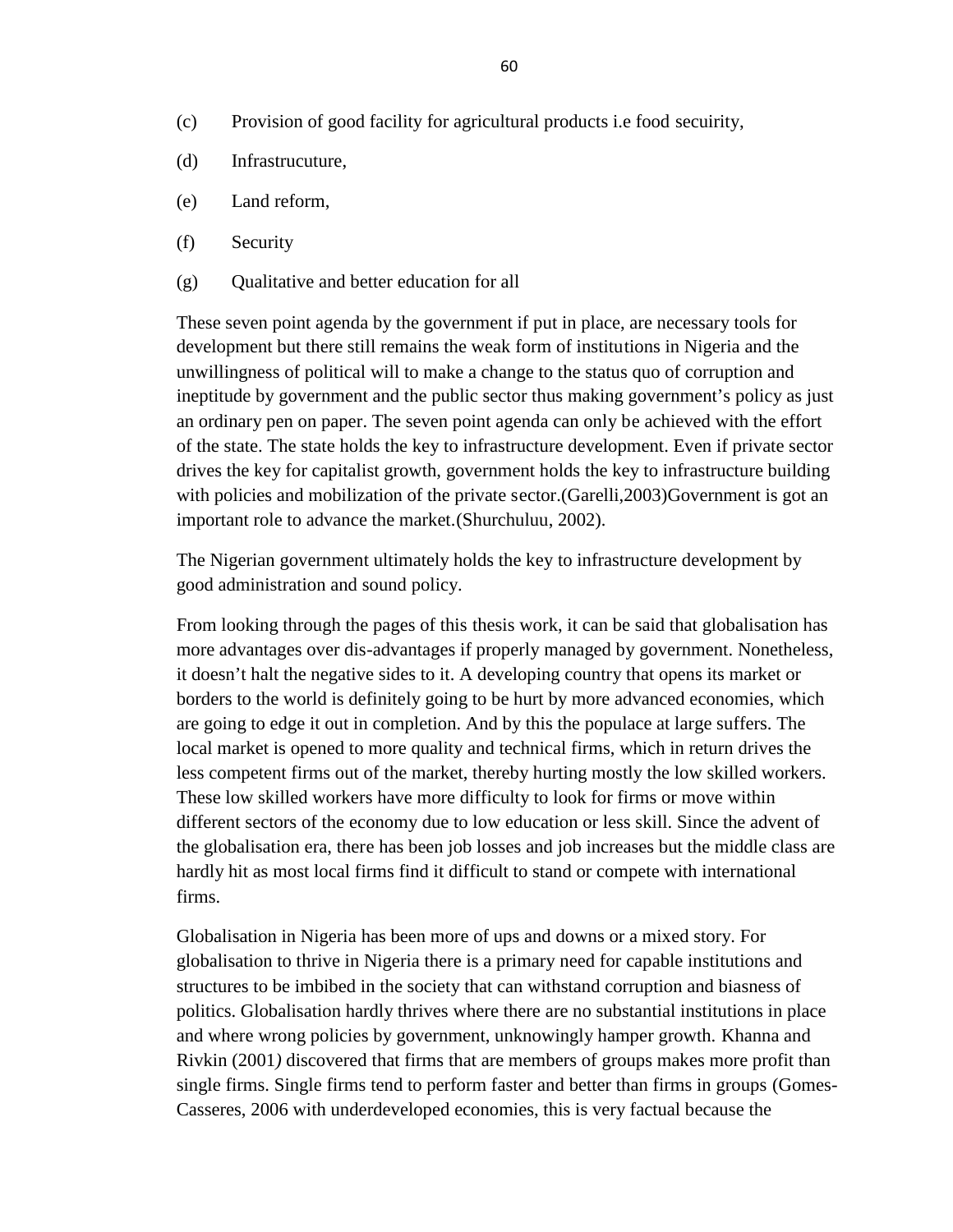(c) Provision of good facility for agricultural products i.e food secuirity,

(d) Infrastrucuture,

(e) Land reform,

(f) Security

(g) Qualitative and better education for all

These seven point agenda by the government if put in place, are necessary tools for development but there still remains the weak form of institutions in Nigeria and the unwillingness of political will to make a change to the status quo of corruption and ineptitude by government and the public sector thus making government's policy as just an ordinary pen on paper. The seven point agenda can only be achieved with the effort of the state. The state holds the key to infrastructure development. Even if private sector drives the key for capitalist growth, government holds the key to infrastructure building with policies and mobilization of the private sector.(Garelli,2003)Government is got an important role to advance the market.(Shurchuluu, 2002).

The Nigerian government ultimately holds the key to infrastructure development by good administration and sound policy.

From looking through the pages of this thesis work, it can be said that globalisation has more advantages over dis-advantages if properly managed by government. Nonetheless, it doesn't halt the negative sides to it. A developing country that opens its market or borders to the world is definitely going to be hurt by more advanced economies, which are going to edge it out in completion. And by this the populace at large suffers. The local market is opened to more quality and technical firms, which in return drives the less competent firms out of the market, thereby hurting mostly the low skilled workers. These low skilled workers have more difficulty to look for firms or move within different sectors of the economy due to low education or less skill. Since the advent of the globalisation era, there has been job losses and job increases but the middle class are hardly hit as most local firms find it difficult to stand or compete with international firms.

Globalisation in Nigeria has been more of ups and downs or a mixed story. For globalisation to thrive in Nigeria there is a primary need for capable institutions and structures to be imbibed in the society that can withstand corruption and biasness of politics. Globalisation hardly thrives where there are no substantial institutions in place and where wrong policies by government, unknowingly hamper growth. Khanna and Rivkin (2001*)* discovered that firms that are members of groups makes more profit than single firms. Single firms tend to perform faster and better than firms in groups (Gomes-Casseres, 2006 with underdeveloped economies, this is very factual because the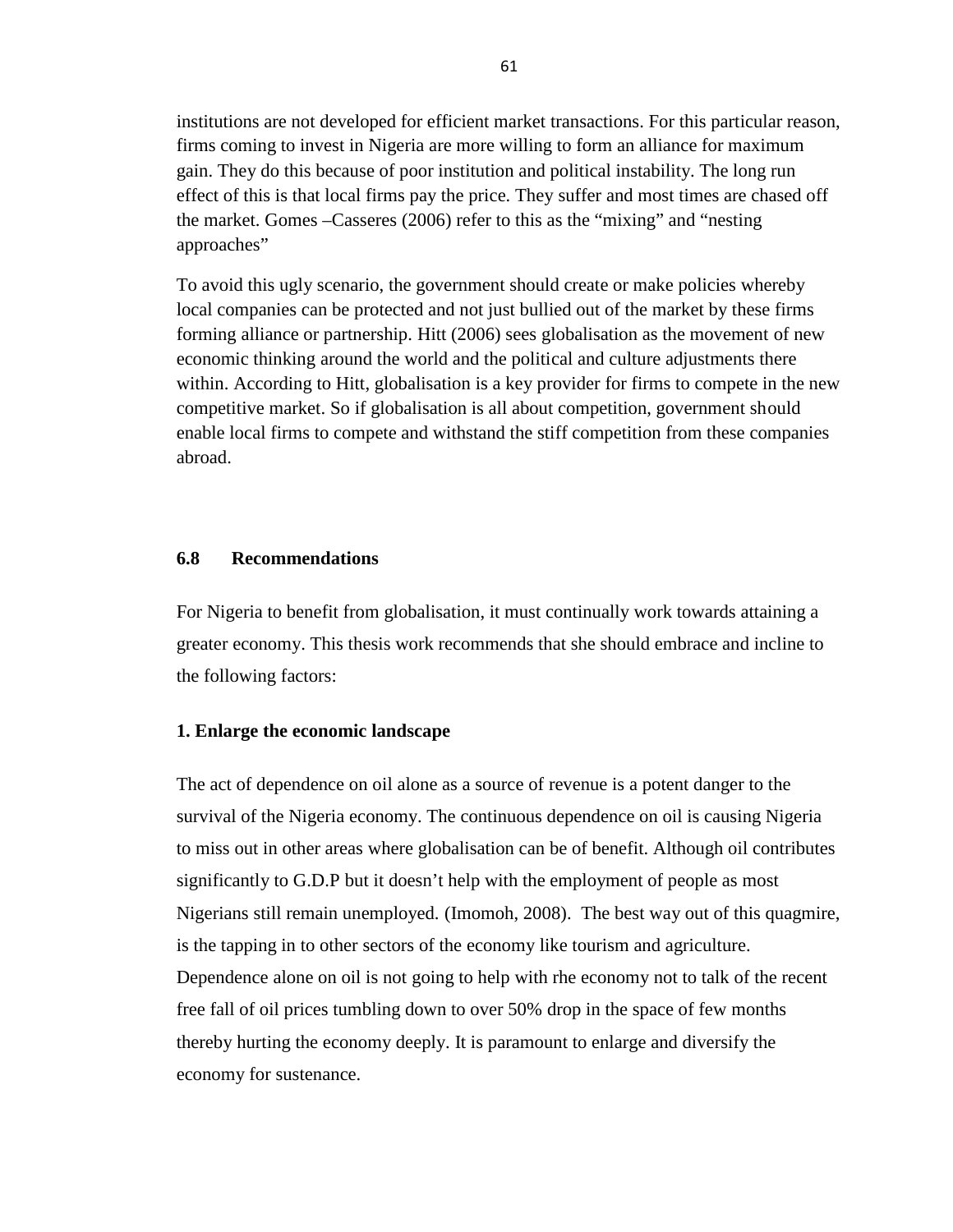institutions are not developed for efficient market transactions. For this particular reason, firms coming to invest in Nigeria are more willing to form an alliance for maximum gain. They do this because of poor institution and political instability. The long run effect of this is that local firms pay the price. They suffer and most times are chased off the market. Gomes –Casseres (2006) refer to this as the "mixing" and "nesting approaches"

To avoid this ugly scenario, the government should create or make policies whereby local companies can be protected and not just bullied out of the market by these firms forming alliance or partnership. Hitt (2006) sees globalisation as the movement of new economic thinking around the world and the political and culture adjustments there within. According to Hitt, globalisation is a key provider for firms to compete in the new competitive market. So if globalisation is all about competition, government should enable local firms to compete and withstand the stiff competition from these companies abroad.

## 6.8 Recommendations

For Nigeria to benefit from globalisation, it must continually work towards attaining a greater economy. This thesis work recommends that she should embrace and incline to the following factors:

**1. Enlarge the economic landscape**

The act of dependence on oil alone as a source of revenue is a potent danger to the survival of the Nigeria economy. The continuous dependence on oil is causing Nigeria to miss out in other areas where globalisation can be of benefit. Although oil contributes significantly to G.D.P but it doesn't help with the employment of people as most Nigerians still remain unemployed. (Imomoh, 2008). The best way out of this quagmire, is the tapping in to other sectors of the economy like tourism and agriculture. Dependence alone on oil is not going to help with rhe economy not to talk of the recent free fall of oil prices tumbling down to over 50% drop in the space of few months thereby hurting the economy deeply. It is paramount to enlarge and diversify the economy for sustenance.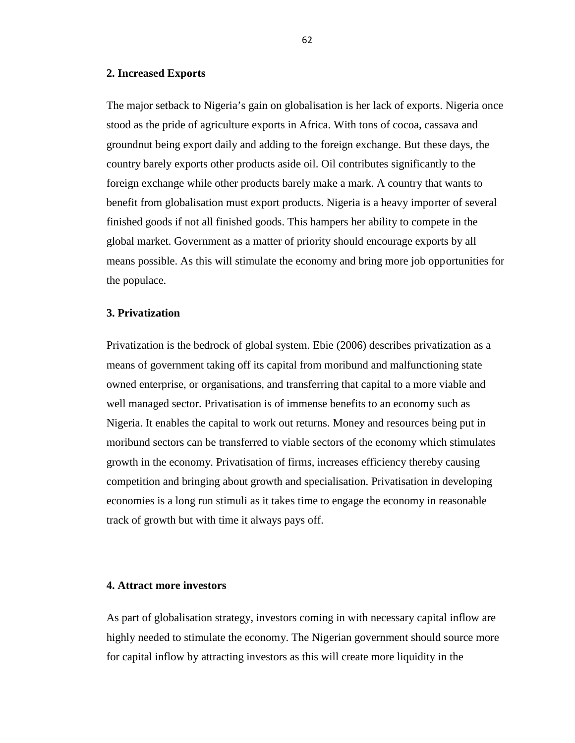**2. Increased Exports**

The major setback to Nigeria's gain on globalisation is her lack of exports. Nigeria once stood as the pride of agriculture exports in Africa. With tons of cocoa, cassava and groundnut being export daily and adding to the foreign exchange. But these days, the country barely exports other products aside oil. Oil contributes significantly to the foreign exchange while other products barely make a mark. A country that wants to benefit from globalisation must export products. Nigeria is a heavy importer of several finished goods if not all finished goods. This hampers her ability to compete in the global market. Government as a matter of priority should encourage exports by all means possible. As this will stimulate the economy and bring more job opportunities for the populace.

**3. Privatization**

Privatization is the bedrock of global system. Ebie (2006) describes privatization as a means of government taking off its capital from moribund and malfunctioning state owned enterprise, or organisations, and transferring that capital to a more viable and well managed sector. Privatisation is of immense benefits to an economy such as Nigeria. It enables the capital to work out returns. Money and resources being put in moribund sectors can be transferred to viable sectors of the economy which stimulates growth in the economy. Privatisation of firms, increases efficiency thereby causing competition and bringing about growth and specialisation. Privatisation in developing economies is a long run stimuli as it takes time to engage the economy in reasonable track of growth but with time it always pays off.

**4. Attract more investors**

As part of globalisation strategy, investors coming in with necessary capital inflow are highly needed to stimulate the economy. The Nigerian government should source more for capital inflow by attracting investors as this will create more liquidity in the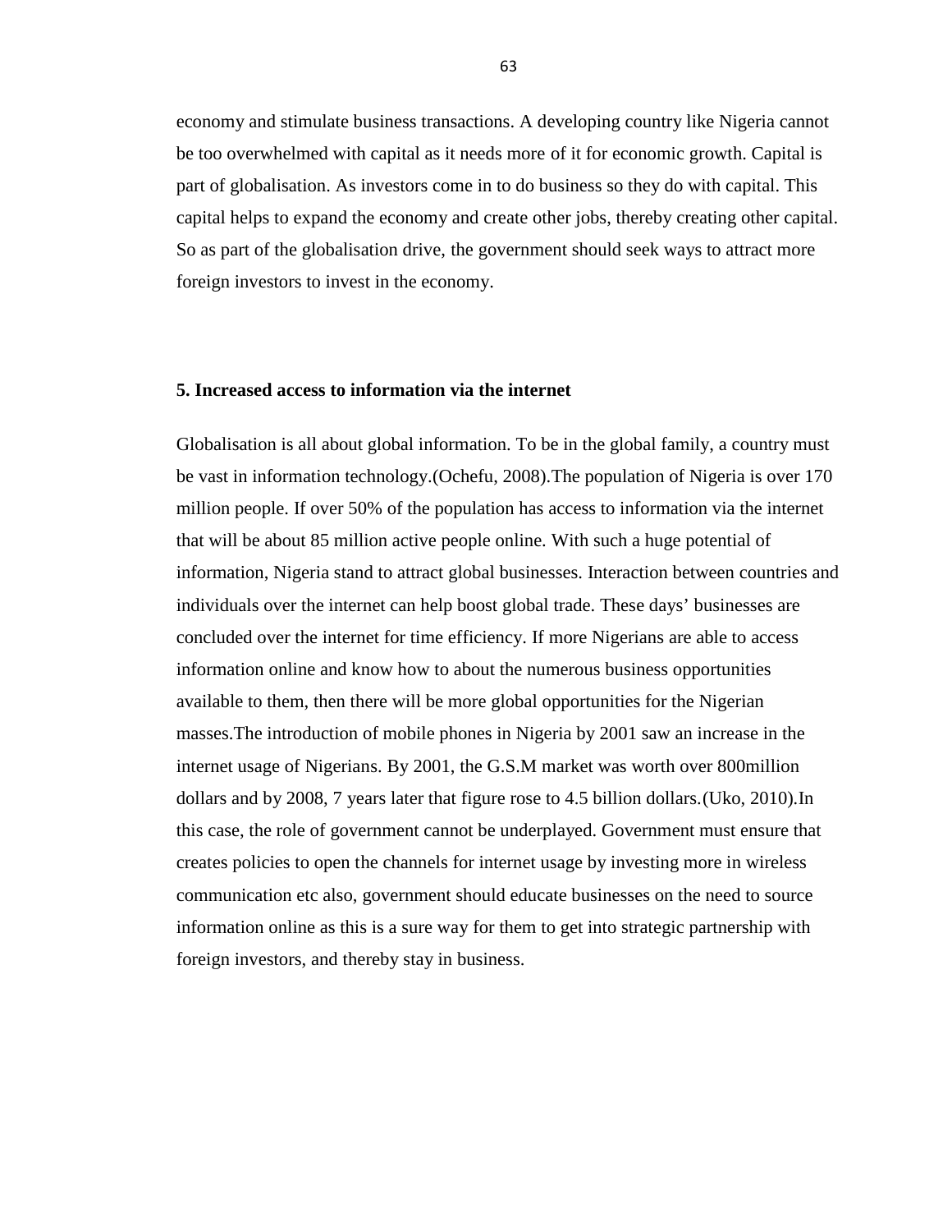economy and stimulate business transactions. A developing country like Nigeria cannot be too overwhelmed with capital as it needs more of it for economic growth. Capital is part of globalisation. As investors come in to do business so they do with capital. This capital helps to expand the economy and create other jobs, thereby creating other capital. So as part of the globalisation drive, the government should seek ways to attract more foreign investors to invest in the economy.

**5. Increased access to information via the internet**

Globalisation is all about global information. To be in the global family, a country must be vast in information technology.(Ochefu, 2008).The population of Nigeria is over 170 million people. If over 50% of the population has access to information via the internet that will be about 85 million active people online. With such a huge potential of information, Nigeria stand to attract global businesses. Interaction between countries and individuals over the internet can help boost global trade. These days' businesses are concluded over the internet for time efficiency. If more Nigerians are able to access information online and know how to about the numerous business opportunities available to them, then there will be more global opportunities for the Nigerian masses.The introduction of mobile phones in Nigeria by 2001 saw an increase in the internet usage of Nigerians. By 2001, the G.S.M market was worth over 800million dollars and by 2008, 7 years later that figure rose to 4.5 billion dollars.(Uko, 2010).In this case, the role of government cannot be underplayed. Government must ensure that creates policies to open the channels for internet usage by investing more in wireless communication etc also, government should educate businesses on the need to source information online as this is a sure way for them to get into strategic partnership with foreign investors, and thereby stay in business.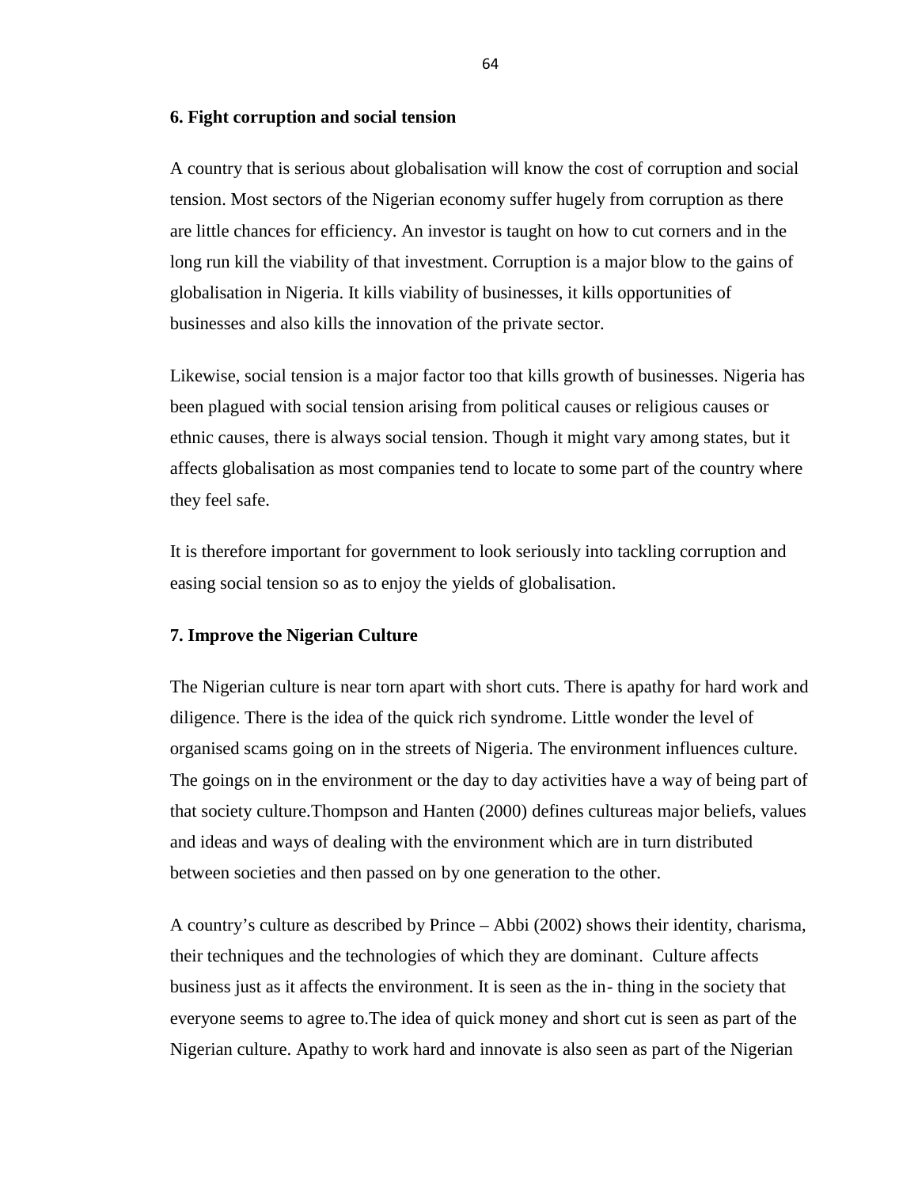**6. Fight corruption and social tension**

A country that is serious about globalisation will know the cost of corruption and social tension. Most sectors of the Nigerian economy suffer hugely from corruption as there are little chances for efficiency. An investor is taught on how to cut corners and in the long run kill the viability of that investment. Corruption is a major blow to the gains of globalisation in Nigeria. It kills viability of businesses, it kills opportunities of businesses and also kills the innovation of the private sector.

Likewise, social tension is a major factor too that kills growth of businesses. Nigeria has been plagued with social tension arising from political causes or religious causes or ethnic causes, there is always social tension. Though it might vary among states, but it affects globalisation as most companies tend to locate to some part of the country where they feel safe.

It is therefore important for government to look seriously into tackling corruption and easing social tension so as to enjoy the yields of globalisation.

**7. Improve the Nigerian Culture**

The Nigerian culture is near torn apart with short cuts. There is apathy for hard work and diligence. There is the idea of the quick rich syndrome. Little wonder the level of organised scams going on in the streets of Nigeria. The environment influences culture. The goings on in the environment or the day to day activities have a way of being part of that society culture.Thompson and Hanten (2000) defines cultureas major beliefs, values and ideas and ways of dealing with the environment which are in turn distributed between societies and then passed on by one generation to the other.

A country's culture as described by Prince – Abbi (2002) shows their identity, charisma, their techniques and the technologies of which they are dominant. Culture affects business just as it affects the environment. It is seen as the in- thing in the society that everyone seems to agree to.The idea of quick money and short cut is seen as part of the Nigerian culture. Apathy to work hard and innovate is also seen as part of the Nigerian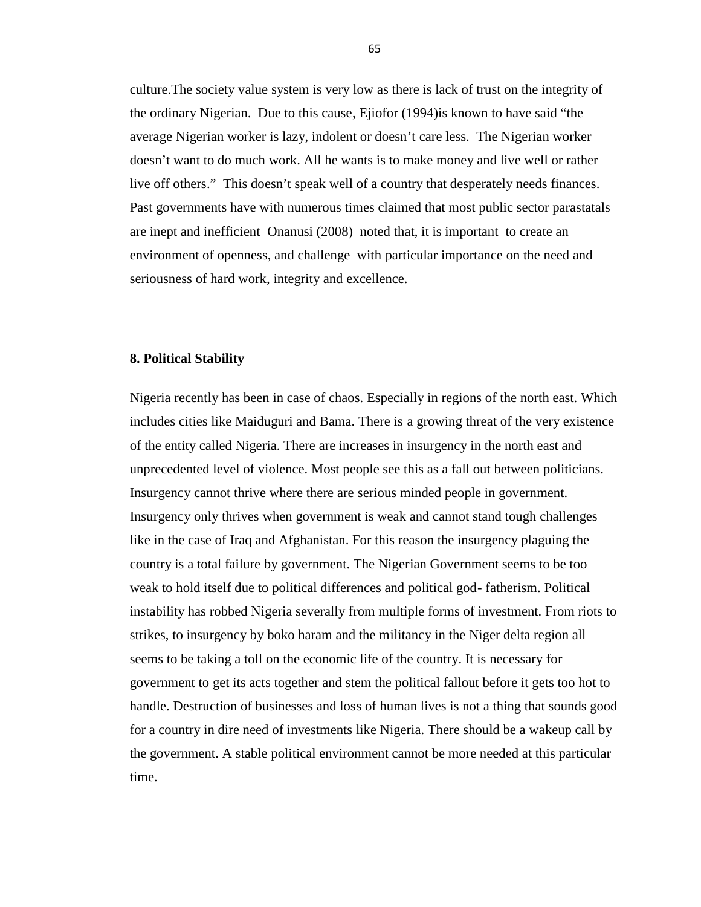culture.The society value system is very low as there is lack of trust on the integrity of the ordinary Nigerian. Due to this cause, Ejiofor (1994)is known to have said "the average Nigerian worker is lazy, indolent or doesn't care less. The Nigerian worker doesn't want to do much work. All he wants is to make money and live well or rather live off others." This doesn't speak well of a country that desperately needs finances. Past governments have with numerous times claimed that most public sector parastatals are inept and inefficient Onanusi (2008) noted that, it is important to create an environment of openness, and challenge with particular importance on the need and seriousness of hard work, integrity and excellence.

**8. Political Stability**

Nigeria recently has been in case of chaos. Especially in regions of the north east. Which includes cities like Maiduguri and Bama. There is a growing threat of the very existence of the entity called Nigeria. There are increases in insurgency in the north east and unprecedented level of violence. Most people see this as a fall out between politicians. Insurgency cannot thrive where there are serious minded people in government. Insurgency only thrives when government is weak and cannot stand tough challenges like in the case of Iraq and Afghanistan. For this reason the insurgency plaguing the country is a total failure by government. The Nigerian Government seems to be too weak to hold itself due to political differences and political god- fatherism. Political instability has robbed Nigeria severally from multiple forms of investment. From riots to strikes, to insurgency by boko haram and the militancy in the Niger delta region all seems to be taking a toll on the economic life of the country. It is necessary for government to get its acts together and stem the political fallout before it gets too hot to handle. Destruction of businesses and loss of human lives is not a thing that sounds good for a country in dire need of investments like Nigeria. There should be a wakeup call by the government. A stable political environment cannot be more needed at this particular time.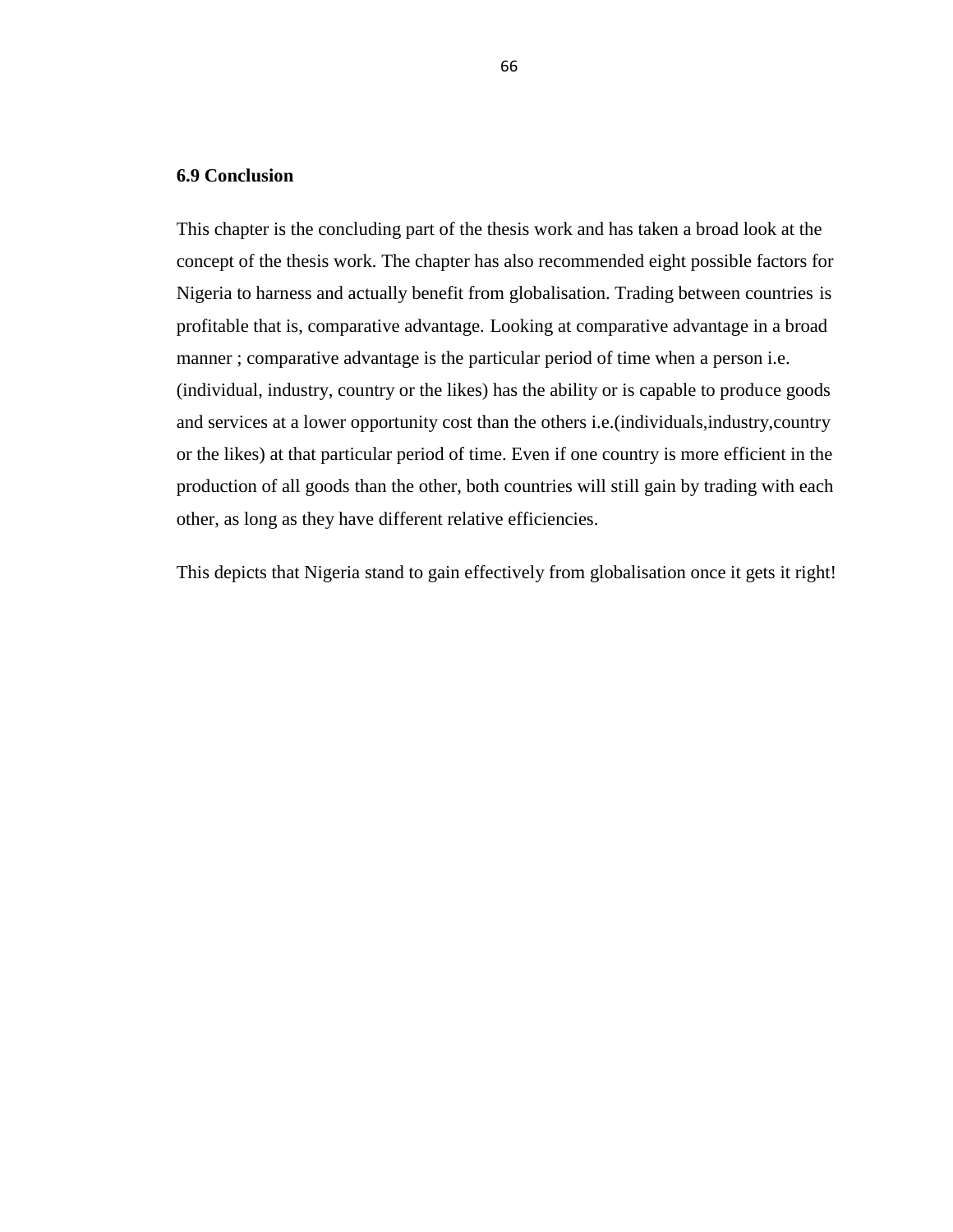### 6.9 Conclusion

This chapter is the concluding part of the thesis work and has taken a broad look at the concept of the thesis work. The chapter has also recommended eight possible factors for Nigeria to harness and actually benefit from globalisation. Trading between countries is profitable that is, comparative advantage. Looking at comparative advantage in a broad manner ; comparative advantage is the particular period of time when a person i.e. (individual, industry, country or the likes) has the ability or is capable to produce goods and services at a lower opportunity cost than the others i.e.(individuals,industry,country or the likes) at that particular period of time. Even if one country is more efficient in the production of all goods than the other, both countries will still gain by trading with each other, as long as they have different relative efficiencies.

This depicts that Nigeria stand to gain effectively from globalisation once it gets it right!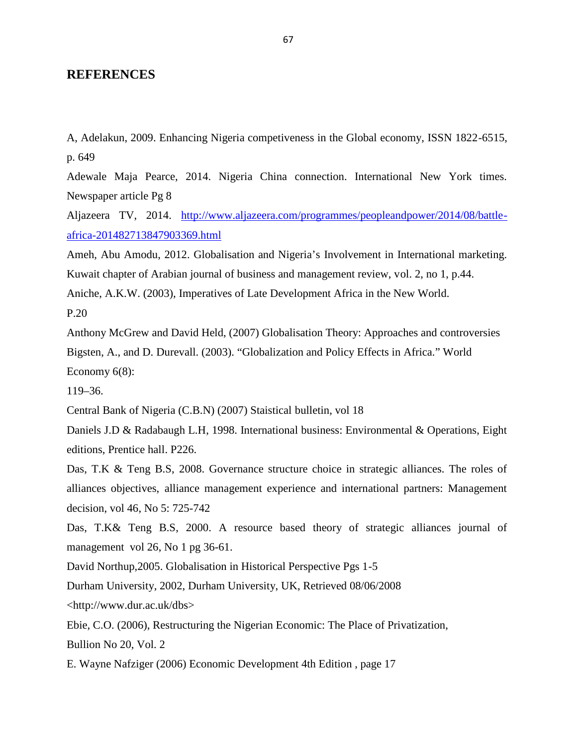## REFERENCES

A, Adelakun, 2009. Enhancing Nigeria competiveness in the Global economy, ISSN 1822-6515, p. 649

Adewale Maja Pearce, 2014. Nigeria China connection. International New York times. Newspaper article Pg 8

Aljazeera TV, 2014. http://www.aljazeera.com/programmes/peopleandpower/2014/08/battle-africa-201482713847903369.html

Ameh, Abu Amodu, 2012. Globalisation and Nigeria's Involvement in International marketing. Kuwait chapter of Arabian journal of business and management review, vol. 2, no 1, p.44.

Aniche, A.K.W. (2003), Imperatives of Late Development Africa in the New World. P.20

Anthony McGrew and David Held, (2007) Globalisation Theory: Approaches and controversies

Bigsten, A., and D. Durevall. (2003). "Globalization and Policy Effects in Africa." World Economy 6(8): 119–36.

Central Bank of Nigeria (C.B.N) (2007) Staistical bulletin, vol 18

Daniels J.D & Radabaugh L.H, 1998. International business: Environmental & Operations, Eight editions, Prentice hall. P226.

Das, T.K & Teng B.S, 2008. Governance structure choice in strategic alliances. The roles of alliances objectives, alliance management experience and international partners: Management decision, vol 46, No 5: 725-742

Das, T.K& Teng B.S, 2000. A resource based theory of strategic alliances journal of management vol 26, No 1 pg 36-61.

David Northup,2005. Globalisation in Historical Perspective Pgs 1-5

Durham University, 2002, Durham University, UK, Retrieved 08/06/2008 <http://www.dur.ac.uk/dbs>

Ebie, C.O. (2006), Restructuring the Nigerian Economic: The Place of Privatization, Bullion No 20, Vol. 2

E. Wayne Nafziger (2006) Economic Development 4th Edition , page 17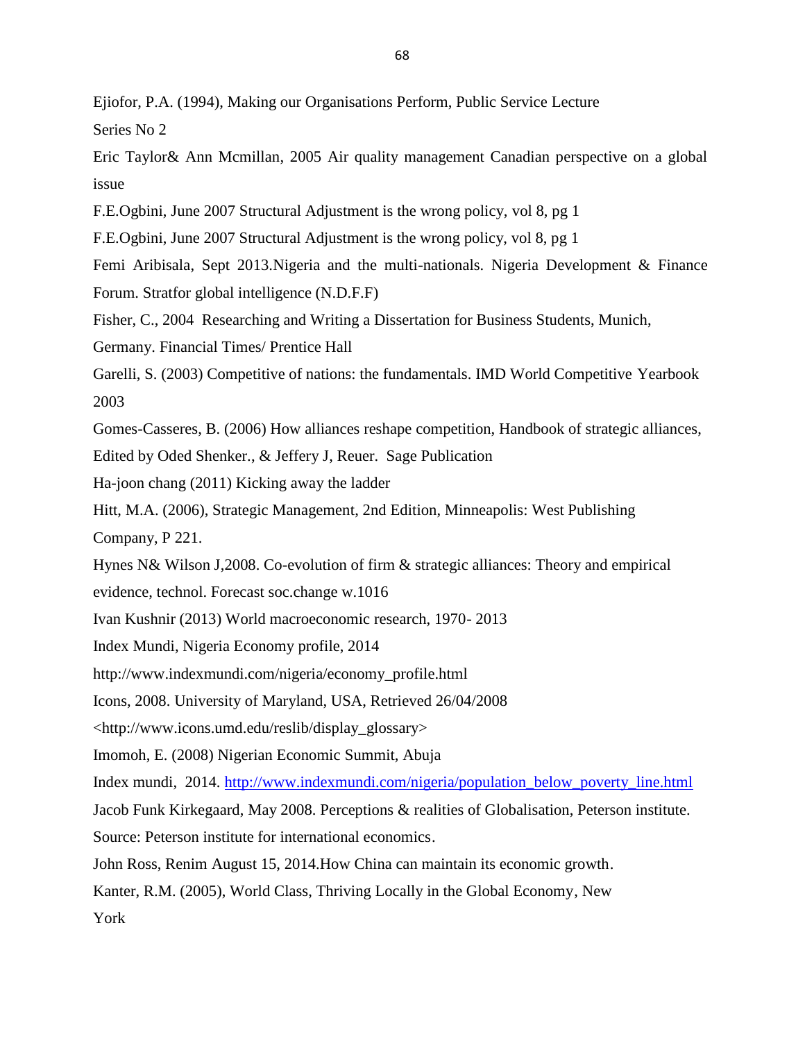Ejiofor, P.A. (1994), Making our Organisations Perform, Public Service Lecture Series No 2

Eric Taylor& Ann Mcmillan, 2005 Air quality management Canadian perspective on a global issue

F.E.Ogbini, June 2007 Structural Adjustment is the wrong policy, vol 8, pg 1

F.E.Ogbini, June 2007 Structural Adjustment is the wrong policy, vol 8, pg 1

Femi Aribisala, Sept 2013.Nigeria and the multi-nationals. Nigeria Development & Finance Forum. Stratfor global intelligence (N.D.F.F)

Fisher, C., 2004 Researching and Writing a Dissertation for Business Students, Munich, Germany. Financial Times/ Prentice Hall

Garelli, S. (2003) Competitive of nations: the fundamentals. IMD World Competitive Yearbook 2003

Gomes-Casseres, B. (2006) How alliances reshape competition, Handbook of strategic alliances, Edited by Oded Shenker., & Jeffery J, Reuer. Sage Publication

Ha-joon chang (2011) Kicking away the ladder

Hitt, M.A. (2006), Strategic Management, 2nd Edition, Minneapolis: West Publishing Company, P 221.

Hynes N& Wilson J,2008. Co-evolution of firm & strategic alliances: Theory and empirical evidence, technol. Forecast soc.change w.1016

Ivan Kushnir (2013) World macroeconomic research, 1970- 2013

Index Mundi, Nigeria Economy profile, 2014
http://www.indexmundi.com/nigeria/economy_profile.html

Icons, 2008. University of Maryland, USA, Retrieved 26/04/2008
<http://www.icons.umd.edu/reslib/display_glossary>

Imomoh, E. (2008) Nigerian Economic Summit, Abuja

Index mundi, 2014. http://www.indexmundi.com/nigeria/population_below_poverty_line.html

Jacob Funk Kirkegaard, May 2008. Perceptions & realities of Globalisation, Peterson institute. Source: Peterson institute for international economics.

John Ross, Renim August 15, 2014.How China can maintain its economic growth.

Kanter, R.M. (2005), World Class, Thriving Locally in the Global Economy, New York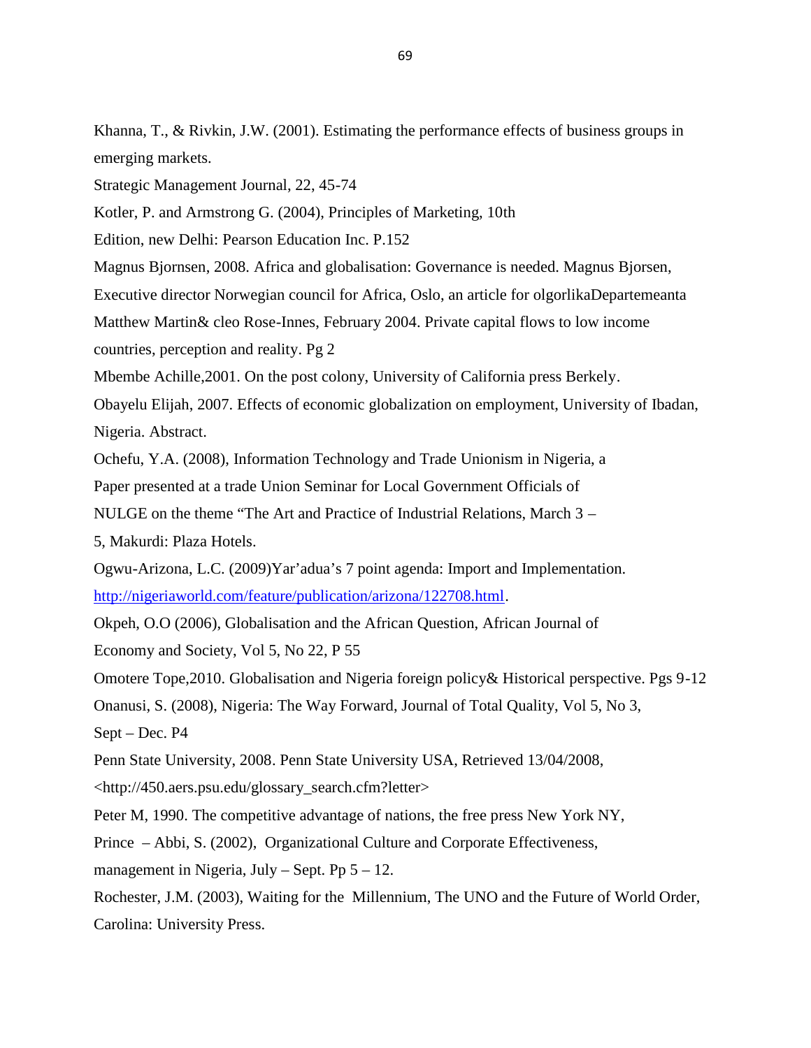Khanna, T., & Rivkin, J.W. (2001). Estimating the performance effects of business groups in emerging markets.

Strategic Management Journal, 22, 45-74

Kotler, P. and Armstrong G. (2004), Principles of Marketing, 10th Edition, new Delhi: Pearson Education Inc. P.152

Magnus Bjornsen, 2008. Africa and globalisation: Governance is needed. Magnus Bjorsen, Executive director Norwegian council for Africa, Oslo, an article for olgorlikaDepartemeanta

Matthew Martin& cleo Rose-Innes, February 2004. Private capital flows to low income countries, perception and reality. Pg 2

Mbembe Achille,2001. On the post colony, University of California press Berkely.

Obayelu Elijah, 2007. Effects of economic globalization on employment, University of Ibadan, Nigeria. Abstract.

Ochefu, Y.A. (2008), Information Technology and Trade Unionism in Nigeria, a Paper presented at a trade Union Seminar for Local Government Officials of NULGE on the theme "The Art and Practice of Industrial Relations, March 3 – 5, Makurdi: Plaza Hotels.

Ogwu-Arizona, L.C. (2009)Yar'adua's 7 point agenda: Import and Implementation. http://nigeriaworld.com/feature/publication/arizona/122708.html.

Okpeh, O.O (2006), Globalisation and the African Question, African Journal of Economy and Society, Vol 5, No 22, P 55

Omotere Tope,2010. Globalisation and Nigeria foreign policy& Historical perspective. Pgs 9-12

Onanusi, S. (2008), Nigeria: The Way Forward, Journal of Total Quality, Vol 5, No 3, Sept – Dec. P4

Penn State University, 2008. Penn State University USA, Retrieved 13/04/2008, <http://450.aers.psu.edu/glossary_search.cfm?letter>

Peter M, 1990. The competitive advantage of nations, the free press New York NY,

Prince – Abbi, S. (2002), Organizational Culture and Corporate Effectiveness, management in Nigeria, July – Sept. Pp 5 – 12.

Rochester, J.M. (2003), Waiting for the Millennium, The UNO and the Future of World Order, Carolina: University Press.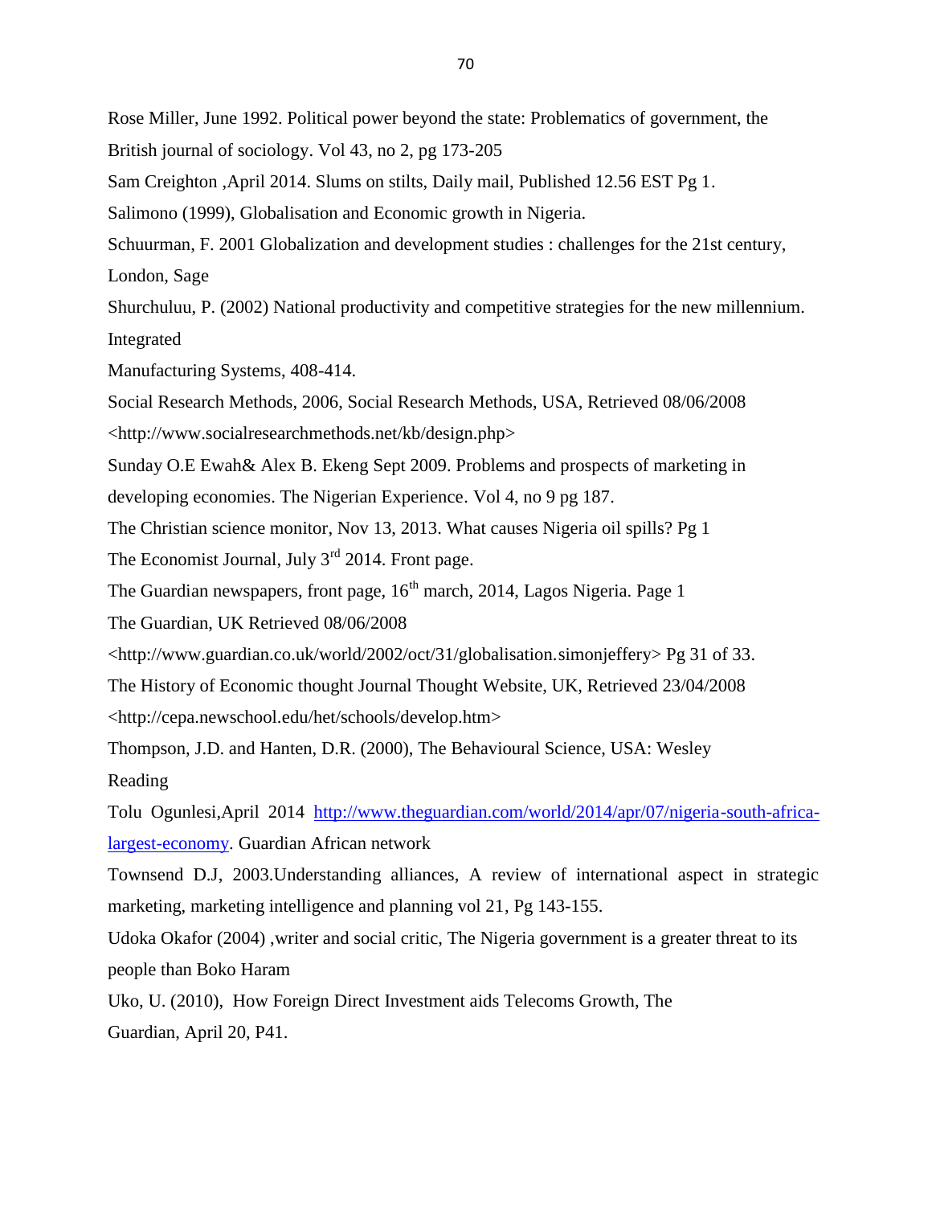Rose Miller, June 1992. Political power beyond the state: Problematics of government, the British journal of sociology. Vol 43, no 2, pg 173-205

Sam Creighton ,April 2014. Slums on stilts, Daily mail, Published 12.56 EST Pg 1.

Salimono (1999), Globalisation and Economic growth in Nigeria.

Schuurman, F. 2001 Globalization and development studies : challenges for the 21st century, London, Sage

Shurchuluu, P. (2002) National productivity and competitive strategies for the new millennium. Integrated

Manufacturing Systems, 408-414.

Social Research Methods, 2006, Social Research Methods, USA, Retrieved 08/06/2008 <http://www.socialresearchmethods.net/kb/design.php>

Sunday O.E Ewah& Alex B. Ekeng Sept 2009. Problems and prospects of marketing in developing economies. The Nigerian Experience. Vol 4, no 9 pg 187.

The Christian science monitor, Nov 13, 2013. What causes Nigeria oil spills? Pg 1

The Economist Journal, July 3rd 2014. Front page.

The Guardian newspapers, front page, 16th march, 2014, Lagos Nigeria. Page 1

The Guardian, UK Retrieved 08/06/2008 <http://www.guardian.co.uk/world/2002/oct/31/globalisation.simonjeffery> Pg 31 of 33.

The History of Economic thought Journal Thought Website, UK, Retrieved 23/04/2008 <http://cepa.newschool.edu/het/schools/develop.htm>

Thompson, J.D. and Hanten, D.R. (2000), The Behavioural Science, USA: Wesley Reading

Tolu Ogunlesi,April 2014 [http://www.theguardian.com/world/2014/apr/07/nigeria-south-africa-largest-economy](http://www.theguardian.com/world/2014/apr/07/nigeria-south-africa-largest-economy). Guardian African network

Townsend D.J, 2003.Understanding alliances, A review of international aspect in strategic marketing, marketing intelligence and planning vol 21, Pg 143-155.

Udoka Okafor (2004) ,writer and social critic, The Nigeria government is a greater threat to its people than Boko Haram

Uko, U. (2010), How Foreign Direct Investment aids Telecoms Growth, The Guardian, April 20, P41.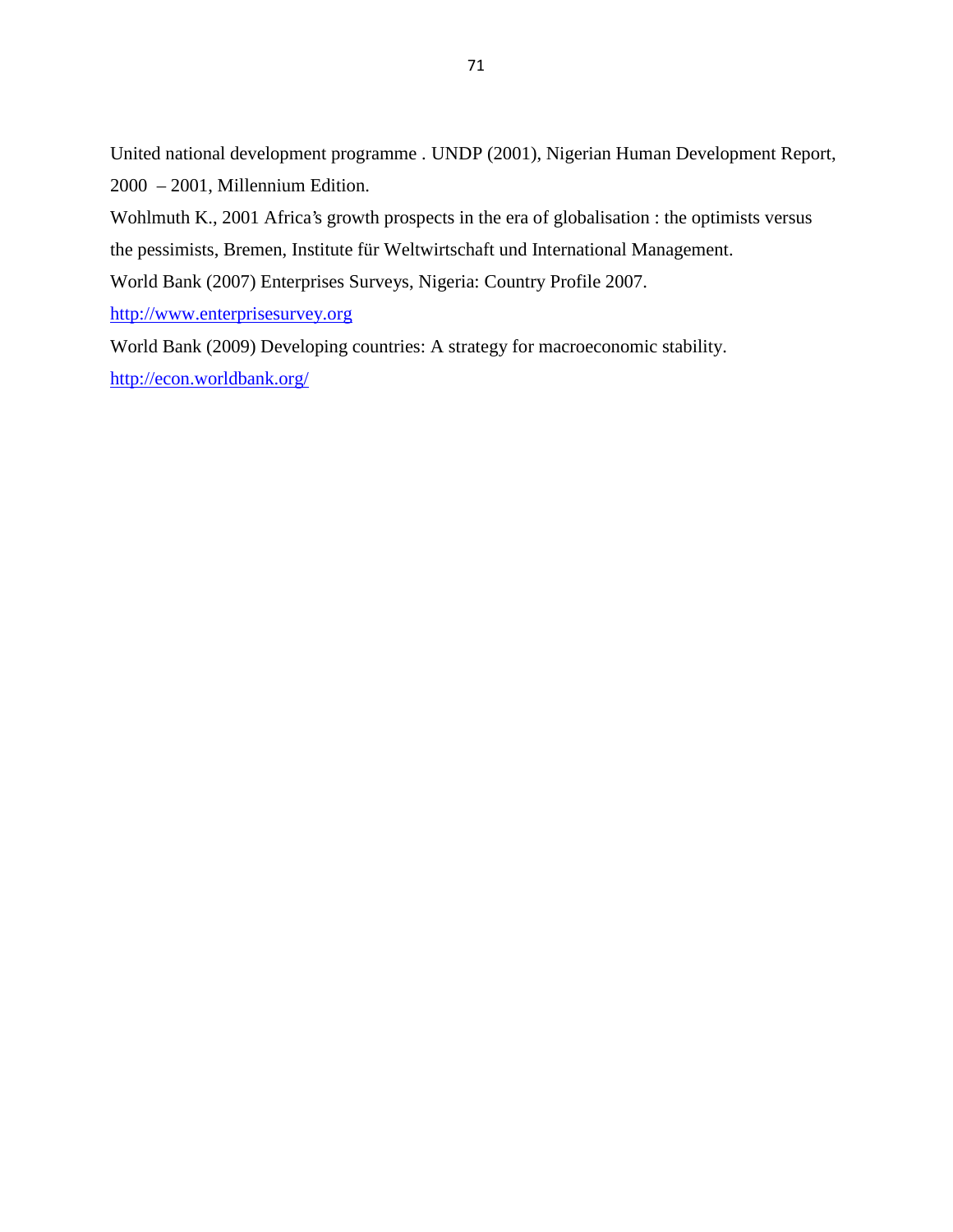United national development programme . UNDP (2001), Nigerian Human Development Report, 2000 – 2001, Millennium Edition.

Wohlmuth K., 2001 Africa's growth prospects in the era of globalisation : the optimists versus the pessimists, Bremen, Institute für Weltwirtschaft und International Management.

World Bank (2007) Enterprises Surveys, Nigeria: Country Profile 2007. http://www.enterprisesurvey.org

World Bank (2009) Developing countries: A strategy for macroeconomic stability. http://econ.worldbank.org/